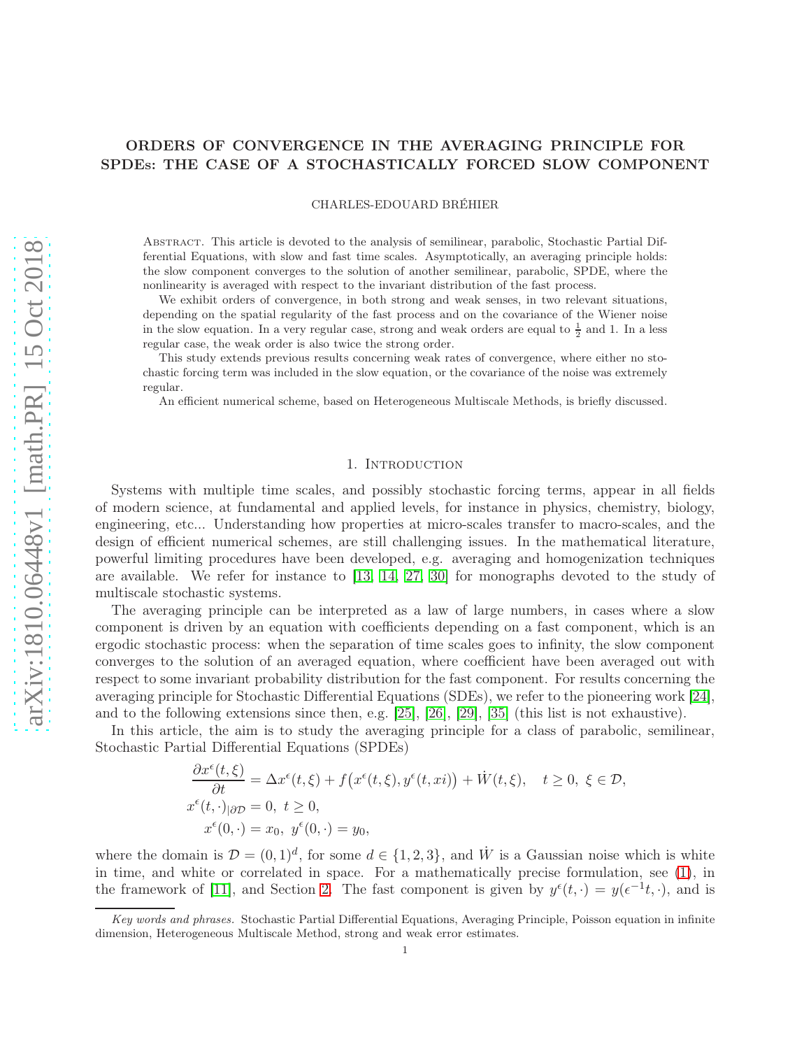# ORDERS OF CONVERGENCE IN THE AVERAGING PRINCIPLE FOR SPDEs: THE CASE OF A STOCHASTICALLY FORCED SLOW COMPONENT

CHARLES-EDOUARD BRÉHIER

Abstract. This article is devoted to the analysis of semilinear, parabolic, Stochastic Partial Differential Equations, with slow and fast time scales. Asymptotically, an averaging principle holds: the slow component converges to the solution of another semilinear, parabolic, SPDE, where the nonlinearity is averaged with respect to the invariant distribution of the fast process.

We exhibit orders of convergence, in both strong and weak senses, in two relevant situations, depending on the spatial regularity of the fast process and on the covariance of the Wiener noise in the slow equation. In a very regular case, strong and weak orders are equal to $\frac{1}{2}$ and 1. In a less regular case, the weak order is also twice the strong order.

This study extends previous results concerning weak rates of convergence, where either no stochastic forcing term was included in the slow equation, or the covariance of the noise was extremely regular.

An efficient numerical scheme, based on Heterogeneous Multiscale Methods, is briefly discussed.

## 1. Introduction

Systems with multiple time scales, and possibly stochastic forcing terms, appear in all fields of modern science, at fundamental and applied levels, for instance in physics, chemistry, biology, engineering, etc... Understanding how properties at micro-scales transfer to macro-scales, and the design of efficient numerical schemes, are still challenging issues. In the mathematical literature, powerful limiting procedures have been developed, e.g. averaging and homogenization techniques are available. We refer for instance to [13, 14, 27, 30] for monographs devoted to the study of multiscale stochastic systems.

The averaging principle can be interpreted as a law of large numbers, in cases where a slow component is driven by an equation with coefficients depending on a fast component, which is an ergodic stochastic process: when the separation of time scales goes to infinity, the slow component converges to the solution of an averaged equation, where coefficient have been averaged out with respect to some invariant probability distribution for the fast component. For results concerning the averaging principle for Stochastic Differential Equations (SDEs), we refer to the pioneering work [24], and to the following extensions since then, e.g. [25], [26], [29], [35] (this list is not exhaustive).

In this article, the aim is to study the averaging principle for a class of parabolic, semilinear, Stochastic Partial Differential Equations (SPDEs)

$$
\begin{aligned}
\frac{\partial x^\epsilon(t,\xi)}{\partial t} &= \Delta x^\epsilon(t,\xi) + f\big(x^\epsilon(t,\xi), y^\epsilon(t,xi)\big) + \dot{W}(t,\xi), \quad t \ge 0,\ \xi \in \mathcal{D},\\
x^\epsilon(t,\cdot)_{|\partial\mathcal{D}} &= 0,\ t \ge 0,\\
x^\epsilon(0,\cdot) &= x_0,\ y^\epsilon(0,\cdot) = y_0,
\end{aligned}
$$

where the domain is $\mathcal{D} = (0,1)^d$, for some $d \in \{1,2,3\}$, and $\dot{W}$ is a Gaussian noise which is white in time, and white or correlated in space. For a mathematically precise formulation, see (1), in the framework of [11], and Section 2. The fast component is given by $y^\epsilon(t,\cdot) = y(\epsilon^{-1}t,\cdot)$, and is

*Key words and phrases.* Stochastic Partial Differential Equations, Averaging Principle, Poisson equation in infinite dimension, Heterogeneous Multiscale Method, strong and weak error estimates.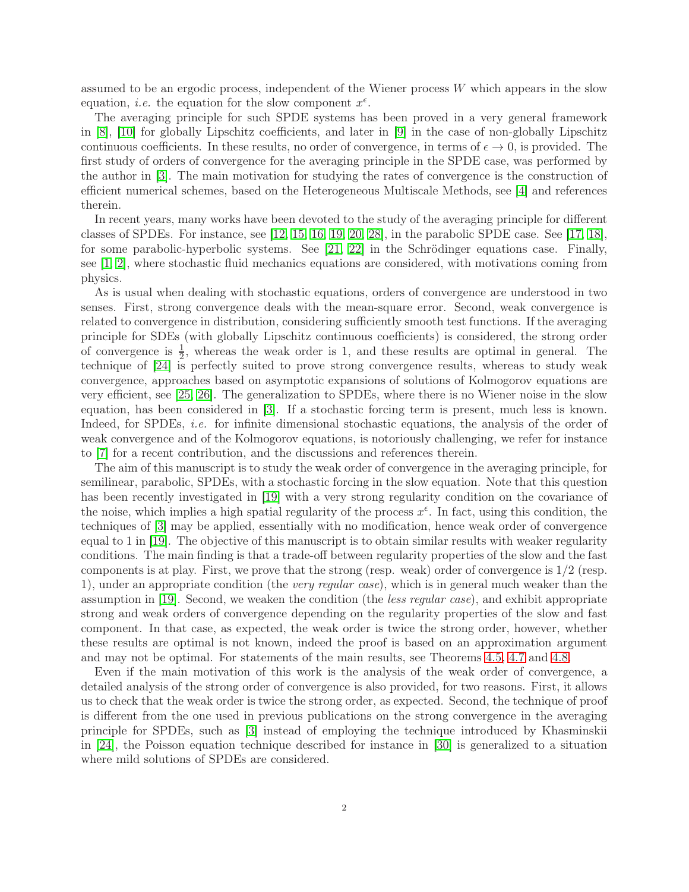assumed to be an ergodic process, independent of the Wiener process $W$ which appears in the slow equation, *i.e.* the equation for the slow component $x^\epsilon$.

The averaging principle for such SPDE systems has been proved in a very general framework in [8], [10] for globally Lipschitz coefficients, and later in [9] in the case of non-globally Lipschitz continuous coefficients. In these results, no order of convergence, in terms of $\epsilon \to 0$, is provided. The first study of orders of convergence for the averaging principle in the SPDE case, was performed by the author in [3]. The main motivation for studying the rates of convergence is the construction of efficient numerical schemes, based on the Heterogeneous Multiscale Methods, see [4] and references therein.

In recent years, many works have been devoted to the study of the averaging principle for different classes of SPDEs. For instance, see [12, 15, 16, 19, 20, 28], in the parabolic SPDE case. See [17, 18], for some parabolic-hyperbolic systems. See [21, 22] in the Schrödinger equations case. Finally, see [1, 2], where stochastic fluid mechanics equations are considered, with motivations coming from physics.

As is usual when dealing with stochastic equations, orders of convergence are understood in two senses. First, strong convergence deals with the mean-square error. Second, weak convergence is related to convergence in distribution, considering sufficiently smooth test functions. If the averaging principle for SDEs (with globally Lipschitz continuous coefficients) is considered, the strong order of convergence is $\frac{1}{2}$, whereas the weak order is 1, and these results are optimal in general. The technique of [24] is perfectly suited to prove strong convergence results, whereas to study weak convergence, approaches based on asymptotic expansions of solutions of Kolmogorov equations are very efficient, see [25, 26]. The generalization to SPDEs, where there is no Wiener noise in the slow equation, has been considered in [3]. If a stochastic forcing term is present, much less is known. Indeed, for SPDEs, *i.e.* for infinite dimensional stochastic equations, the analysis of the order of weak convergence and of the Kolmogorov equations, is notoriously challenging, we refer for instance to [7] for a recent contribution, and the discussions and references therein.

The aim of this manuscript is to study the weak order of convergence in the averaging principle, for semilinear, parabolic, SPDEs, with a stochastic forcing in the slow equation. Note that this question has been recently investigated in [19] with a very strong regularity condition on the covariance of the noise, which implies a high spatial regularity of the process $x^\epsilon$. In fact, using this condition, the techniques of [3] may be applied, essentially with no modification, hence weak order of convergence equal to 1 in [19]. The objective of this manuscript is to obtain similar results with weaker regularity conditions. The main finding is that a trade-off between regularity properties of the slow and the fast components is at play. First, we prove that the strong (resp. weak) order of convergence is $1/2$ (resp. 1), under an appropriate condition (the *very regular case*), which is in general much weaker than the assumption in [19]. Second, we weaken the condition (the *less regular case*), and exhibit appropriate strong and weak orders of convergence depending on the regularity properties of the slow and fast component. In that case, as expected, the weak order is twice the strong order, however, whether these results are optimal is not known, indeed the proof is based on an approximation argument and may not be optimal. For statements of the main results, see Theorems 4.5, 4.7 and 4.8.

Even if the main motivation of this work is the analysis of the weak order of convergence, a detailed analysis of the strong order of convergence is also provided, for two reasons. First, it allows us to check that the weak order is twice the strong order, as expected. Second, the technique of proof is different from the one used in previous publications on the strong convergence in the averaging principle for SPDEs, such as [3] instead of employing the technique introduced by Khasminskii in [24], the Poisson equation technique described for instance in [30] is generalized to a situation where mild solutions of SPDEs are considered.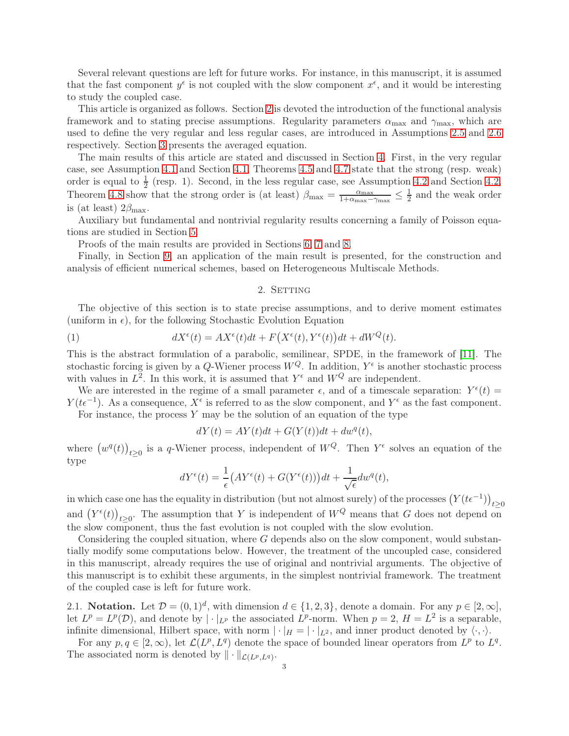Several relevant questions are left for future works. For instance, in this manuscript, it is assumed that the fast component $y^\epsilon$ is not coupled with the slow component $x^\epsilon$, and it would be interesting to study the coupled case.

This article is organized as follows. Section 2 is devoted the introduction of the functional analysis framework and to stating precise assumptions. Regularity parameters $\alpha_{\max}$ and $\gamma_{\max}$, which are used to define the very regular and less regular cases, are introduced in Assumptions 2.5 and 2.6 respectively. Section 3 presents the averaged equation.

The main results of this article are stated and discussed in Section 4. First, in the very regular case, see Assumption 4.1 and Section 4.1, Theorems 4.5 and 4.7 state that the strong (resp. weak) order is equal to $\frac{1}{2}$ (resp. 1). Second, in the less regular case, see Assumption 4.2 and Section 4.2, Theorem 4.8 show that the strong order is (at least) $\beta_{\max} = \frac{\alpha_{\max}}{1+\alpha_{\max}-\gamma_{\max}} \leq \frac{1}{2}$ and the weak order is (at least) $2\beta_{\max}$.

Auxiliary but fundamental and nontrivial regularity results concerning a family of Poisson equations are studied in Section 5.

Proofs of the main results are provided in Sections 6, 7 and 8.

Finally, in Section 9, an application of the main result is presented, for the construction and analysis of efficient numerical schemes, based on Heterogeneous Multiscale Methods.

## 2. Setting

The objective of this section is to state precise assumptions, and to derive moment estimates (uniform in $\epsilon$), for the following Stochastic Evolution Equation

$$dX^\epsilon(t) = AX^\epsilon(t)dt + F\big(X^\epsilon(t), Y^\epsilon(t)\big)dt + dW^Q(t). \tag{1}$$

This is the abstract formulation of a parabolic, semilinear, SPDE, in the framework of [11]. The stochastic forcing is given by a $Q$-Wiener process $W^Q$. In addition, $Y^\epsilon$ is another stochastic process with values in $L^2$. In this work, it is assumed that $Y^\epsilon$ and $W^Q$ are independent.

We are interested in the regime of a small parameter $\epsilon$, and of a timescale separation: $Y^\epsilon(t) = Y(t\epsilon^{-1})$. As a consequence, $X^\epsilon$ is referred to as the slow component, and $Y^\epsilon$ as the fast component.

For instance, the process $Y$ may be the solution of an equation of the type

$$dY(t) = AY(t)dt + G(Y(t))dt + dw^q(t),$$

where $\big(w^q(t)\big)_{t\geq 0}$ is a $q$-Wiener process, independent of $W^Q$. Then $Y^\epsilon$ solves an equation of the type

$$dY^\epsilon(t) = \frac{1}{\epsilon}\big(AY^\epsilon(t) + G(Y^\epsilon(t))\big)dt + \frac{1}{\sqrt{\epsilon}}dw^q(t),$$

in which case one has the equality in distribution (but not almost surely) of the processes $\big(Y(t\epsilon^{-1})\big)_{t\geq 0}$ and $\big(Y^\epsilon(t)\big)_{t\geq 0}$. The assumption that $Y$ is independent of $W^Q$ means that $G$ does not depend on the slow component, thus the fast evolution is not coupled with the slow evolution.

Considering the coupled situation, where $G$ depends also on the slow component, would substantially modify some computations below. However, the treatment of the uncoupled case, considered in this manuscript, already requires the use of original and nontrivial arguments. The objective of this manuscript is to exhibit these arguments, in the simplest nontrivial framework. The treatment of the coupled case is left for future work.

### 2.1. Notation.

Let $\mathcal{D} = (0,1)^d$, with dimension $d \in \{1,2,3\}$, denote a domain. For any $p \in [2,\infty]$, let $L^p = L^p(\mathcal{D})$, and denote by $|\cdot|_{L^p}$ the associated $L^p$-norm. When $p = 2$, $H = L^2$ is a separable, infinite dimensional, Hilbert space, with norm $|\cdot|_H = |\cdot|_{L^2}$, and inner product denoted by $\langle \cdot, \cdot \rangle$.

For any $p, q \in [2,\infty)$, let $\mathcal{L}(L^p, L^q)$ denote the space of bounded linear operators from $L^p$ to $L^q$. The associated norm is denoted by $\|\cdot\|_{\mathcal{L}(L^p,L^q)}$.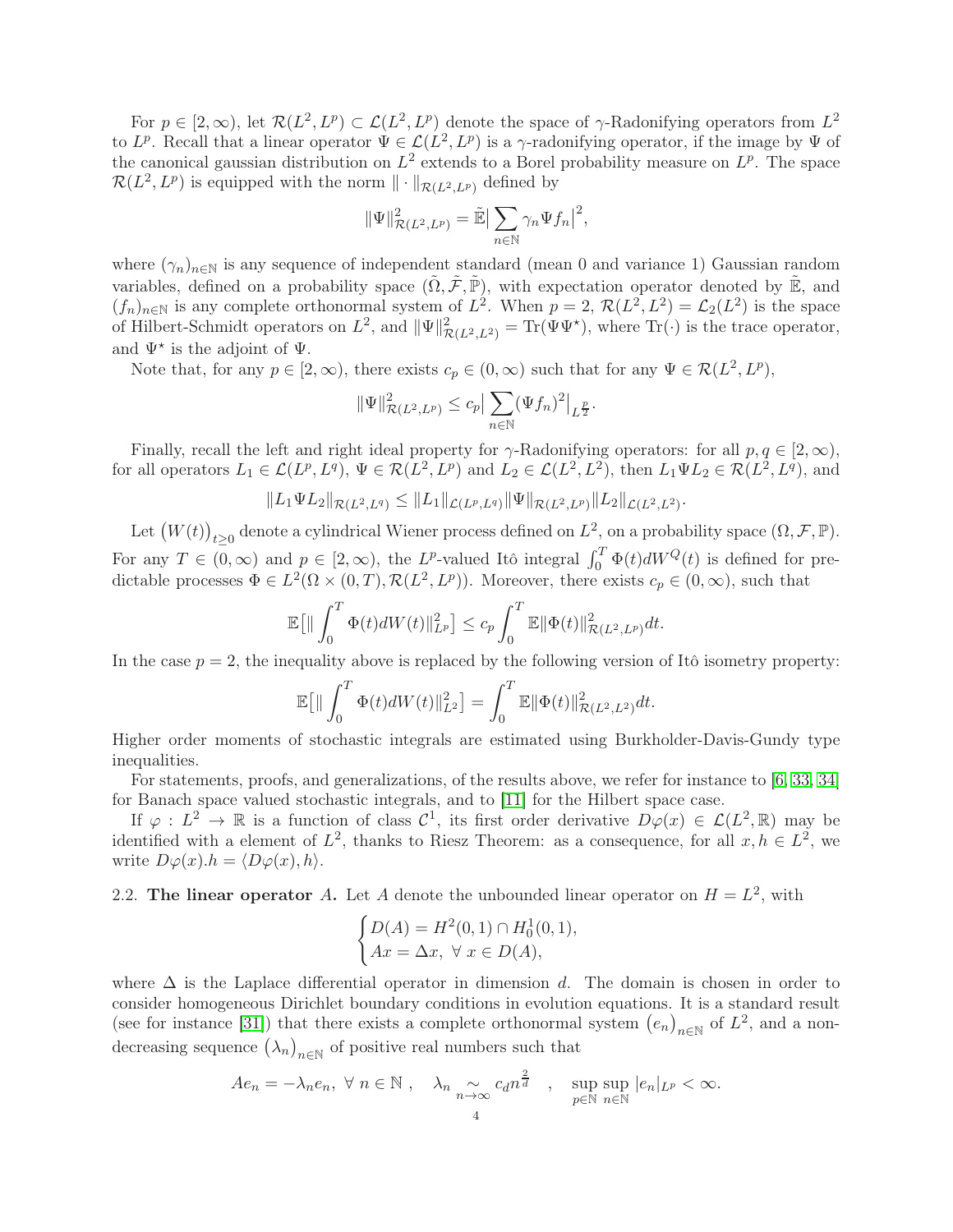For $p \in [2,\infty)$, let $\mathcal{R}(L^2, L^p) \subset \mathcal{L}(L^2, L^p)$ denote the space of $\gamma$-Radonifying operators from $L^2$ to $L^p$. Recall that a linear operator $\Psi \in \mathcal{L}(L^2, L^p)$ is a $\gamma$-radonifying operator, if the image by $\Psi$ of the canonical gaussian distribution on $L^2$ extends to a Borel probability measure on $L^p$. The space $\mathcal{R}(L^2, L^p)$ is equipped with the norm $\| \cdot \|_{\mathcal{R}(L^2,L^p)}$ defined by

$$\|\Psi\|_{\mathcal{R}(L^2,L^p)}^2 = \tilde{\mathbb{E}}\big|\sum_{n\in\mathbb{N}} \gamma_n \Psi f_n\big|^2,$$

where $(\gamma_n)_{n\in\mathbb{N}}$ is any sequence of independent standard (mean 0 and variance 1) Gaussian random variables, defined on a probability space $(\tilde{\Omega}, \tilde{\mathcal{F}}, \tilde{\mathbb{P}})$, with expectation operator denoted by $\tilde{\mathbb{E}}$, and $(f_n)_{n\in\mathbb{N}}$ is any complete orthonormal system of $L^2$. When $p = 2$, $\mathcal{R}(L^2, L^2) = \mathcal{L}_2(L^2)$ is the space of Hilbert-Schmidt operators on $L^2$, and $\|\Psi\|_{\mathcal{R}(L^2,L^2)}^2 = \mathrm{Tr}(\Psi\Psi^\star)$, where $\mathrm{Tr}(\cdot)$ is the trace operator, and $\Psi^\star$ is the adjoint of $\Psi$.

Note that, for any $p \in [2,\infty)$, there exists $c_p \in (0,\infty)$ such that for any $\Psi \in \mathcal{R}(L^2, L^p)$,

$$\|\Psi\|_{\mathcal{R}(L^2,L^p)}^2 \leq c_p\big|\sum_{n\in\mathbb{N}} (\Psi f_n)^2\big|_{L^{\frac{p}{2}}}.$$

Finally, recall the left and right ideal property for $\gamma$-Radonifying operators: for all $p, q \in [2,\infty)$, for all operators $L_1 \in \mathcal{L}(L^p, L^q)$, $\Psi \in \mathcal{R}(L^2, L^p)$ and $L_2 \in \mathcal{L}(L^2, L^2)$, then $L_1\Psi L_2 \in \mathcal{R}(L^2, L^q)$, and

$$\|L_1\Psi L_2\|_{\mathcal{R}(L^2,L^q)} \leq \|L_1\|_{\mathcal{L}(L^p,L^q)}\|\Psi\|_{\mathcal{R}(L^2,L^p)}\|L_2\|_{\mathcal{L}(L^2,L^2)}.$$

Let $\big(W(t)\big)_{t\geq 0}$ denote a cylindrical Wiener process defined on $L^2$, on a probability space $(\Omega, \mathcal{F}, \mathbb{P})$. For any $T \in (0,\infty)$ and $p \in [2,\infty)$, the $L^p$-valued Itô integral $\int_0^T \Phi(t)dW^Q(t)$ is defined for predictable processes $\Phi \in L^2(\Omega \times (0,T), \mathcal{R}(L^2, L^p))$. Moreover, there exists $c_p \in (0,\infty)$, such that

$$\mathbb{E}\big[\|\int_0^T \Phi(t)dW(t)\|_{L^p}^2\big] \leq c_p \int_0^T \mathbb{E}\|\Phi(t)\|_{\mathcal{R}(L^2,L^p)}^2 dt.$$

In the case $p = 2$, the inequality above is replaced by the following version of Itô isometry property:

$$\mathbb{E}\big[\|\int_0^T \Phi(t)dW(t)\|_{L^2}^2\big] = \int_0^T \mathbb{E}\|\Phi(t)\|_{\mathcal{R}(L^2,L^2)}^2 dt.$$

Higher order moments of stochastic integrals are estimated using Burkholder-Davis-Gundy type inequalities.

For statements, proofs, and generalizations, of the results above, we refer for instance to [6, 33, 34] for Banach space valued stochastic integrals, and to [11] for the Hilbert space case.

If $\varphi : L^2 \to \mathbb{R}$ is a function of class $\mathcal{C}^1$, its first order derivative $D\varphi(x) \in \mathcal{L}(L^2, \mathbb{R})$ may be identified with a element of $L^2$, thanks to Riesz Theorem: as a consequence, for all $x, h \in L^2$, we write $D\varphi(x).h = \langle D\varphi(x), h\rangle$.

## 2.2. The linear operator $A$.

Let $A$ denote the unbounded linear operator on $H = L^2$, with

$$\begin{cases} D(A) = H^2(0,1) \cap H_0^1(0,1), \\ Ax = \Delta x, \ \forall\, x \in D(A), \end{cases}$$

where $\Delta$ is the Laplace differential operator in dimension $d$. The domain is chosen in order to consider homogeneous Dirichlet boundary conditions in evolution equations. It is a standard result (see for instance [31]) that there exists a complete orthonormal system $\big(e_n\big)_{n\in\mathbb{N}}$ of $L^2$, and a non-decreasing sequence $\big(\lambda_n\big)_{n\in\mathbb{N}}$ of positive real numbers such that

$$Ae_n = -\lambda_n e_n, \ \forall\, n \in \mathbb{N} \ , \quad \lambda_n \underset{n\to\infty}{\sim} c_d n^{\frac{2}{d}} \quad , \quad \sup_{p\in\mathbb{N}} \sup_{n\in\mathbb{N}} |e_n|_{L^p} < \infty.$$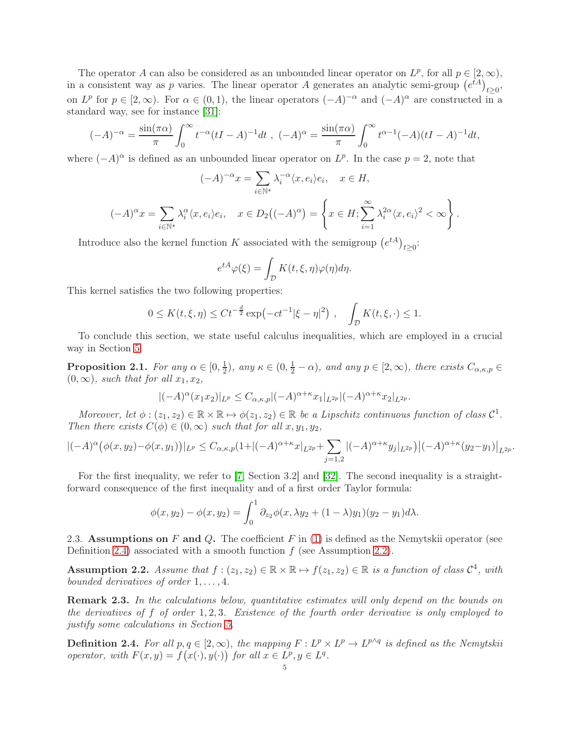The operator $A$ can also be considered as an unbounded linear operator on $L^p$, for all $p \in [2,\infty)$, in a consistent way as $p$ varies. The linear operator $A$ generates an analytic semi-group $\big(e^{tA}\big)_{t\geq 0}$, on $L^p$ for $p \in [2,\infty)$. For $\alpha \in (0,1)$, the linear operators $(-A)^{-\alpha}$ and $(-A)^{\alpha}$ are constructed in a standard way, see for instance [31]:

$$(-A)^{-\alpha} = \frac{\sin(\pi\alpha)}{\pi}\int_0^\infty t^{-\alpha}(tI-A)^{-1}dt \ , \ (-A)^{\alpha} = \frac{\sin(\pi\alpha)}{\pi}\int_0^\infty t^{\alpha-1}(-A)(tI-A)^{-1}dt,$$

where $(-A)^\alpha$ is defined as an unbounded linear operator on $L^p$. In the case $p=2$, note that

$$(-A)^{-\alpha}x = \sum_{i\in\mathbb{N}^\star}\lambda_i^{-\alpha}\langle x,e_i\rangle e_i, \quad x\in H,$$

$$(-A)^{\alpha}x = \sum_{i\in\mathbb{N}^\star}\lambda_i^{\alpha}\langle x,e_i\rangle e_i, \quad x\in D_2\big((-A)^\alpha\big) = \left\{x\in H; \sum_{i=1}^\infty \lambda_i^{2\alpha}\langle x,e_i\rangle^2<\infty\right\}.$$

Introduce also the kernel function $K$ associated with the semigroup $\big(e^{tA}\big)_{t\geq 0}$:

$$e^{tA}\varphi(\xi) = \int_{\mathcal{D}} K(t,\xi,\eta)\varphi(\eta)d\eta.$$

This kernel satisfies the two following properties:

$$0\leq K(t,\xi,\eta)\leq Ct^{-\frac{d}{2}}\exp\big(-ct^{-1}|\xi-\eta|^2\big) \ , \quad \int_{\mathcal{D}}K(t,\xi,\cdot)\leq 1.$$

To conclude this section, we state useful calculus inequalities, which are employed in a crucial way in Section 5.

**Proposition 2.1.** *For any $\alpha\in[0,\frac{1}{2})$, any $\kappa\in(0,\frac{1}{2}-\alpha)$, and any $p\in[2,\infty)$, there exists $C_{\alpha,\kappa,p}\in(0,\infty)$, such that for all $x_1,x_2$,*

$$|(-A)^\alpha(x_1x_2)|_{L^p}\leq C_{\alpha,\kappa,p}|(-A)^{\alpha+\kappa}x_1|_{L^{2p}}|(-A)^{\alpha+\kappa}x_2|_{L^{2p}}.$$

*Moreover, let $\phi:(z_1,z_2)\in\mathbb{R}\times\mathbb{R}\mapsto\phi(z_1,z_2)\in\mathbb{R}$ be a Lipschitz continuous function of class $\mathcal{C}^1$. Then there exists $C(\phi)\in(0,\infty)$ such that for all $x,y_1,y_2$,*

$$|(-A)^\alpha\big(\phi(x,y_2)-\phi(x,y_1)\big)|_{L^p}\leq C_{\alpha,\kappa,p}(1+|(-A)^{\alpha+\kappa}x|_{L^{2p}}+\sum_{j=1,2}|(-A)^{\alpha+\kappa}y_j|_{L^{2p}}\big)\big|(-A)^{\alpha+\kappa}(y_2-y_1)\big|_{L^{2p}}.$$

For the first inequality, we refer to [7, Section 3.2] and [32]. The second inequality is a straightforward consequence of the first inequality and of a first order Taylor formula:

$$\phi(x,y_2)-\phi(x,y_2) = \int_0^1\partial_{z_2}\phi(x,\lambda y_2+(1-\lambda)y_1)(y_2-y_1)d\lambda.$$

2.3. **Assumptions on $F$ and $Q$.** The coefficient $F$ in (1) is defined as the Nemytskii operator (see Definition 2.4) associated with a smooth function $f$ (see Assumption 2.2).

**Assumption 2.2.** *Assume that $f:(z_1,z_2)\in\mathbb{R}\times\mathbb{R}\mapsto f(z_1,z_2)\in\mathbb{R}$ is a function of class $\mathcal{C}^4$, with bounded derivatives of order $1,\ldots,4$.*

**Remark 2.3.** *In the calculations below, quantitative estimates will only depend on the bounds on the derivatives of $f$ of order $1,2,3$. Existence of the fourth order derivative is only employed to justify some calculations in Section 5.*

**Definition 2.4.** *For all $p,q\in[2,\infty)$, the mapping $F:L^p\times L^p\to L^{p\wedge q}$ is defined as the Nemytskii operator, with $F(x,y)=f\big(x(\cdot),y(\cdot)\big)$ for all $x\in L^p, y\in L^q$.*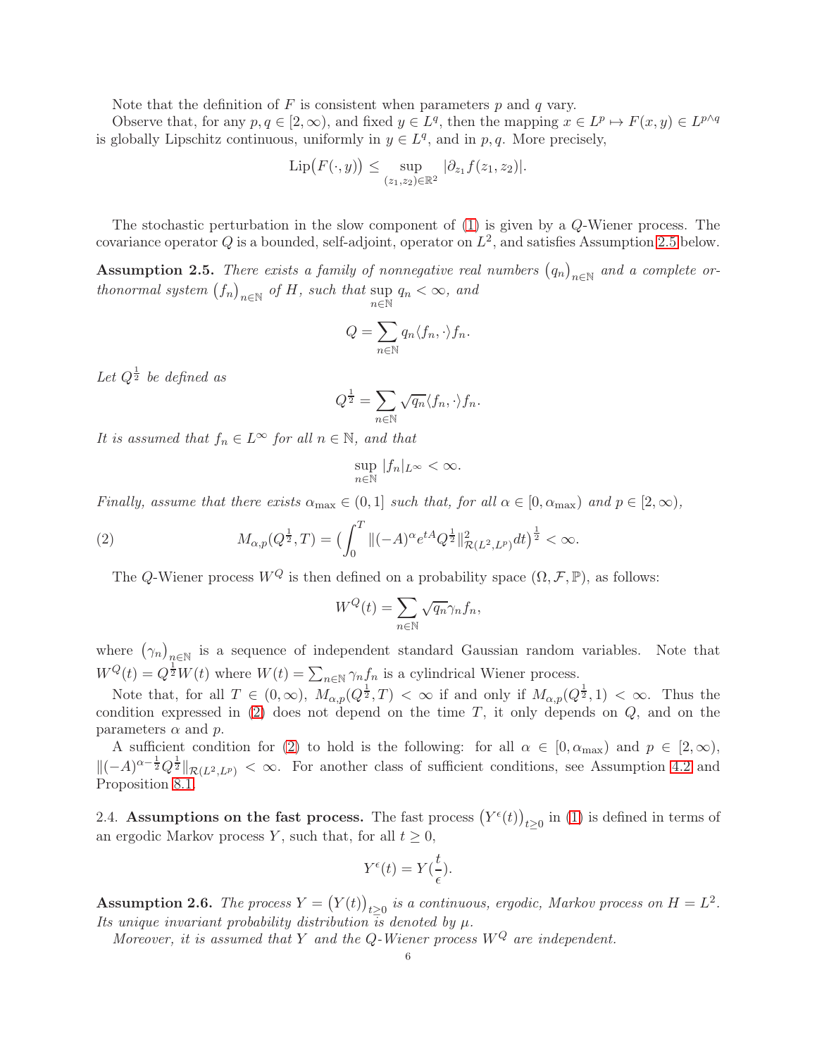Note that the definition of $F$ is consistent when parameters $p$ and $q$ vary.

Observe that, for any $p, q \in [2, \infty)$, and fixed $y \in L^q$, then the mapping $x \in L^p \mapsto F(x, y) \in L^{p \wedge q}$ is globally Lipschitz continuous, uniformly in $y \in L^q$, and in $p, q$. More precisely,

$$\mathrm{Lip}\big(F(\cdot, y)\big) \leq \sup_{(z_1,z_2)\in\mathbb{R}^2} |\partial_{z_1} f(z_1, z_2)|.$$

The stochastic perturbation in the slow component of (1) is given by a $Q$-Wiener process. The covariance operator $Q$ is a bounded, self-adjoint, operator on $L^2$, and satisfies Assumption 2.5 below.

**Assumption 2.5.** *There exists a family of nonnegative real numbers* $\big(q_n\big)_{n\in\mathbb{N}}$ *and a complete orthonormal system* $\big(f_n\big)_{n\in\mathbb{N}}$ *of* $H$*, such that* $\sup_{n\in\mathbb{N}} q_n < \infty$*, and*

$$Q = \sum_{n\in\mathbb{N}} q_n \langle f_n, \cdot\rangle f_n.$$

*Let* $Q^{\frac{1}{2}}$ *be defined as*

$$Q^{\frac{1}{2}} = \sum_{n\in\mathbb{N}} \sqrt{q_n} \langle f_n, \cdot\rangle f_n.$$

*It is assumed that* $f_n \in L^\infty$ *for all* $n \in \mathbb{N}$*, and that*

$$\sup_{n\in\mathbb{N}} |f_n|_{L^\infty} < \infty.$$

*Finally, assume that there exists* $\alpha_{\max} \in (0, 1]$ *such that, for all* $\alpha \in [0, \alpha_{\max})$ *and* $p \in [2, \infty)$*,*

$$M_{\alpha,p}(Q^{\frac{1}{2}}, T) = \Big(\int_0^T \|(-A)^\alpha e^{tA} Q^{\frac{1}{2}}\|^2_{\mathcal{R}(L^2,L^p)} dt\Big)^{\frac{1}{2}} < \infty. \tag{2}$$

The $Q$-Wiener process $W^Q$ is then defined on a probability space $(\Omega, \mathcal{F}, \mathbb{P})$, as follows:

$$W^Q(t) = \sum_{n\in\mathbb{N}} \sqrt{q_n} \gamma_n f_n,$$

where $\big(\gamma_n\big)_{n\in\mathbb{N}}$ is a sequence of independent standard Gaussian random variables. Note that $W^Q(t) = Q^{\frac{1}{2}} W(t)$ where $W(t) = \sum_{n\in\mathbb{N}} \gamma_n f_n$ is a cylindrical Wiener process.

Note that, for all $T \in (0, \infty)$, $M_{\alpha,p}(Q^{\frac{1}{2}}, T) < \infty$ if and only if $M_{\alpha,p}(Q^{\frac{1}{2}}, 1) < \infty$. Thus the condition expressed in (2) does not depend on the time $T$, it only depends on $Q$, and on the parameters $\alpha$ and $p$.

A sufficient condition for (2) to hold is the following: for all $\alpha \in [0, \alpha_{\max})$ and $p \in [2, \infty)$, $\|(-A)^{\alpha-\frac{1}{2}} Q^{\frac{1}{2}}\|_{\mathcal{R}(L^2,L^p)} < \infty$. For another class of sufficient conditions, see Assumption 4.2 and Proposition 8.1.

2.4. **Assumptions on the fast process.** The fast process $\big(Y^\epsilon(t)\big)_{t\geq 0}$ in (1) is defined in terms of an ergodic Markov process $Y$, such that, for all $t \geq 0$,

$$Y^\epsilon(t) = Y\big(\frac{t}{\epsilon}\big).$$

**Assumption 2.6.** *The process* $Y = \big(Y(t)\big)_{t\geq 0}$ *is a continuous, ergodic, Markov process on* $H = L^2$*. Its unique invariant probability distribution is denoted by* $\mu$*.*

*Moreover, it is assumed that* $Y$ *and the* $Q$*-Wiener process* $W^Q$ *are independent.*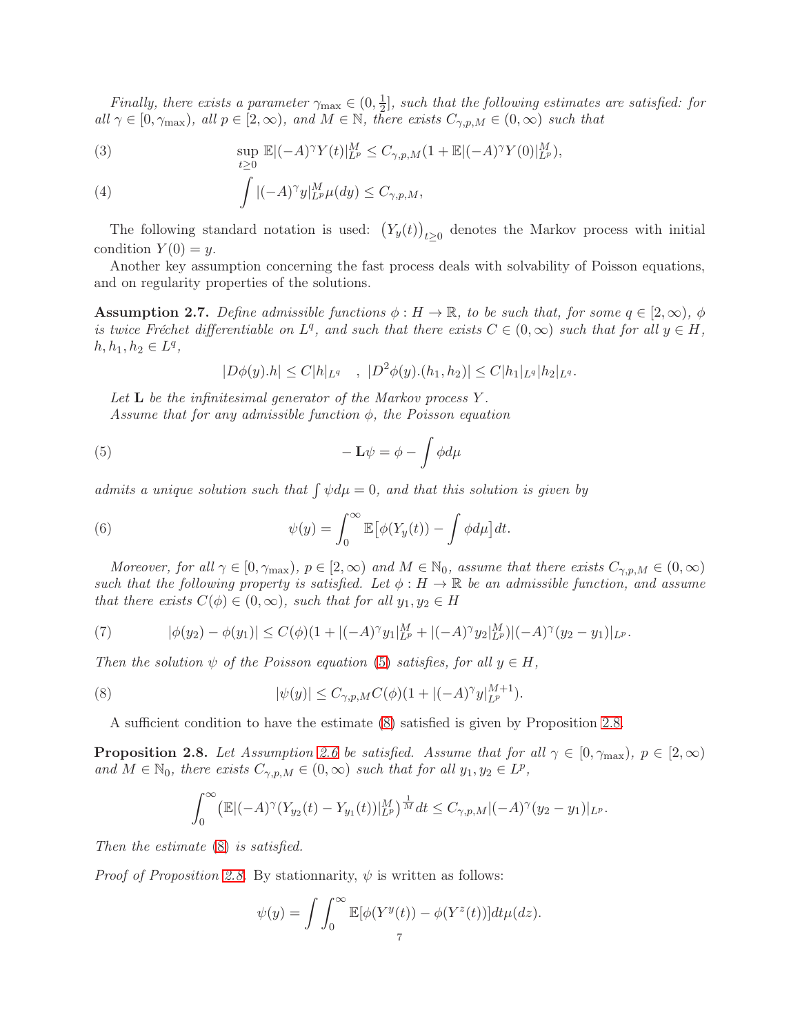*Finally, there exists a parameter $\gamma_{\max} \in (0, \frac{1}{2}]$, such that the following estimates are satisfied: for all $\gamma \in [0, \gamma_{\max})$, all $p \in [2, \infty)$, and $M \in \mathbb{N}$, there exists $C_{\gamma,p,M} \in (0, \infty)$ such that*

$$\sup_{t \geq 0} \mathbb{E}|(-A)^\gamma Y(t)|_{L^p}^M \leq C_{\gamma,p,M}(1 + \mathbb{E}|(-A)^\gamma Y(0)|_{L^p}^M), \tag{3}$$

$$\int |(-A)^\gamma y|_{L^p}^M \mu(dy) \leq C_{\gamma,p,M}, \tag{4}$$

The following standard notation is used: $\big(Y_y(t)\big)_{t \geq 0}$ denotes the Markov process with initial condition $Y(0) = y$.

Another key assumption concerning the fast process deals with solvability of Poisson equations, and on regularity properties of the solutions.

**Assumption 2.7.** *Define admissible functions $\phi : H \to \mathbb{R}$, to be such that, for some $q \in [2, \infty)$, $\phi$ is twice Fréchet differentiable on $L^q$, and such that there exists $C \in (0, \infty)$ such that for all $y \in H$, $h, h_1, h_2 \in L^q$,*

$$|D\phi(y).h| \leq C|h|_{L^q} \quad , \ |D^2\phi(y).(h_1, h_2)| \leq C|h_1|_{L^q}|h_2|_{L^q}.$$

*Let $\mathbf{L}$ be the infinitesimal generator of the Markov process $Y$.*

*Assume that for any admissible function $\phi$, the Poisson equation*

$$-\mathbf{L}\psi = \phi - \int \phi d\mu \tag{5}$$

*admits a unique solution such that $\int \psi d\mu = 0$, and that this solution is given by*

$$\psi(y) = \int_0^\infty \mathbb{E}\big[\phi(Y_y(t)) - \int \phi d\mu\big] dt. \tag{6}$$

*Moreover, for all $\gamma \in [0, \gamma_{\max})$, $p \in [2, \infty)$ and $M \in \mathbb{N}_0$, assume that there exists $C_{\gamma,p,M} \in (0, \infty)$ such that the following property is satisfied. Let $\phi : H \to \mathbb{R}$ be an admissible function, and assume that there exists $C(\phi) \in (0, \infty)$, such that for all $y_1, y_2 \in H$*

$$|\phi(y_2) - \phi(y_1)| \leq C(\phi)(1 + |(-A)^\gamma y_1|_{L^p}^M + |(-A)^\gamma y_2|_{L^p}^M)|(-A)^\gamma(y_2 - y_1)|_{L^p}. \tag{7}$$

*Then the solution $\psi$ of the Poisson equation (5) satisfies, for all $y \in H$,*

$$|\psi(y)| \leq C_{\gamma,p,M}C(\phi)(1 + |(-A)^\gamma y|_{L^p}^{M+1}). \tag{8}$$

A sufficient condition to have the estimate (8) satisfied is given by Proposition 2.8.

**Proposition 2.8.** *Let Assumption 2.6 be satisfied. Assume that for all $\gamma \in [0, \gamma_{\max})$, $p \in [2, \infty)$ and $M \in \mathbb{N}_0$, there exists $C_{\gamma,p,M} \in (0, \infty)$ such that for all $y_1, y_2 \in L^p$,*

$$\int_0^\infty \big(\mathbb{E}|(-A)^\gamma(Y_{y_2}(t) - Y_{y_1}(t))|_{L^p}^M\big)^{\frac{1}{M}} dt \leq C_{\gamma,p,M}|(-A)^\gamma(y_2 - y_1)|_{L^p}.$$

*Then the estimate (8) is satisfied.*

*Proof of Proposition 2.8.* By stationnarity, $\psi$ is written as follows:

$$\psi(y) = \int \int_0^\infty \mathbb{E}[\phi(Y^y(t)) - \phi(Y^z(t))] dt \mu(dz).$$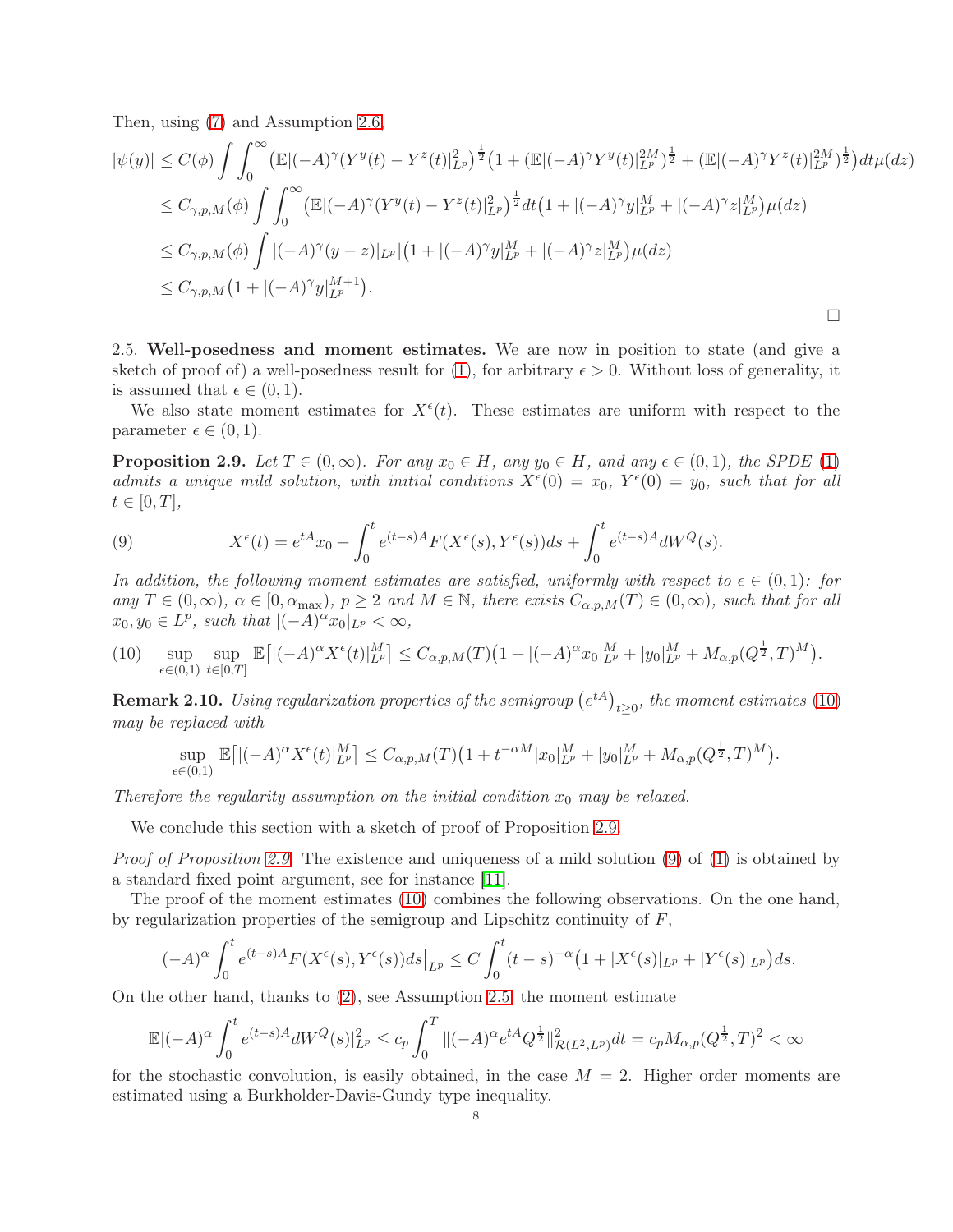Then, using (7) and Assumption 2.6,

$$
\begin{aligned}
|\psi(y)| &\leq C(\phi) \int \int_0^\infty \big(\mathbb{E}|(-A)^\gamma (Y^y(t) - Y^z(t)|_{L^p}^2\big)^{\frac{1}{2}} \big(1 + (\mathbb{E}|(-A)^\gamma Y^y(t)|_{L^p}^{2M})^{\frac{1}{2}} + (\mathbb{E}|(-A)^\gamma Y^z(t)|_{L^p}^{2M})^{\frac{1}{2}}\big) dt \mu(dz) \\
&\leq C_{\gamma,p,M}(\phi) \int \int_0^\infty \big(\mathbb{E}|(-A)^\gamma (Y^y(t) - Y^z(t)|_{L^p}^2\big)^{\frac{1}{2}} dt \big(1 + |(-A)^\gamma y|_{L^p}^M + |(-A)^\gamma z|_{L^p}^M\big) \mu(dz) \\
&\leq C_{\gamma,p,M}(\phi) \int |(-A)^\gamma (y-z)|_{L^p} \big(1 + |(-A)^\gamma y|_{L^p}^M + |(-A)^\gamma z|_{L^p}^M\big) \mu(dz) \\
&\leq C_{\gamma,p,M}\big(1 + |(-A)^\gamma y|_{L^p}^{M+1}\big).
\end{aligned}
$$

□

2.5. **Well-posedness and moment estimates.** We are now in position to state (and give a sketch of proof of) a well-posedness result for (1), for arbitrary $\epsilon > 0$. Without loss of generality, it is assumed that $\epsilon \in (0,1)$.

We also state moment estimates for $X^\epsilon(t)$. These estimates are uniform with respect to the parameter $\epsilon \in (0,1)$.

**Proposition 2.9.** *Let $T \in (0, \infty)$. For any $x_0 \in H$, any $y_0 \in H$, and any $\epsilon \in (0,1)$, the SPDE (1) admits a unique mild solution, with initial conditions $X^\epsilon(0) = x_0$, $Y^\epsilon(0) = y_0$, such that for all $t \in [0,T]$,*

$$
X^\epsilon(t) = e^{tA} x_0 + \int_0^t e^{(t-s)A} F(X^\epsilon(s), Y^\epsilon(s)) ds + \int_0^t e^{(t-s)A} dW^Q(s). \tag{9}
$$

*In addition, the following moment estimates are satisfied, uniformly with respect to $\epsilon \in (0,1)$: for any $T \in (0, \infty)$, $\alpha \in [0, \alpha_{\max})$, $p \geq 2$ and $M \in \mathbb{N}$, there exists $C_{\alpha,p,M}(T) \in (0,\infty)$, such that for all $x_0, y_0 \in L^p$, such that $|(-A)^\alpha x_0|_{L^p} < \infty$,*

$$
\sup_{\epsilon \in (0,1)} \sup_{t \in [0,T]} \mathbb{E}\big[|(-A)^\alpha X^\epsilon(t)|_{L^p}^M\big] \leq C_{\alpha,p,M}(T)\big(1 + |(-A)^\alpha x_0|_{L^p}^M + |y_0|_{L^p}^M + M_{\alpha,p}(Q^{\frac{1}{2}}, T)^M\big). \tag{10}
$$

**Remark 2.10.** *Using regularization properties of the semigroup $\big(e^{tA}\big)_{t \geq 0}$, the moment estimates (10) may be replaced with*

$$
\sup_{\epsilon \in (0,1)} \mathbb{E}\big[|(-A)^\alpha X^\epsilon(t)|_{L^p}^M\big] \leq C_{\alpha,p,M}(T)\big(1 + t^{-\alpha M}|x_0|_{L^p}^M + |y_0|_{L^p}^M + M_{\alpha,p}(Q^{\frac{1}{2}}, T)^M\big).
$$

*Therefore the regularity assumption on the initial condition $x_0$ may be relaxed.*

We conclude this section with a sketch of proof of Proposition 2.9.

*Proof of Proposition 2.9.* The existence and uniqueness of a mild solution (9) of (1) is obtained by a standard fixed point argument, see for instance [11].

The proof of the moment estimates (10) combines the following observations. On the one hand, by regularization properties of the semigroup and Lipschitz continuity of $F$,

$$
\big|(-A)^\alpha \int_0^t e^{(t-s)A} F(X^\epsilon(s), Y^\epsilon(s)) ds\big|_{L^p} \leq C \int_0^t (t-s)^{-\alpha}\big(1 + |X^\epsilon(s)|_{L^p} + |Y^\epsilon(s)|_{L^p}\big) ds.
$$

On the other hand, thanks to (2), see Assumption 2.5, the moment estimate

$$
\mathbb{E}|(-A)^\alpha \int_0^t e^{(t-s)A} dW^Q(s)|_{L^p}^2 \leq c_p \int_0^T \|(-A)^\alpha e^{tA} Q^{\frac{1}{2}}\|_{\mathcal{R}(L^2, L^p)}^2 dt = c_p M_{\alpha,p}(Q^{\frac{1}{2}}, T)^2 < \infty
$$

for the stochastic convolution, is easily obtained, in the case $M = 2$. Higher order moments are estimated using a Burkholder-Davis-Gundy type inequality.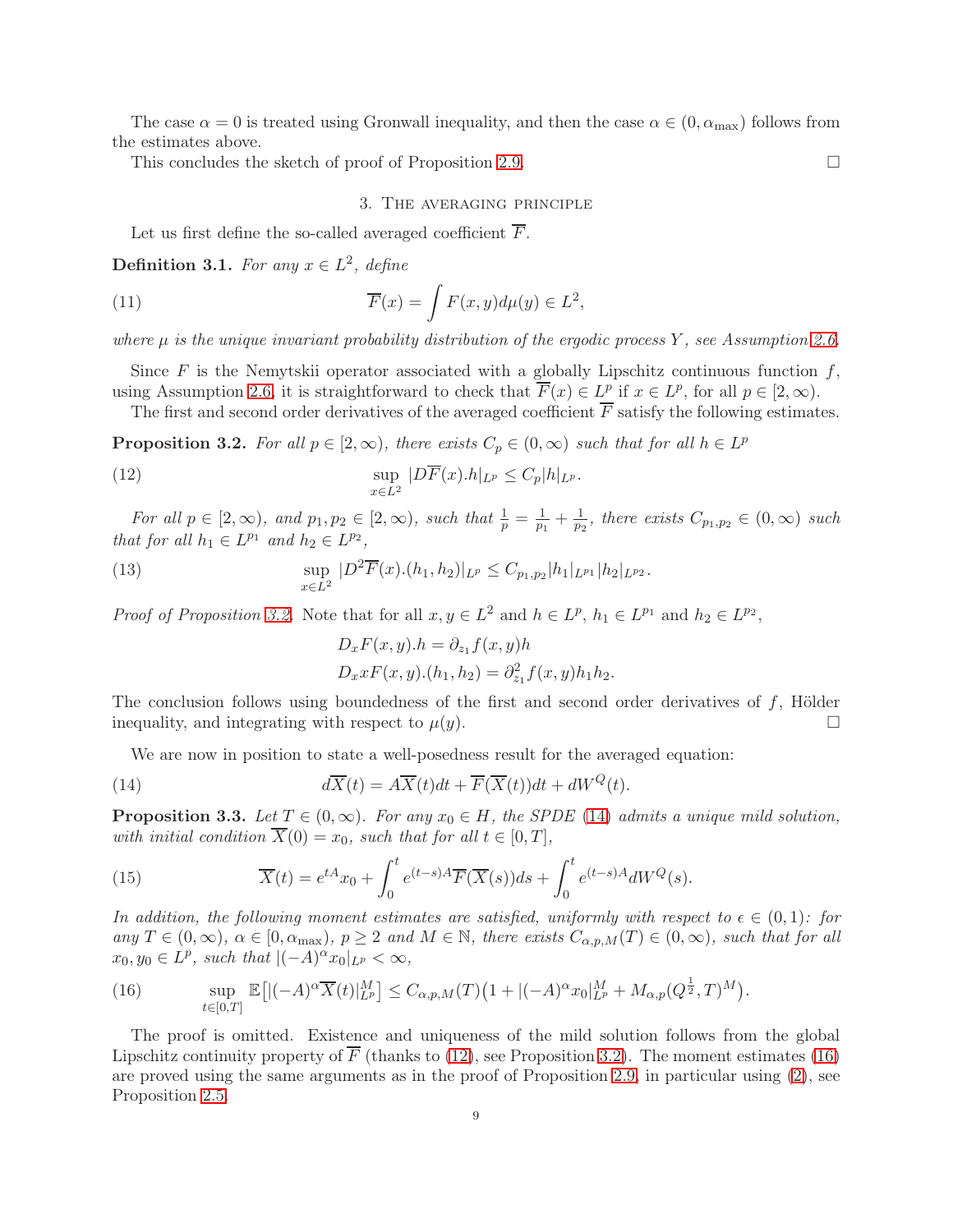The case $\alpha = 0$ is treated using Gronwall inequality, and then the case $\alpha \in (0, \alpha_{\max})$ follows from the estimates above.

This concludes the sketch of proof of Proposition 2.9. $\square$

## 3. The averaging principle

Let us first define the so-called averaged coefficient $\overline{F}$.

**Definition 3.1.** *For any $x \in L^2$, define*

$$\overline{F}(x) = \int F(x,y) d\mu(y) \in L^2, \tag{11}$$

*where $\mu$ is the unique invariant probability distribution of the ergodic process $Y$, see Assumption 2.6.*

Since $F$ is the Nemytskii operator associated with a globally Lipschitz continuous function $f$, using Assumption 2.6, it is straightforward to check that $\overline{F}(x) \in L^p$ if $x \in L^p$, for all $p \in [2,\infty)$.

The first and second order derivatives of the averaged coefficient $\overline{F}$ satisfy the following estimates.

**Proposition 3.2.** *For all $p \in [2,\infty)$, there exists $C_p \in (0,\infty)$ such that for all $h \in L^p$*

$$\sup_{x \in L^2} |D\overline{F}(x).h|_{L^p} \leq C_p |h|_{L^p}. \tag{12}$$

*For all $p \in [2,\infty)$, and $p_1, p_2 \in [2,\infty)$, such that $\frac{1}{p} = \frac{1}{p_1} + \frac{1}{p_2}$, there exists $C_{p_1,p_2} \in (0,\infty)$ such that for all $h_1 \in L^{p_1}$ and $h_2 \in L^{p_2}$,*

$$\sup_{x \in L^2} |D^2\overline{F}(x).(h_1,h_2)|_{L^p} \leq C_{p_1,p_2} |h_1|_{L^{p_1}} |h_2|_{L^{p_2}}. \tag{13}$$

*Proof of Proposition 3.2.* Note that for all $x, y \in L^2$ and $h \in L^p$, $h_1 \in L^{p_1}$ and $h_2 \in L^{p_2}$,

$$D_x F(x,y).h = \partial_{z_1} f(x,y) h$$
$$D_x x F(x,y).(h_1,h_2) = \partial_{z_1}^2 f(x,y) h_1 h_2.$$

The conclusion follows using boundedness of the first and second order derivatives of $f$, Hölder inequality, and integrating with respect to $\mu(y)$. $\square$

We are now in position to state a well-posedness result for the averaged equation:

$$d\overline{X}(t) = A\overline{X}(t)dt + \overline{F}(\overline{X}(t))dt + dW^Q(t). \tag{14}$$

**Proposition 3.3.** *Let $T \in (0,\infty)$. For any $x_0 \in H$, the SPDE (14) admits a unique mild solution, with initial condition $\overline{X}(0) = x_0$, such that for all $t \in [0,T]$,*

$$\overline{X}(t) = e^{tA}x_0 + \int_0^t e^{(t-s)A}\overline{F}(\overline{X}(s))ds + \int_0^t e^{(t-s)A} dW^Q(s). \tag{15}$$

*In addition, the following moment estimates are satisfied, uniformly with respect to $\epsilon \in (0,1)$: for any $T \in (0,\infty)$, $\alpha \in [0,\alpha_{\max})$, $p \geq 2$ and $M \in \mathbb{N}$, there exists $C_{\alpha,p,M}(T) \in (0,\infty)$, such that for all $x_0, y_0 \in L^p$, such that $|(-A)^\alpha x_0|_{L^p} < \infty$,*

$$\sup_{t \in [0,T]} \mathbb{E}\big[|(-A)^\alpha \overline{X}(t)|_{L^p}^M\big] \leq C_{\alpha,p,M}(T)\big(1 + |(-A)^\alpha x_0|_{L^p}^M + M_{\alpha,p}(Q^{\frac{1}{2}},T)^M\big). \tag{16}$$

The proof is omitted. Existence and uniqueness of the mild solution follows from the global Lipschitz continuity property of $\overline{F}$ (thanks to (12), see Proposition 3.2). The moment estimates (16) are proved using the same arguments as in the proof of Proposition 2.9, in particular using (2), see Proposition 2.5.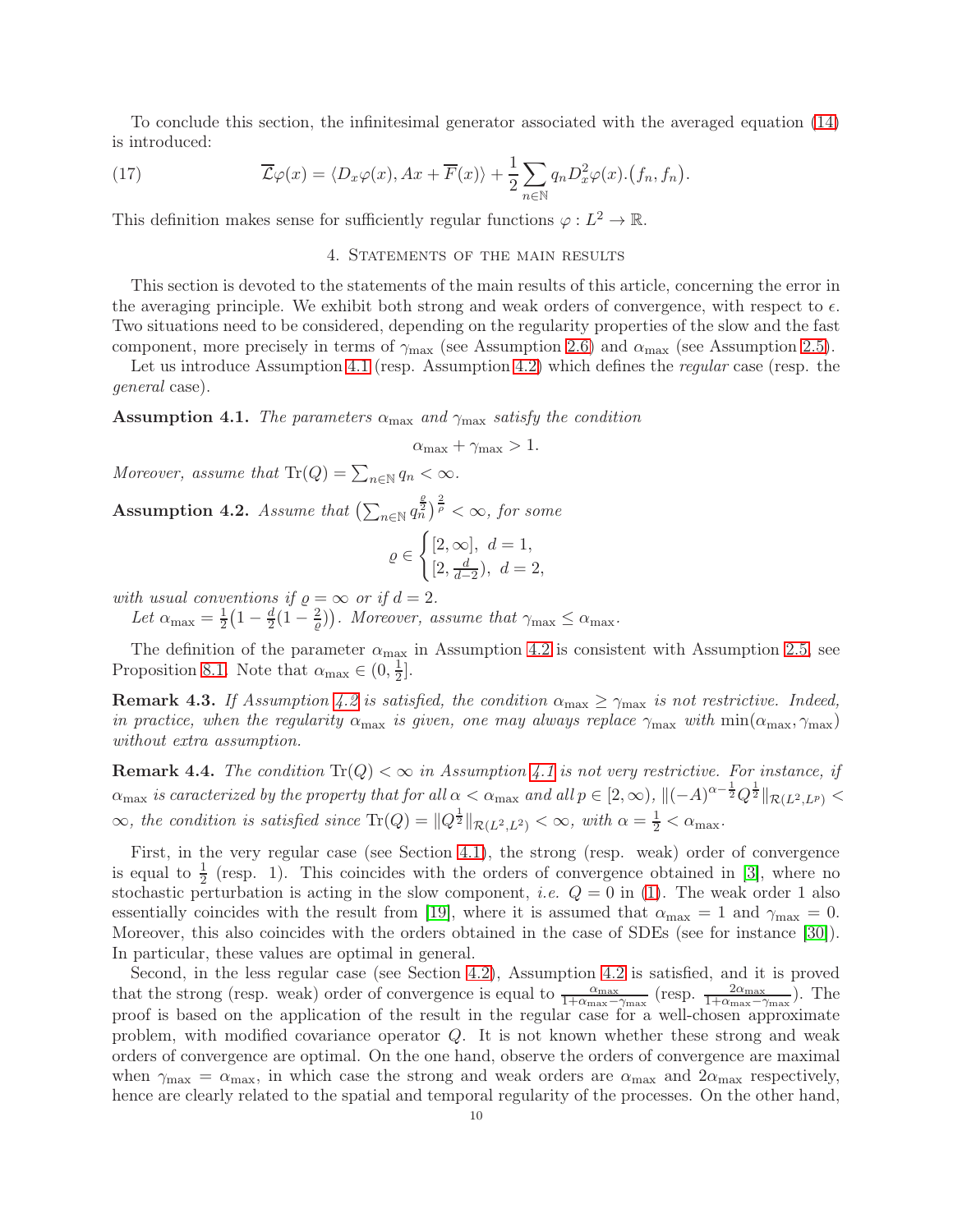To conclude this section, the infinitesimal generator associated with the averaged equation (14) is introduced:

$$\overline{\mathcal{L}}\varphi(x) = \langle D_x\varphi(x), Ax + \overline{F}(x)\rangle + \frac{1}{2}\sum_{n\in\mathbb{N}} q_n D_x^2\varphi(x).\big(f_n, f_n\big). \tag{17}$$

This definition makes sense for sufficiently regular functions $\varphi : L^2 \to \mathbb{R}$.

## 4. Statements of the main results

This section is devoted to the statements of the main results of this article, concerning the error in the averaging principle. We exhibit both strong and weak orders of convergence, with respect to $\epsilon$. Two situations need to be considered, depending on the regularity properties of the slow and the fast component, more precisely in terms of $\gamma_{\max}$ (see Assumption 2.6) and $\alpha_{\max}$ (see Assumption 2.5).

Let us introduce Assumption 4.1 (resp. Assumption 4.2) which defines the *regular* case (resp. the *general* case).

**Assumption 4.1.** *The parameters $\alpha_{\max}$ and $\gamma_{\max}$ satisfy the condition*

$$\alpha_{\max} + \gamma_{\max} > 1.$$

*Moreover, assume that $\mathrm{Tr}(Q) = \sum_{n\in\mathbb{N}} q_n < \infty$.*

**Assumption 4.2.** *Assume that $\big(\sum_{n\in\mathbb{N}} q_n^{\frac{\varrho}{2}}\big)^{\frac{2}{\rho}} < \infty$, for some*

$$\varrho \in \begin{cases} [2, \infty], \ d = 1, \\ [2, \frac{d}{d-2}), \ d = 2, \end{cases}$$

*with usual conventions if $\varrho = \infty$ or if $d = 2$.*

*Let $\alpha_{\max} = \frac{1}{2}\big(1 - \frac{d}{2}(1 - \frac{2}{\varrho})\big)$. Moreover, assume that $\gamma_{\max} \leq \alpha_{\max}$.*

The definition of the parameter $\alpha_{\max}$ in Assumption 4.2 is consistent with Assumption 2.5, see Proposition 8.1. Note that $\alpha_{\max} \in (0, \frac{1}{2}]$.

**Remark 4.3.** *If Assumption 4.2 is satisfied, the condition $\alpha_{\max} \geq \gamma_{\max}$ is not restrictive. Indeed, in practice, when the regularity $\alpha_{\max}$ is given, one may always replace $\gamma_{\max}$ with $\min(\alpha_{\max}, \gamma_{\max})$ without extra assumption.*

**Remark 4.4.** *The condition $\mathrm{Tr}(Q) < \infty$ in Assumption 4.1 is not very restrictive. For instance, if $\alpha_{\max}$ is caracterized by the property that for all $\alpha < \alpha_{\max}$ and all $p \in [2, \infty)$, $\|(-A)^{\alpha - \frac{1}{2}} Q^{\frac{1}{2}}\|_{\mathcal{R}(L^2, L^p)} < \infty$, the condition is satisfied since $\mathrm{Tr}(Q) = \|Q^{\frac{1}{2}}\|_{\mathcal{R}(L^2, L^2)} < \infty$, with $\alpha = \frac{1}{2} < \alpha_{\max}$.*

First, in the very regular case (see Section 4.1), the strong (resp. weak) order of convergence is equal to $\frac{1}{2}$ (resp. 1). This coincides with the orders of convergence obtained in [3], where no stochastic perturbation is acting in the slow component, *i.e.* $Q = 0$ in (1). The weak order 1 also essentially coincides with the result from [19], where it is assumed that $\alpha_{\max} = 1$ and $\gamma_{\max} = 0$. Moreover, this also coincides with the orders obtained in the case of SDEs (see for instance [30]). In particular, these values are optimal in general.

Second, in the less regular case (see Section 4.2), Assumption 4.2 is satisfied, and it is proved that the strong (resp. weak) order of convergence is equal to $\frac{\alpha_{\max}}{1+\alpha_{\max}-\gamma_{\max}}$ (resp. $\frac{2\alpha_{\max}}{1+\alpha_{\max}-\gamma_{\max}}$). The proof is based on the application of the result in the regular case for a well-chosen approximate problem, with modified covariance operator $Q$. It is not known whether these strong and weak orders of convergence are optimal. On the one hand, observe the orders of convergence are maximal when $\gamma_{\max} = \alpha_{\max}$, in which case the strong and weak orders are $\alpha_{\max}$ and $2\alpha_{\max}$ respectively, hence are clearly related to the spatial and temporal regularity of the processes. On the other hand,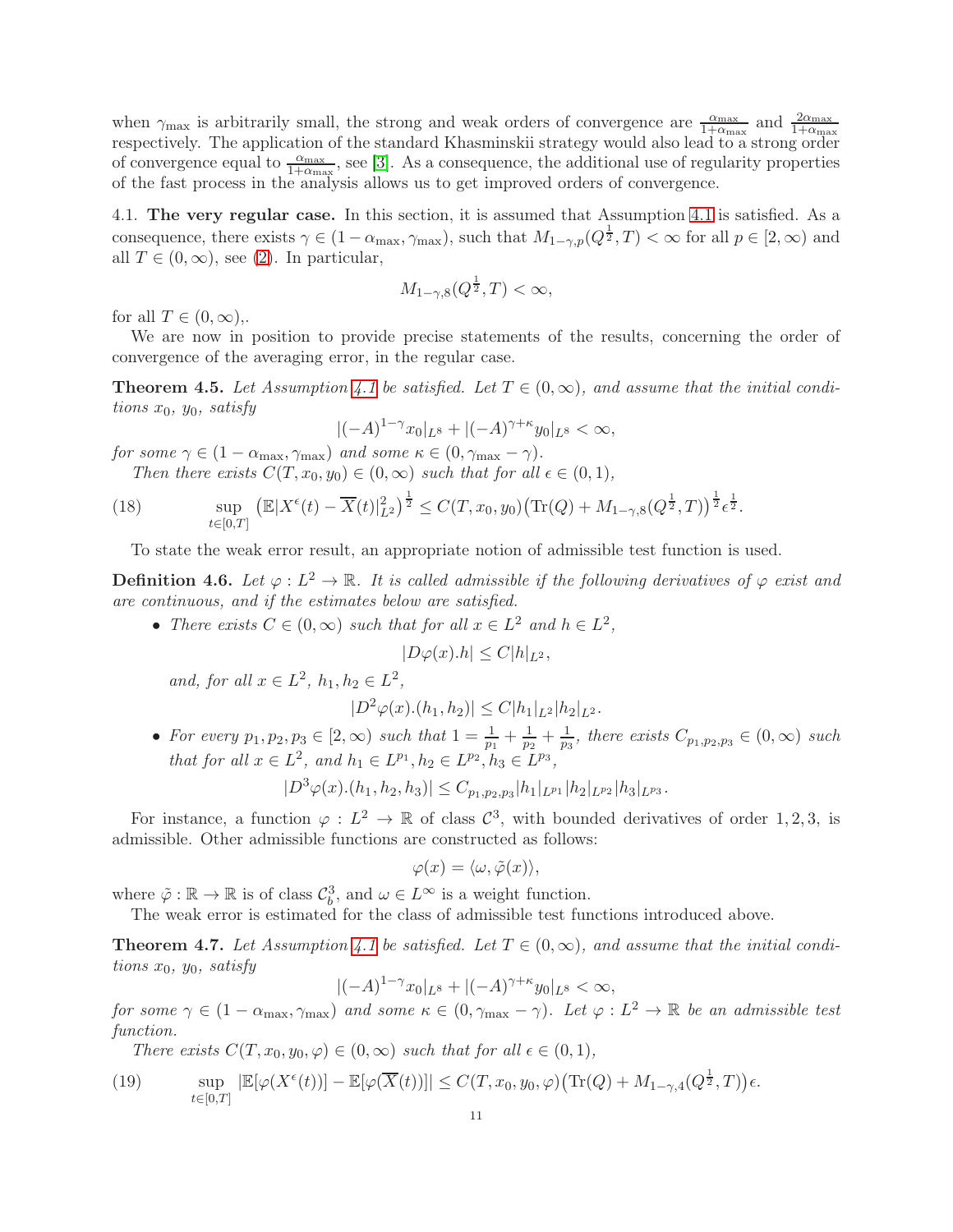when $\gamma_{\max}$ is arbitrarily small, the strong and weak orders of convergence are $\frac{\alpha_{\max}}{1+\alpha_{\max}}$ and $\frac{2\alpha_{\max}}{1+\alpha_{\max}}$ respectively. The application of the standard Khasminskii strategy would also lead to a strong order of convergence equal to $\frac{\alpha_{\max}}{1+\alpha_{\max}}$, see [3]. As a consequence, the additional use of regularity properties of the fast process in the analysis allows us to get improved orders of convergence.

4.1. **The very regular case.** In this section, it is assumed that Assumption 4.1 is satisfied. As a consequence, there exists $\gamma \in (1-\alpha_{\max}, \gamma_{\max})$, such that $M_{1-\gamma,p}(Q^{\frac{1}{2}}, T) < \infty$ for all $p \in [2, \infty)$ and all $T \in (0, \infty)$, see (2). In particular,

$$M_{1-\gamma,8}(Q^{\frac{1}{2}}, T) < \infty,$$

for all $T \in (0, \infty)$,.

We are now in position to provide precise statements of the results, concerning the order of convergence of the averaging error, in the regular case.

**Theorem 4.5.** *Let Assumption 4.1 be satisfied. Let $T \in (0, \infty)$, and assume that the initial conditions $x_0$, $y_0$, satisfy*

$$|(-A)^{1-\gamma} x_0|_{L^8} + |(-A)^{\gamma+\kappa} y_0|_{L^8} < \infty,$$

*for some $\gamma \in (1-\alpha_{\max}, \gamma_{\max})$ and some $\kappa \in (0, \gamma_{\max} - \gamma)$.*

*Then there exists $C(T, x_0, y_0) \in (0, \infty)$ such that for all $\epsilon \in (0, 1)$,*

$$\sup_{t \in [0,T]} \big( \mathbb{E} |X^\epsilon(t) - \overline{X}(t)|_{L^2}^2 \big)^{\frac{1}{2}} \leq C(T, x_0, y_0) \big( \mathrm{Tr}(Q) + M_{1-\gamma,8}(Q^{\frac{1}{2}}, T) \big)^{\frac{1}{2}} \epsilon^{\frac{1}{2}}. \tag{18}$$

To state the weak error result, an appropriate notion of admissible test function is used.

**Definition 4.6.** *Let $\varphi : L^2 \to \mathbb{R}$. It is called admissible if the following derivatives of $\varphi$ exist and are continuous, and if the estimates below are satisfied.*

- *There exists $C \in (0, \infty)$ such that for all $x \in L^2$ and $h \in L^2$,*

  $$|D\varphi(x).h| \leq C|h|_{L^2},$$

  *and, for all $x \in L^2$, $h_1, h_2 \in L^2$,*

  $$|D^2\varphi(x).(h_1, h_2)| \leq C|h_1|_{L^2}|h_2|_{L^2}.$$

- *For every $p_1, p_2, p_3 \in [2, \infty)$ such that $1 = \frac{1}{p_1} + \frac{1}{p_2} + \frac{1}{p_3}$, there exists $C_{p_1,p_2,p_3} \in (0, \infty)$ such that for all $x \in L^2$, and $h_1 \in L^{p_1}, h_2 \in L^{p_2}, h_3 \in L^{p_3}$,*

  $$|D^3\varphi(x).(h_1, h_2, h_3)| \leq C_{p_1,p_2,p_3}|h_1|_{L^{p_1}}|h_2|_{L^{p_2}}|h_3|_{L^{p_3}}.$$

For instance, a function $\varphi : L^2 \to \mathbb{R}$ of class $\mathcal{C}^3$, with bounded derivatives of order 1, 2, 3, is admissible. Other admissible functions are constructed as follows:

$$\varphi(x) = \langle \omega, \tilde{\varphi}(x) \rangle,$$

where $\tilde{\varphi} : \mathbb{R} \to \mathbb{R}$ is of class $\mathcal{C}_b^3$, and $\omega \in L^\infty$ is a weight function.

The weak error is estimated for the class of admissible test functions introduced above.

**Theorem 4.7.** *Let Assumption 4.1 be satisfied. Let $T \in (0, \infty)$, and assume that the initial conditions $x_0$, $y_0$, satisfy*

$$|(-A)^{1-\gamma} x_0|_{L^8} + |(-A)^{\gamma+\kappa} y_0|_{L^8} < \infty,$$

*for some $\gamma \in (1-\alpha_{\max}, \gamma_{\max})$ and some $\kappa \in (0, \gamma_{\max} - \gamma)$. Let $\varphi : L^2 \to \mathbb{R}$ be an admissible test function.*

*There exists $C(T, x_0, y_0, \varphi) \in (0, \infty)$ such that for all $\epsilon \in (0, 1)$,*

$$\sup_{t \in [0,T]} |\mathbb{E}[\varphi(X^\epsilon(t))] - \mathbb{E}[\varphi(\overline{X}(t))]| \leq C(T, x_0, y_0, \varphi) \big( \mathrm{Tr}(Q) + M_{1-\gamma,4}(Q^{\frac{1}{2}}, T) \big) \epsilon. \tag{19}$$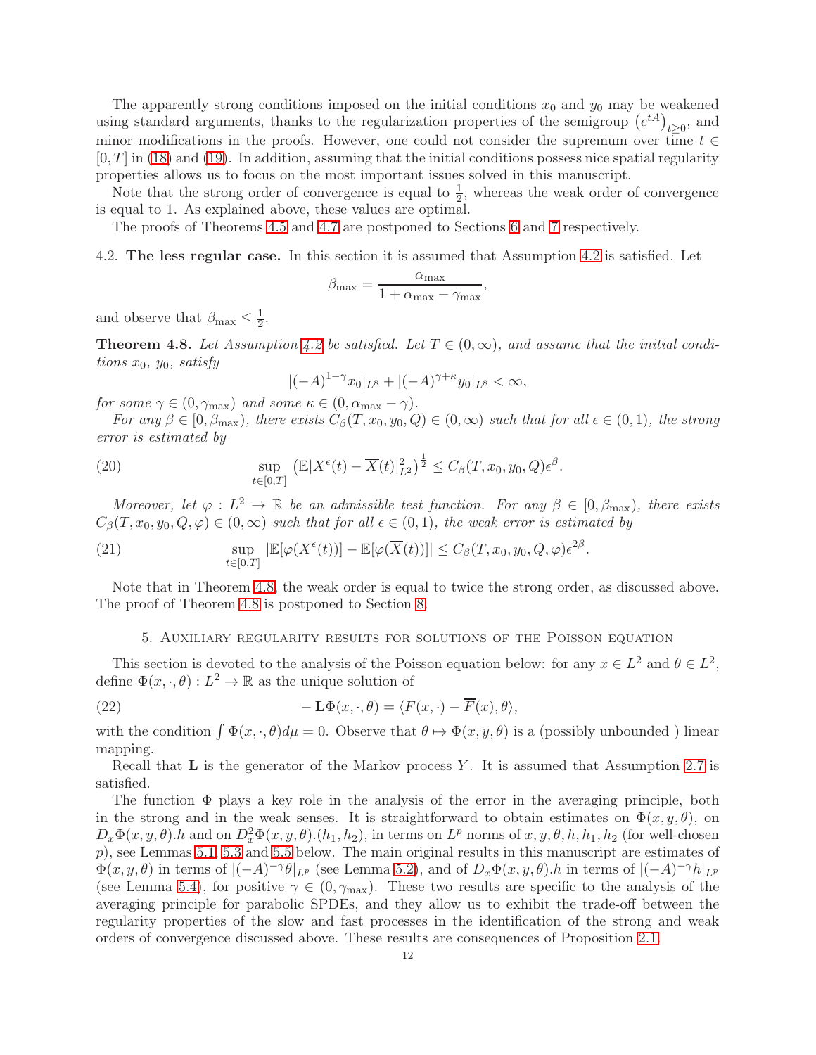The apparently strong conditions imposed on the initial conditions $x_0$ and $y_0$ may be weakened using standard arguments, thanks to the regularization properties of the semigroup $\left(e^{tA}\right)_{t\geq 0}$, and minor modifications in the proofs. However, one could not consider the supremum over time $t \in [0,T]$ in (18) and (19). In addition, assuming that the initial conditions possess nice spatial regularity properties allows us to focus on the most important issues solved in this manuscript.

Note that the strong order of convergence is equal to $\frac{1}{2}$, whereas the weak order of convergence is equal to 1. As explained above, these values are optimal.

The proofs of Theorems 4.5 and 4.7 are postponed to Sections 6 and 7 respectively.

4.2. **The less regular case.** In this section it is assumed that Assumption 4.2 is satisfied. Let

$$\beta_{\max} = \frac{\alpha_{\max}}{1+\alpha_{\max}-\gamma_{\max}},$$

and observe that $\beta_{\max} \leq \frac{1}{2}$.

**Theorem 4.8.** *Let Assumption 4.2 be satisfied. Let $T \in (0,\infty)$, and assume that the initial conditions $x_0$, $y_0$, satisfy*

$$|(-A)^{1-\gamma}x_0|_{L^8} + |(-A)^{\gamma+\kappa}y_0|_{L^8} < \infty,$$

*for some $\gamma \in (0,\gamma_{\max})$ and some $\kappa \in (0, \alpha_{\max}-\gamma)$.*

*For any $\beta \in [0,\beta_{\max})$, there exists $C_\beta(T,x_0,y_0,Q) \in (0,\infty)$ such that for all $\epsilon \in (0,1)$, the strong error is estimated by*

$$\sup_{t\in[0,T]} \left(\mathbb{E}|X^\epsilon(t) - \overline{X}(t)|_{L^2}^2\right)^{\frac{1}{2}} \leq C_\beta(T,x_0,y_0,Q)\epsilon^\beta. \tag{20}$$

*Moreover, let $\varphi : L^2 \to \mathbb{R}$ be an admissible test function. For any $\beta \in [0,\beta_{\max})$, there exists $C_\beta(T,x_0,y_0,Q,\varphi) \in (0,\infty)$ such that for all $\epsilon \in (0,1)$, the weak error is estimated by*

$$\sup_{t\in[0,T]} |\mathbb{E}[\varphi(X^\epsilon(t))] - \mathbb{E}[\varphi(\overline{X}(t))]| \leq C_\beta(T,x_0,y_0,Q,\varphi)\epsilon^{2\beta}. \tag{21}$$

Note that in Theorem 4.8, the weak order is equal to twice the strong order, as discussed above. The proof of Theorem 4.8 is postponed to Section 8.

## 5. Auxiliary regularity results for solutions of the Poisson equation

This section is devoted to the analysis of the Poisson equation below: for any $x \in L^2$ and $\theta \in L^2$, define $\Phi(x,\cdot,\theta) : L^2 \to \mathbb{R}$ as the unique solution of

$$-\mathbf{L}\Phi(x,\cdot,\theta) = \langle F(x,\cdot) - \overline{F}(x), \theta\rangle, \tag{22}$$

with the condition $\int \Phi(x,\cdot,\theta)d\mu = 0$. Observe that $\theta \mapsto \Phi(x,y,\theta)$ is a (possibly unbounded ) linear mapping.

Recall that $\mathbf{L}$ is the generator of the Markov process $Y$. It is assumed that Assumption 2.7 is satisfied.

The function $\Phi$ plays a key role in the analysis of the error in the averaging principle, both in the strong and in the weak senses. It is straightforward to obtain estimates on $\Phi(x,y,\theta)$, on $D_x\Phi(x,y,\theta).h$ and on $D_x^2\Phi(x,y,\theta).(h_1,h_2)$, in terms on $L^p$ norms of $x,y,\theta,h,h_1,h_2$ (for well-chosen $p$), see Lemmas 5.1, 5.3 and 5.5 below. The main original results in this manuscript are estimates of $\Phi(x,y,\theta)$ in terms of $|(-A)^{-\gamma}\theta|_{L^p}$ (see Lemma 5.2), and of $D_x\Phi(x,y,\theta).h$ in terms of $|(-A)^{-\gamma}h|_{L^p}$ (see Lemma 5.4), for positive $\gamma \in (0,\gamma_{\max})$. These two results are specific to the analysis of the averaging principle for parabolic SPDEs, and they allow us to exhibit the trade-off between the regularity properties of the slow and fast processes in the identification of the strong and weak orders of convergence discussed above. These results are consequences of Proposition 2.1.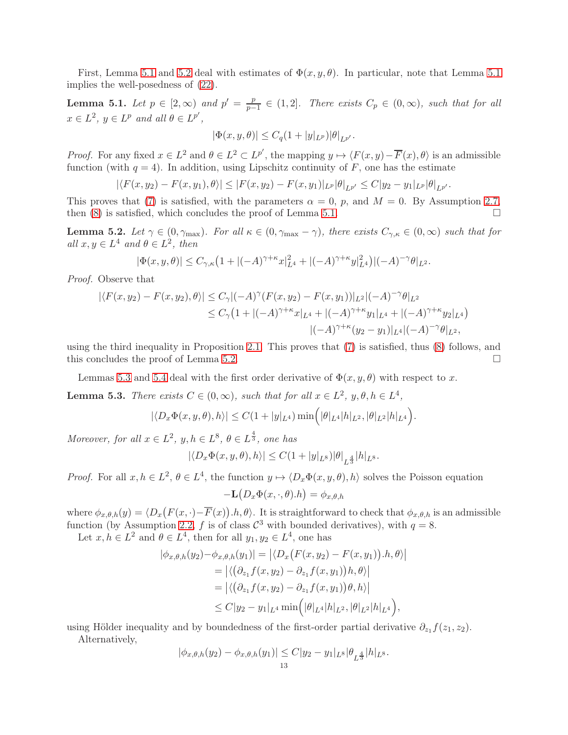First, Lemma 5.1 and 5.2 deal with estimates of $\Phi(x,y,\theta)$. In particular, note that Lemma 5.1 implies the well-posedness of (22).

**Lemma 5.1.** *Let $p \in [2,\infty)$ and $p' = \frac{p}{p-1} \in (1,2]$. There exists $C_p \in (0,\infty)$, such that for all $x \in L^2$, $y \in L^p$ and all $\theta \in L^{p'}$,*

$$|\Phi(x,y,\theta)| \le C_q(1+|y|_{L^p})|\theta|_{L^{p'}}.$$

*Proof.* For any fixed $x \in L^2$ and $\theta \in L^2 \subset L^{p'}$, the mapping $y \mapsto \langle F(x,y) - \overline{F}(x), \theta\rangle$ is an admissible function (with $q = 4$). In addition, using Lipschitz continuity of $F$, one has the estimate

$$|\langle F(x,y_2) - F(x,y_1), \theta\rangle| \le |F(x,y_2) - F(x,y_1)|_{L^p}|\theta|_{L^{p'}} \le C|y_2 - y_1|_{L^p}|\theta|_{L^{p'}}.$$

This proves that (7) is satisfied, with the parameters $\alpha = 0$, $p$, and $M = 0$. By Assumption 2.7, then (8) is satisfied, which concludes the proof of Lemma 5.1. $\square$

**Lemma 5.2.** *Let $\gamma \in (0,\gamma_{\max})$. For all $\kappa \in (0,\gamma_{\max} - \gamma)$, there exists $C_{\gamma,\kappa} \in (0,\infty)$ such that for all $x, y \in L^4$ and $\theta \in L^2$, then*

$$|\Phi(x,y,\theta)| \le C_{\gamma,\kappa}\big(1 + |(-A)^{\gamma+\kappa}x|_{L^4}^2 + |(-A)^{\gamma+\kappa}y|_{L^4}^2\big)|(-A)^{-\gamma}\theta|_{L^2}.$$

*Proof.* Observe that

$$\begin{aligned}
|\langle F(x,y_2) - F(x,y_2), \theta\rangle| &\le C_\gamma |(-A)^\gamma(F(x,y_2) - F(x,y_1))|_{L^2}|(-A)^{-\gamma}\theta|_{L^2} \\
&\le C_\gamma\big(1 + |(-A)^{\gamma+\kappa}x|_{L^4} + |(-A)^{\gamma+\kappa}y_1|_{L^4} + |(-A)^{\gamma+\kappa}y_2|_{L^4}\big) \\
&\qquad |(-A)^{\gamma+\kappa}(y_2 - y_1)|_{L^4}|(-A)^{-\gamma}\theta|_{L^2},
\end{aligned}$$

using the third inequality in Proposition 2.1. This proves that (7) is satisfied, thus (8) follows, and this concludes the proof of Lemma 5.2. $\square$

Lemmas 5.3 and 5.4 deal with the first order derivative of $\Phi(x,y,\theta)$ with respect to $x$.

**Lemma 5.3.** *There exists $C \in (0,\infty)$, such that for all $x \in L^2$, $y, \theta, h \in L^4$,*

$$|\langle D_x\Phi(x,y,\theta), h\rangle| \le C(1 + |y|_{L^4})\min\Big(|\theta|_{L^4}|h|_{L^2}, |\theta|_{L^2}|h|_{L^4}\Big).$$

*Moreover, for all $x \in L^2$, $y, h \in L^8$, $\theta \in L^{\frac{4}{3}}$, one has*

$$|\langle D_x\Phi(x,y,\theta), h\rangle| \le C(1 + |y|_{L^8})|\theta|_{L^{\frac{4}{3}}}|h|_{L^8}.$$

*Proof.* For all $x, h \in L^2$, $\theta \in L^4$, the function $y \mapsto \langle D_x\Phi(x,y,\theta), h\rangle$ solves the Poisson equation

$$-\mathbf{L}\big(D_x\Phi(x,\cdot,\theta).h\big) = \phi_{x,\theta,h}$$

where $\phi_{x,\theta,h}(y) = \langle D_x\big(F(x,\cdot) - \overline{F}(x)\big).h, \theta\rangle$. It is straightforward to check that $\phi_{x,\theta,h}$ is an admissible function (by Assumption 2.2, $f$ is of class $\mathcal{C}^3$ with bounded derivatives), with $q = 8$.

Let $x, h \in L^2$ and $\theta \in L^4$, then for all $y_1, y_2 \in L^4$, one has

$$\begin{aligned}
|\phi_{x,\theta,h}(y_2) - \phi_{x,\theta,h}(y_1)| &= \big|\langle D_x\big(F(x,y_2) - F(x,y_1)\big).h, \theta\rangle\big| \\
&= \big|\langle\big(\partial_{z_1}f(x,y_2) - \partial_{z_1}f(x,y_1)\big)h, \theta\rangle\big| \\
&= \big|\langle\big(\partial_{z_1}f(x,y_2) - \partial_{z_1}f(x,y_1)\big)\theta, h\rangle\big| \\
&\le C|y_2 - y_1|_{L^4}\min\Big(|\theta|_{L^4}|h|_{L^2}, |\theta|_{L^2}|h|_{L^4}\Big),
\end{aligned}$$

using Hölder inequality and by boundedness of the first-order partial derivative $\partial_{z_1}f(z_1,z_2)$.

Alternatively,

$$|\phi_{x,\theta,h}(y_2) - \phi_{x,\theta,h}(y_1)| \le C|y_2 - y_1|_{L^8}|\theta_{L^{\frac{4}{3}}}|h|_{L^8}.$$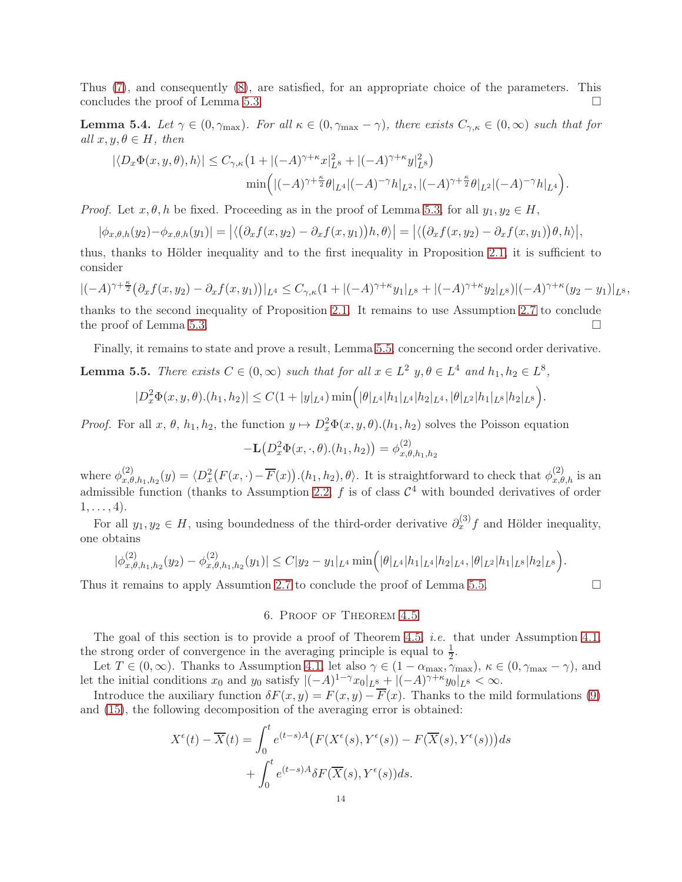Thus (7), and consequently (8), are satisfied, for an appropriate choice of the parameters. This concludes the proof of Lemma 5.3. □

**Lemma 5.4.** *Let $\gamma \in (0,\gamma_{\max})$. For all $\kappa \in (0,\gamma_{\max}-\gamma)$, there exists $C_{\gamma,\kappa}\in(0,\infty)$ such that for all $x,y,\theta\in H$, then*

$$
\begin{aligned}
|\langle D_x\Phi(x,y,\theta),h\rangle| \le C_{\gamma,\kappa}\big(1+|(-A)^{\gamma+\kappa}x|_{L^8}^2+|(-A)^{\gamma+\kappa}y|_{L^8}^2\big)&\\
\min\Big(|(-A)^{\gamma+\frac{\kappa}{2}}\theta|_{L^4}|(-A)^{-\gamma}h|_{L^2}, |(-A)^{\gamma+\frac{\kappa}{2}}\theta|_{L^2}|(-A)^{-\gamma}h|_{L^4}\Big)&.
\end{aligned}
$$

*Proof.* Let $x,\theta,h$ be fixed. Proceeding as in the proof of Lemma 5.3, for all $y_1,y_2\in H$,

$$
|\phi_{x,\theta,h}(y_2)-\phi_{x,\theta,h}(y_1)| = \big|\langle\big(\partial_x f(x,y_2)-\partial_x f(x,y_1)\big)h,\theta\rangle\big| = \big|\langle\big(\partial_x f(x,y_2)-\partial_x f(x,y_1)\big)\theta,h\rangle\big|,
$$

thus, thanks to Hölder inequality and to the first inequality in Proposition 2.1, it is sufficient to consider

$$
|(-A)^{\gamma+\frac{\kappa}{2}}\big(\partial_x f(x,y_2)-\partial_x f(x,y_1)\big)|_{L^4} \le C_{\gamma,\kappa}(1+|(-A)^{\gamma+\kappa}y_1|_{L^8}+|(-A)^{\gamma+\kappa}y_2|_{L^8})|(-A)^{\gamma+\kappa}(y_2-y_1)|_{L^8},
$$

thanks to the second inequality of Proposition 2.1. It remains to use Assumption 2.7 to conclude the proof of Lemma 5.3. □

Finally, it remains to state and prove a result, Lemma 5.5, concerning the second order derivative.

**Lemma 5.5.** *There exists $C\in(0,\infty)$ such that for all $x\in L^2$ $y,\theta\in L^4$ and $h_1,h_2\in L^8$,*

$$
|D_x^2\Phi(x,y,\theta).(h_1,h_2)| \le C(1+|y|_{L^4})\min\Big(|\theta|_{L^4}|h_1|_{L^4}|h_2|_{L^4}, |\theta|_{L^2}|h_1|_{L^8}|h_2|_{L^8}\Big).
$$

*Proof.* For all $x$, $\theta$, $h_1,h_2$, the function $y\mapsto D_x^2\Phi(x,y,\theta).(h_1,h_2)$ solves the Poisson equation

$$
-\mathbf{L}\big(D_x^2\Phi(x,\cdot,\theta).(h_1,h_2)\big) = \phi^{(2)}_{x,\theta,h_1,h_2}
$$

where $\phi^{(2)}_{x,\theta,h_1,h_2}(y) = \langle D_x^2\big(F(x,\cdot)-\overline{F}(x)\big).(h_1,h_2),\theta\rangle$. It is straightforward to check that $\phi^{(2)}_{x,\theta,h}$ is an admissible function (thanks to Assumption 2.2, $f$ is of class $\mathcal{C}^4$ with bounded derivatives of order $1,\ldots,4$).

For all $y_1,y_2\in H$, using boundedness of the third-order derivative $\partial_x^{(3)}f$ and Hölder inequality, one obtains

$$
|\phi^{(2)}_{x,\theta,h_1,h_2}(y_2)-\phi^{(2)}_{x,\theta,h_1,h_2}(y_1)| \le C|y_2-y_1|_{L^4}\min\Big(|\theta|_{L^4}|h_1|_{L^4}|h_2|_{L^4}, |\theta|_{L^2}|h_1|_{L^8}|h_2|_{L^8}\Big).
$$

Thus it remains to apply Assumtion 2.7 to conclude the proof of Lemma 5.5. □

## 6. Proof of Theorem 4.5

The goal of this section is to provide a proof of Theorem 4.5, *i.e.* that under Assumption 4.1, the strong order of convergence in the averaging principle is equal to $\frac{1}{2}$.

Let $T\in(0,\infty)$. Thanks to Assumption 4.1, let also $\gamma\in(1-\alpha_{\max},\gamma_{\max})$, $\kappa\in(0,\gamma_{\max}-\gamma)$, and let the initial conditions $x_0$ and $y_0$ satisfy $|(-A)^{1-\gamma}x_0|_{L^8}+|(-A)^{\gamma+\kappa}y_0|_{L^8}<\infty$.

Introduce the auxiliary function $\delta F(x,y)=F(x,y)-\overline{F}(x)$. Thanks to the mild formulations (9) and (15), the following decomposition of the averaging error is obtained:

$$
\begin{aligned}
X^\epsilon(t)-\overline{X}(t) &= \int_0^t e^{(t-s)A}\big(F(X^\epsilon(s),Y^\epsilon(s))-F(\overline{X}(s),Y^\epsilon(s))\big)ds\\
&\quad+\int_0^t e^{(t-s)A}\delta F(\overline{X}(s),Y^\epsilon(s))ds.
\end{aligned}
$$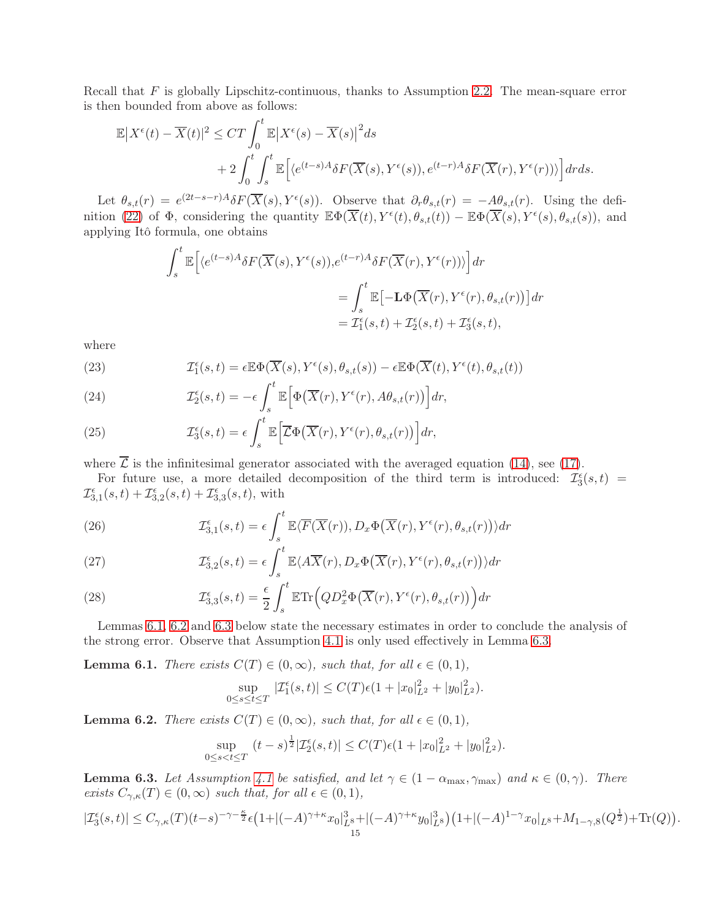Recall that $F$ is globally Lipschitz-continuous, thanks to Assumption 2.2. The mean-square error is then bounded from above as follows:

$$
\begin{aligned}
\mathbb{E}\big|X^\epsilon(t)-\overline{X}(t)\big|^2 \leq CT\int_0^t \mathbb{E}\big|X^\epsilon(s)-\overline{X}(s)\big|^2 ds \\
+ 2\int_0^t\int_s^t \mathbb{E}\Big[\langle e^{(t-s)A}\delta F(\overline{X}(s),Y^\epsilon(s)), e^{(t-r)A}\delta F(\overline{X}(r),Y^\epsilon(r))\rangle\Big] dr ds.
\end{aligned}
$$

Let $\theta_{s,t}(r) = e^{(2t-s-r)A}\delta F(\overline{X}(s),Y^\epsilon(s))$. Observe that $\partial_r\theta_{s,t}(r) = -A\theta_{s,t}(r)$. Using the definition (22) of $\Phi$, considering the quantity $\mathbb{E}\Phi(\overline{X}(t),Y^\epsilon(t),\theta_{s,t}(t)) - \mathbb{E}\Phi(\overline{X}(s),Y^\epsilon(s),\theta_{s,t}(s))$, and applying Itô formula, one obtains

$$
\begin{aligned}
\int_s^t \mathbb{E}\Big[\langle e^{(t-s)A}\delta F(\overline{X}(s),Y^\epsilon(s)), &e^{(t-r)A}\delta F(\overline{X}(r),Y^\epsilon(r))\rangle\Big] dr \\
&= \int_s^t \mathbb{E}\big[-\mathbf{L}\Phi\big(\overline{X}(r),Y^\epsilon(r),\theta_{s,t}(r)\big)\big] dr \\
&= \mathcal{I}_1^\epsilon(s,t) + \mathcal{I}_2^\epsilon(s,t) + \mathcal{I}_3^\epsilon(s,t),
\end{aligned}
$$

where

$$
\mathcal{I}_1^\epsilon(s,t) = \epsilon\mathbb{E}\Phi(\overline{X}(s),Y^\epsilon(s),\theta_{s,t}(s)) - \epsilon\mathbb{E}\Phi(\overline{X}(t),Y^\epsilon(t),\theta_{s,t}(t)) \tag{23}
$$

$$
\mathcal{I}_2^\epsilon(s,t) = -\epsilon\int_s^t \mathbb{E}\Big[\Phi\big(\overline{X}(r),Y^\epsilon(r),A\theta_{s,t}(r)\big)\Big] dr, \tag{24}
$$

$$
\mathcal{I}_3^\epsilon(s,t) = \epsilon\int_s^t \mathbb{E}\Big[\overline{\mathcal{L}}\Phi\big(\overline{X}(r),Y^\epsilon(r),\theta_{s,t}(r)\big)\Big] dr, \tag{25}
$$

where $\overline{\mathcal{L}}$ is the infinitesimal generator associated with the averaged equation (14), see (17).

For future use, a more detailed decomposition of the third term is introduced: $\mathcal{I}_3^\epsilon(s,t) = \mathcal{I}_{3,1}^\epsilon(s,t) + \mathcal{I}_{3,2}^\epsilon(s,t) + \mathcal{I}_{3,3}^\epsilon(s,t)$, with

$$
\mathcal{I}_{3,1}^\epsilon(s,t) = \epsilon\int_s^t \mathbb{E}\langle\overline{F}(\overline{X}(r)), D_x\Phi\big(\overline{X}(r),Y^\epsilon(r),\theta_{s,t}(r)\big)\rangle dr \tag{26}
$$

$$
\mathcal{I}_{3,2}^\epsilon(s,t) = \epsilon\int_s^t \mathbb{E}\langle A\overline{X}(r), D_x\Phi\big(\overline{X}(r),Y^\epsilon(r),\theta_{s,t}(r)\big)\rangle dr \tag{27}
$$

$$
\mathcal{I}_{3,3}^\epsilon(s,t) = \frac{\epsilon}{2}\int_s^t \mathbb{E}\mathrm{Tr}\Big(QD_x^2\Phi\big(\overline{X}(r),Y^\epsilon(r),\theta_{s,t}(r)\big)\Big) dr \tag{28}
$$

Lemmas 6.1, 6.2 and 6.3 below state the necessary estimates in order to conclude the analysis of the strong error. Observe that Assumption 4.1 is only used effectively in Lemma 6.3.

**Lemma 6.1.** *There exists $C(T)\in(0,\infty)$, such that, for all $\epsilon\in(0,1)$,*

$$
\sup_{0\leq s\leq t\leq T} |\mathcal{I}_1^\epsilon(s,t)| \leq C(T)\epsilon(1+|x_0|_{L^2}^2+|y_0|_{L^2}^2).
$$

**Lemma 6.2.** *There exists $C(T)\in(0,\infty)$, such that, for all $\epsilon\in(0,1)$,*

$$
\sup_{0\leq s<t\leq T} (t-s)^{\frac{1}{2}}|\mathcal{I}_2^\epsilon(s,t)| \leq C(T)\epsilon(1+|x_0|_{L^2}^2+|y_0|_{L^2}^2).
$$

**Lemma 6.3.** *Let Assumption 4.1 be satisfied, and let $\gamma\in(1-\alpha_{\max},\gamma_{\max})$ and $\kappa\in(0,\gamma)$. There exists $C_{\gamma,\kappa}(T)\in(0,\infty)$ such that, for all $\epsilon\in(0,1)$,*

$$
|\mathcal{I}_3^\epsilon(s,t)| \leq C_{\gamma,\kappa}(T)(t-s)^{-\gamma-\frac{\kappa}{2}}\epsilon\big(1+|(-A)^{\gamma+\kappa}x_0|_{L^8}^3+|(-A)^{\gamma+\kappa}y_0|_{L^8}^3\big)\big(1+|(-A)^{1-\gamma}x_0|_{L^8}+M_{1-\gamma,8}(Q^{\frac{1}{2}})+\mathrm{Tr}(Q)\big).
$$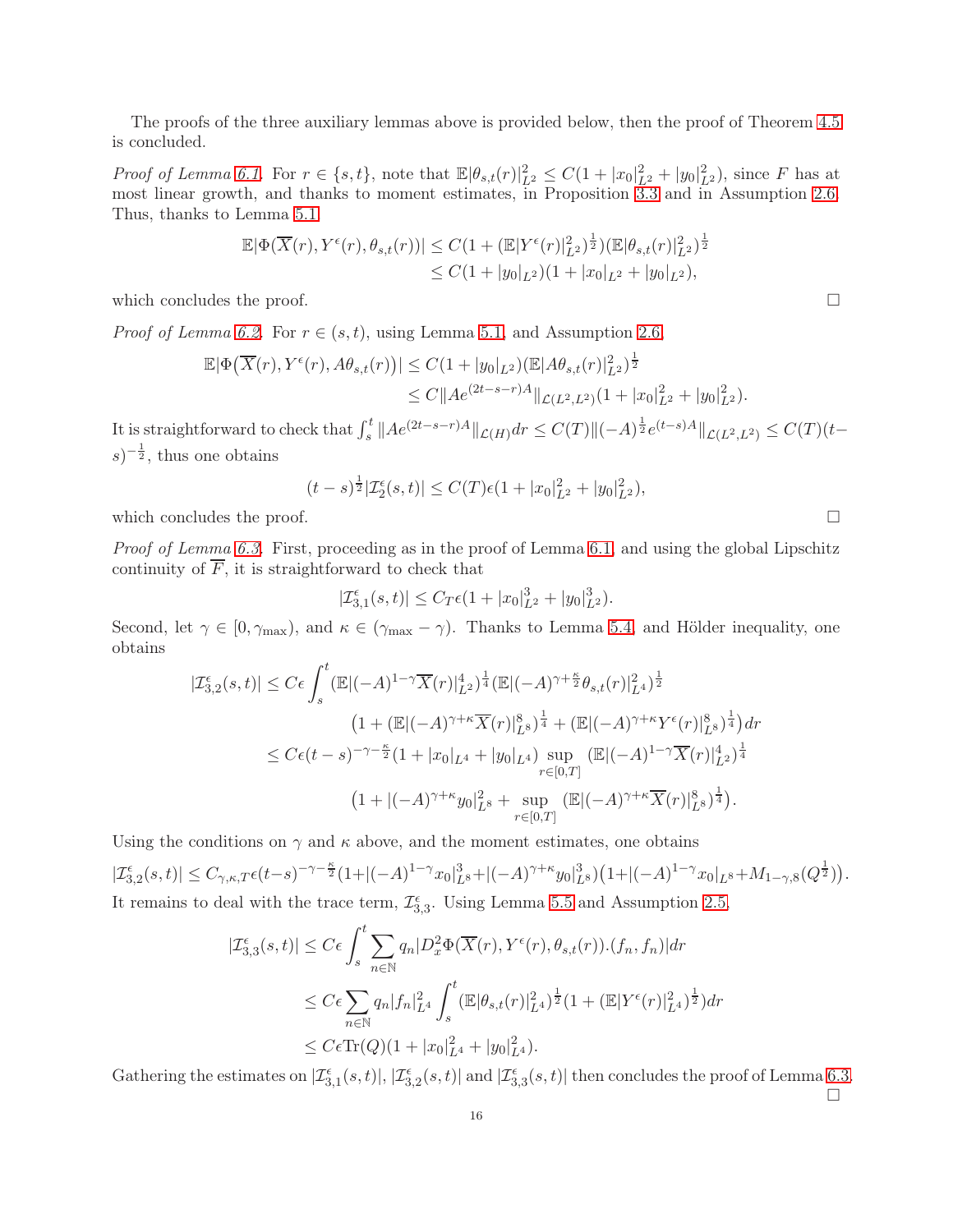The proofs of the three auxiliary lemmas above is provided below, then the proof of Theorem 4.5 is concluded.

*Proof of Lemma 6.1.* For $r \in \{s,t\}$, note that $\mathbb{E}|\theta_{s,t}(r)|_{L^2}^2 \le C(1+|x_0|_{L^2}^2+|y_0|_{L^2}^2)$, since $F$ has at most linear growth, and thanks to moment estimates, in Proposition 3.3 and in Assumption 2.6. Thus, thanks to Lemma 5.1

$$
\begin{aligned}
\mathbb{E}|\Phi(\overline{X}(r),Y^\epsilon(r),\theta_{s,t}(r))| &\le C\big(1+(\mathbb{E}|Y^\epsilon(r)|_{L^2}^2)^{\frac{1}{2}}\big)(\mathbb{E}|\theta_{s,t}(r)|_{L^2}^2)^{\frac{1}{2}}\\
&\le C(1+|y_0|_{L^2})(1+|x_0|_{L^2}+|y_0|_{L^2}),
\end{aligned}
$$

which concludes the proof. $\square$

*Proof of Lemma 6.2.* For $r \in (s,t)$, using Lemma 5.1, and Assumption 2.6

$$
\begin{aligned}
\mathbb{E}\big|\Phi\big(\overline{X}(r),Y^\epsilon(r),A\theta_{s,t}(r)\big)\big| &\le C(1+|y_0|_{L^2})(\mathbb{E}|A\theta_{s,t}(r)|_{L^2}^2)^{\frac{1}{2}}\\
&\le C\|Ae^{(2t-s-r)A}\|_{\mathcal{L}(L^2,L^2)}(1+|x_0|_{L^2}^2+|y_0|_{L^2}^2).
\end{aligned}
$$

It is straightforward to check that $\int_s^t \|Ae^{(2t-s-r)A}\|_{\mathcal{L}(H)}dr \le C(T)\|(-A)^{\frac{1}{2}}e^{(t-s)A}\|_{\mathcal{L}(L^2,L^2)} \le C(T)(t-s)^{-\frac{1}{2}}$, thus one obtains

$$
(t-s)^{\frac{1}{2}}|\mathcal{I}_2^\epsilon(s,t)| \le C(T)\epsilon(1+|x_0|_{L^2}^2+|y_0|_{L^2}^2),
$$

which concludes the proof. $\square$

*Proof of Lemma 6.3.* First, proceeding as in the proof of Lemma 6.1, and using the global Lipschitz continuity of $\overline{F}$, it is straightforward to check that

$$
|\mathcal{I}_{3,1}^\epsilon(s,t)| \le C_T\epsilon(1+|x_0|_{L^2}^3+|y_0|_{L^2}^3).
$$

Second, let $\gamma \in [0,\gamma_{\max})$, and $\kappa \in (\gamma_{\max}-\gamma)$. Thanks to Lemma 5.4, and Hölder inequality, one obtains

$$
\begin{aligned}
|\mathcal{I}_{3,2}^\epsilon(s,t)| \le C\epsilon\int_s^t &(\mathbb{E}|(-A)^{1-\gamma}\overline{X}(r)|_{L^2}^4)^{\frac{1}{4}}(\mathbb{E}|(-A)^{\gamma+\frac{\kappa}{2}}\theta_{s,t}(r)|_{L^4}^2)^{\frac{1}{2}}\\
&\big(1+(\mathbb{E}|(-A)^{\gamma+\kappa}\overline{X}(r)|_{L^8}^8)^{\frac{1}{4}}+(\mathbb{E}|(-A)^{\gamma+\kappa}Y^\epsilon(r)|_{L^8}^8)^{\frac{1}{4}}\big)dr\\
\le C\epsilon(t-s)^{-\gamma-\frac{\kappa}{2}}&(1+|x_0|_{L^4}+|y_0|_{L^4})\sup_{r\in[0,T]}(\mathbb{E}|(-A)^{1-\gamma}\overline{X}(r)|_{L^2}^4)^{\frac{1}{4}}\\
&\big(1+|(-A)^{\gamma+\kappa}y_0|_{L^8}^2+\sup_{r\in[0,T]}(\mathbb{E}|(-A)^{\gamma+\kappa}\overline{X}(r)|_{L^8}^8)^{\frac{1}{4}}\big).
\end{aligned}
$$

Using the conditions on $\gamma$ and $\kappa$ above, and the moment estimates, one obtains

$$
|\mathcal{I}_{3,2}^\epsilon(s,t)| \le C_{\gamma,\kappa,T}\epsilon(t-s)^{-\gamma-\frac{\kappa}{2}}(1+|(-A)^{1-\gamma}x_0|_{L^8}^3+|(-A)^{\gamma+\kappa}y_0|_{L^8}^3)\big(1+|(-A)^{1-\gamma}x_0|_{L^8}+M_{1-\gamma,8}(Q^{\frac{1}{2}})\big).
$$

It remains to deal with the trace term, $\mathcal{I}_{3,3}^\epsilon$. Using Lemma 5.5 and Assumption 2.5,

$$
\begin{aligned}
|\mathcal{I}_{3,3}^\epsilon(s,t)| &\le C\epsilon\int_s^t\sum_{n\in\mathbb{N}}q_n|D_x^2\Phi(\overline{X}(r),Y^\epsilon(r),\theta_{s,t}(r)).(f_n,f_n)|dr\\
&\le C\epsilon\sum_{n\in\mathbb{N}}q_n|f_n|_{L^4}^2\int_s^t(\mathbb{E}|\theta_{s,t}(r)|_{L^4}^2)^{\frac{1}{2}}(1+(\mathbb{E}|Y^\epsilon(r)|_{L^4}^2)^{\frac{1}{2}})dr\\
&\le C\epsilon\mathrm{Tr}(Q)(1+|x_0|_{L^4}^2+|y_0|_{L^4}^2).
\end{aligned}
$$

Gathering the estimates on $|\mathcal{I}_{3,1}^\epsilon(s,t)|$, $|\mathcal{I}_{3,2}^\epsilon(s,t)|$ and $|\mathcal{I}_{3,3}^\epsilon(s,t)|$ then concludes the proof of Lemma 6.3. $\square$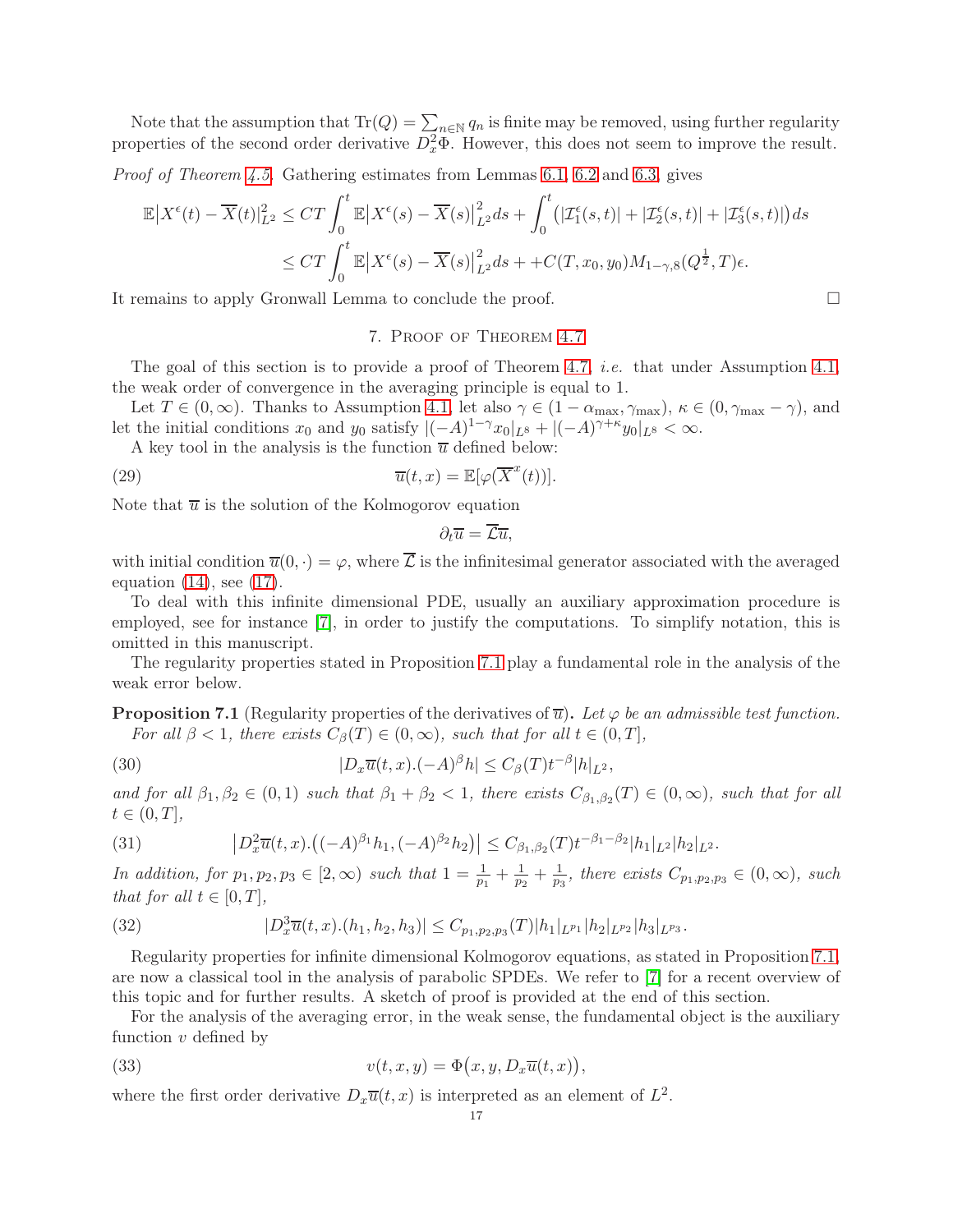Note that the assumption that $\mathrm{Tr}(Q) = \sum_{n\in\mathbb{N}} q_n$ is finite may be removed, using further regularity properties of the second order derivative $D_x^2\Phi$. However, this does not seem to improve the result.

*Proof of Theorem 4.5.* Gathering estimates from Lemmas 6.1, 6.2 and 6.3, gives

$$
\begin{aligned}
\mathbb{E}\big|X^\epsilon(t) - \overline{X}(t)\big|_{L^2}^2 &\leq CT \int_0^t \mathbb{E}\big|X^\epsilon(s) - \overline{X}(s)\big|_{L^2}^2 ds + \int_0^t \big(|\mathcal{I}_1^\epsilon(s,t)| + |\mathcal{I}_2^\epsilon(s,t)| + |\mathcal{I}_3^\epsilon(s,t)|\big) ds \\
&\leq CT \int_0^t \mathbb{E}\big|X^\epsilon(s) - \overline{X}(s)\big|_{L^2}^2 ds + + C(T, x_0, y_0) M_{1-\gamma,8}(Q^{\frac{1}{2}}, T)\epsilon.
\end{aligned}
$$

It remains to apply Gronwall Lemma to conclude the proof. □

## 7. Proof of Theorem 4.7

The goal of this section is to provide a proof of Theorem 4.7, *i.e.* that under Assumption 4.1, the weak order of convergence in the averaging principle is equal to 1.

Let $T \in (0,\infty)$. Thanks to Assumption 4.1, let also $\gamma \in (1-\alpha_{\max}, \gamma_{\max})$, $\kappa \in (0, \gamma_{\max} - \gamma)$, and let the initial conditions $x_0$ and $y_0$ satisfy $|(-A)^{1-\gamma}x_0|_{L^8} + |(-A)^{\gamma+\kappa}y_0|_{L^8} < \infty$.

A key tool in the analysis is the function $\overline{u}$ defined below:

$$
\overline{u}(t,x) = \mathbb{E}[\varphi(\overline{X}^x(t))]. \tag{29}
$$

Note that $\overline{u}$ is the solution of the Kolmogorov equation

$$
\partial_t \overline{u} = \overline{\mathcal{L}}\overline{u},
$$

with initial condition $\overline{u}(0,\cdot) = \varphi$, where $\overline{\mathcal{L}}$ is the infinitesimal generator associated with the averaged equation (14), see (17).

To deal with this infinite dimensional PDE, usually an auxiliary approximation procedure is employed, see for instance [7], in order to justify the computations. To simplify notation, this is omitted in this manuscript.

The regularity properties stated in Proposition 7.1 play a fundamental role in the analysis of the weak error below.

**Proposition 7.1** (Regularity properties of the derivatives of $\overline{u}$)**.** *Let $\varphi$ be an admissible test function. For all $\beta < 1$, there exists $C_\beta(T) \in (0,\infty)$, such that for all $t \in (0,T]$,*

$$
|D_x\overline{u}(t,x).(-A)^\beta h| \leq C_\beta(T) t^{-\beta} |h|_{L^2}, \tag{30}
$$

*and for all $\beta_1, \beta_2 \in (0,1)$ such that $\beta_1 + \beta_2 < 1$, there exists $C_{\beta_1,\beta_2}(T) \in (0,\infty)$, such that for all $t \in (0,T]$,*

$$
\big|D_x^2\overline{u}(t,x).\big((-A)^{\beta_1}h_1, (-A)^{\beta_2}h_2\big)\big| \leq C_{\beta_1,\beta_2}(T) t^{-\beta_1-\beta_2} |h_1|_{L^2} |h_2|_{L^2}. \tag{31}
$$

*In addition, for $p_1, p_2, p_3 \in [2,\infty)$ such that $1 = \frac{1}{p_1} + \frac{1}{p_2} + \frac{1}{p_3}$, there exists $C_{p_1,p_2,p_3} \in (0,\infty)$, such that for all $t \in [0,T]$,*

$$
|D_x^3\overline{u}(t,x).(h_1,h_2,h_3)| \leq C_{p_1,p_2,p_3}(T) |h_1|_{L^{p_1}} |h_2|_{L^{p_2}} |h_3|_{L^{p_3}}. \tag{32}
$$

Regularity properties for infinite dimensional Kolmogorov equations, as stated in Proposition 7.1, are now a classical tool in the analysis of parabolic SPDEs. We refer to [7] for a recent overview of this topic and for further results. A sketch of proof is provided at the end of this section.

For the analysis of the averaging error, in the weak sense, the fundamental object is the auxiliary function $v$ defined by

$$
v(t,x,y) = \Phi\big(x, y, D_x\overline{u}(t,x)\big), \tag{33}
$$

where the first order derivative $D_x\overline{u}(t,x)$ is interpreted as an element of $L^2$.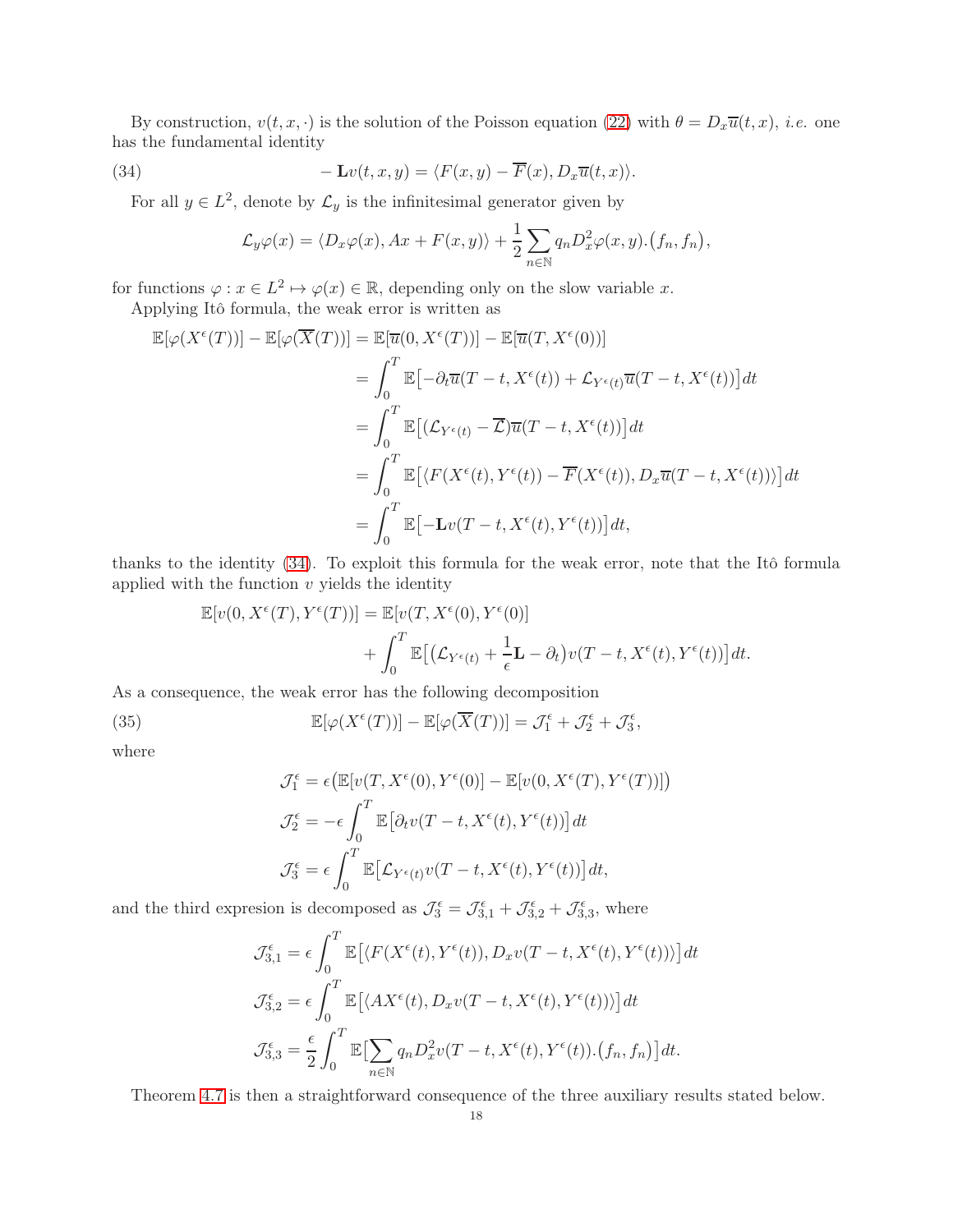By construction, $v(t,x,\cdot)$ is the solution of the Poisson equation (22) with $\theta = D_x\overline{u}(t,x)$, *i.e.* one has the fundamental identity

$$
-\mathbf{L}v(t,x,y) = \langle F(x,y) - \overline{F}(x), D_x\overline{u}(t,x)\rangle. \tag{34}
$$

For all $y \in L^2$, denote by $\mathcal{L}_y$ is the infinitesimal generator given by

$$
\mathcal{L}_y\varphi(x) = \langle D_x\varphi(x), Ax + F(x,y)\rangle + \frac{1}{2}\sum_{n\in\mathbb{N}} q_n D_x^2\varphi(x,y).\big(f_n,f_n\big),
$$

for functions $\varphi : x \in L^2 \mapsto \varphi(x) \in \mathbb{R}$, depending only on the slow variable $x$.

Applying Itô formula, the weak error is written as

$$
\begin{aligned}
\mathbb{E}[\varphi(X^\epsilon(T))] - \mathbb{E}[\varphi(\overline{X}(T))] &= \mathbb{E}[\overline{u}(0,X^\epsilon(T))] - \mathbb{E}[\overline{u}(T,X^\epsilon(0))]\\
&= \int_0^T \mathbb{E}\big[-\partial_t\overline{u}(T-t,X^\epsilon(t)) + \mathcal{L}_{Y^\epsilon(t)}\overline{u}(T-t,X^\epsilon(t))\big]dt\\
&= \int_0^T \mathbb{E}\big[(\mathcal{L}_{Y^\epsilon(t)} - \overline{\mathcal{L}})\overline{u}(T-t,X^\epsilon(t))\big]dt\\
&= \int_0^T \mathbb{E}\big[\langle F(X^\epsilon(t),Y^\epsilon(t)) - \overline{F}(X^\epsilon(t)), D_x\overline{u}(T-t,X^\epsilon(t))\rangle\big]dt\\
&= \int_0^T \mathbb{E}\big[-\mathbf{L}v(T-t,X^\epsilon(t),Y^\epsilon(t))\big]dt,
\end{aligned}
$$

thanks to the identity (34). To exploit this formula for the weak error, note that the Itô formula applied with the function $v$ yields the identity

$$
\begin{aligned}
\mathbb{E}[v(0,X^\epsilon(T),Y^\epsilon(T))] &= \mathbb{E}[v(T,X^\epsilon(0),Y^\epsilon(0)]\\
&\quad + \int_0^T \mathbb{E}\big[\big(\mathcal{L}_{Y^\epsilon(t)} + \frac{1}{\epsilon}\mathbf{L} - \partial_t\big)v(T-t,X^\epsilon(t),Y^\epsilon(t))\big]dt.
\end{aligned}
$$

As a consequence, the weak error has the following decomposition

$$
\mathbb{E}[\varphi(X^\epsilon(T))] - \mathbb{E}[\varphi(\overline{X}(T))] = \mathcal{J}_1^\epsilon + \mathcal{J}_2^\epsilon + \mathcal{J}_3^\epsilon, \tag{35}
$$

where

$$
\begin{aligned}
\mathcal{J}_1^\epsilon &= \epsilon\big(\mathbb{E}[v(T,X^\epsilon(0),Y^\epsilon(0)] - \mathbb{E}[v(0,X^\epsilon(T),Y^\epsilon(T))]\big)\\
\mathcal{J}_2^\epsilon &= -\epsilon\int_0^T \mathbb{E}\big[\partial_t v(T-t,X^\epsilon(t),Y^\epsilon(t))\big]dt\\
\mathcal{J}_3^\epsilon &= \epsilon\int_0^T \mathbb{E}\big[\mathcal{L}_{Y^\epsilon(t)}v(T-t,X^\epsilon(t),Y^\epsilon(t))\big]dt,
\end{aligned}
$$

and the third expresion is decomposed as $\mathcal{J}_3^\epsilon = \mathcal{J}_{3,1}^\epsilon + \mathcal{J}_{3,2}^\epsilon + \mathcal{J}_{3,3}^\epsilon$, where

$$
\begin{aligned}
\mathcal{J}_{3,1}^\epsilon &= \epsilon\int_0^T \mathbb{E}\big[\langle F(X^\epsilon(t),Y^\epsilon(t)), D_x v(T-t,X^\epsilon(t),Y^\epsilon(t))\rangle\big]dt\\
\mathcal{J}_{3,2}^\epsilon &= \epsilon\int_0^T \mathbb{E}\big[\langle AX^\epsilon(t), D_x v(T-t,X^\epsilon(t),Y^\epsilon(t))\rangle\big]dt\\
\mathcal{J}_{3,3}^\epsilon &= \frac{\epsilon}{2}\int_0^T \mathbb{E}\big[\sum_{n\in\mathbb{N}} q_n D_x^2 v(T-t,X^\epsilon(t),Y^\epsilon(t)).\big(f_n,f_n\big)\big]dt.
\end{aligned}
$$

Theorem 4.7 is then a straightforward consequence of the three auxiliary results stated below.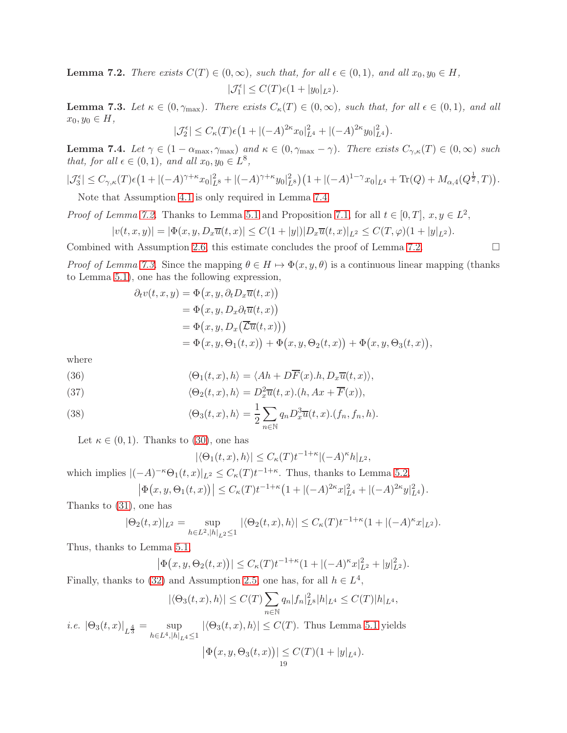**Lemma 7.2.** *There exists $C(T) \in (0,\infty)$, such that, for all $\epsilon \in (0,1)$, and all $x_0, y_0 \in H$,*

$$|\mathcal{J}_1^\epsilon| \le C(T)\epsilon(1+|y_0|_{L^2}).$$

**Lemma 7.3.** *Let $\kappa \in (0,\gamma_{\max})$. There exists $C_\kappa(T) \in (0,\infty)$, such that, for all $\epsilon \in (0,1)$, and all $x_0, y_0 \in H$,*

$$|\mathcal{J}_2^\epsilon| \le C_\kappa(T)\epsilon\big(1+|(-A)^{2\kappa}x_0|_{L^4}^2+|(-A)^{2\kappa}y_0|_{L^4}^2\big).$$

**Lemma 7.4.** *Let $\gamma \in (1-\alpha_{\max},\gamma_{\max})$ and $\kappa \in (0,\gamma_{\max}-\gamma)$. There exists $C_{\gamma,\kappa}(T) \in (0,\infty)$ such that, for all $\epsilon \in (0,1)$, and all $x_0, y_0 \in L^8$,*

$$|\mathcal{J}_3^\epsilon| \le C_{\gamma,\kappa}(T)\epsilon\big(1+|(-A)^{\gamma+\kappa}x_0|_{L^8}^2+|(-A)^{\gamma+\kappa}y_0|_{L^8}^2\big)\big(1+|(-A)^{1-\gamma}x_0|_{L^4}+\mathrm{Tr}(Q)+M_{\alpha,4}(Q^{\frac12},T)\big).$$

Note that Assumption 4.1 is only required in Lemma 7.4.

*Proof of Lemma 7.2.* Thanks to Lemma 5.1 and Proposition 7.1, for all $t \in [0,T]$, $x,y \in L^2$,

$$|v(t,x,y)| = |\Phi(x,y,D_x\overline{u}(t,x)| \le C(1+|y|)|D_x\overline{u}(t,x)|_{L^2} \le C(T,\varphi)(1+|y|_{L^2}).$$

Combined with Assumption 2.6, this estimate concludes the proof of Lemma 7.2. $\square$

*Proof of Lemma 7.3.* Since the mapping $\theta \in H \mapsto \Phi(x,y,\theta)$ is a continuous linear mapping (thanks to Lemma 5.1), one has the following expression,

$$\begin{aligned}
\partial_t v(t,x,y) &= \Phi\big(x,y,\partial_t D_x\overline{u}(t,x)\big)\\
&= \Phi\big(x,y,D_x\partial_t\overline{u}(t,x)\big)\\
&= \Phi\big(x,y,D_x\big(\overline{\mathcal{L}}\overline{u}(t,x)\big)\big)\\
&= \Phi\big(x,y,\Theta_1(t,x)\big)+\Phi\big(x,y,\Theta_2(t,x)\big)+\Phi\big(x,y,\Theta_3(t,x)\big),
\end{aligned}$$

where

$$\langle \Theta_1(t,x),h\rangle = \langle Ah + D\overline{F}(x).h, D_x\overline{u}(t,x)\rangle, \tag{36}$$

$$\langle \Theta_2(t,x),h\rangle = D_x^2\overline{u}(t,x).(h,Ax+\overline{F}(x)), \tag{37}$$

$$\langle \Theta_3(t,x),h\rangle = \frac12\sum_{n\in\mathbb{N}} q_n D_x^3\overline{u}(t,x).(f_n,f_n,h). \tag{38}$$

Let $\kappa \in (0,1)$. Thanks to (30), one has

$$|\langle \Theta_1(t,x),h\rangle| \le C_\kappa(T)t^{-1+\kappa}|(-A)^\kappa h|_{L^2},$$

which implies $|(-A)^{-\kappa}\Theta_1(t,x)|_{L^2} \le C_\kappa(T)t^{-1+\kappa}$. Thus, thanks to Lemma 5.2,

$$\big|\Phi\big(x,y,\Theta_1(t,x)\big)\big| \le C_\kappa(T)t^{-1+\kappa}\big(1+|(-A)^{2\kappa}x|_{L^4}^2+|(-A)^{2\kappa}y|_{L^4}^2\big).$$

Thanks to (31), one has

$$|\Theta_2(t,x)|_{L^2} = \sup_{h\in L^2, |h|_{L^2}\le 1}|\langle \Theta_2(t,x),h\rangle| \le C_\kappa(T)t^{-1+\kappa}(1+|(-A)^\kappa x|_{L^2}).$$

Thus, thanks to Lemma 5.1,

$$\big|\Phi\big(x,y,\Theta_2(t,x)\big)| \le C_\kappa(T)t^{-1+\kappa}(1+|(-A)^\kappa x|_{L^2}^2+|y|_{L^2}^2).$$

Finally, thanks to (32) and Assumption 2.5, one has, for all $h \in L^4$,

$$|\langle \Theta_3(t,x),h\rangle| \le C(T)\sum_{n\in\mathbb{N}} q_n|f_n|_{L^8}^2|h|_{L^4} \le C(T)|h|_{L^4},$$

*i.e.* $|\Theta_3(t,x)|_{L^{\frac43}} = \sup_{h\in L^4, |h|_{L^4}\le 1}|\langle \Theta_3(t,x),h\rangle| \le C(T)$. Thus Lemma 5.1 yields

$$\big|\Phi\big(x,y,\Theta_3(t,x)\big)| \le C(T)(1+|y|_{L^4}).$$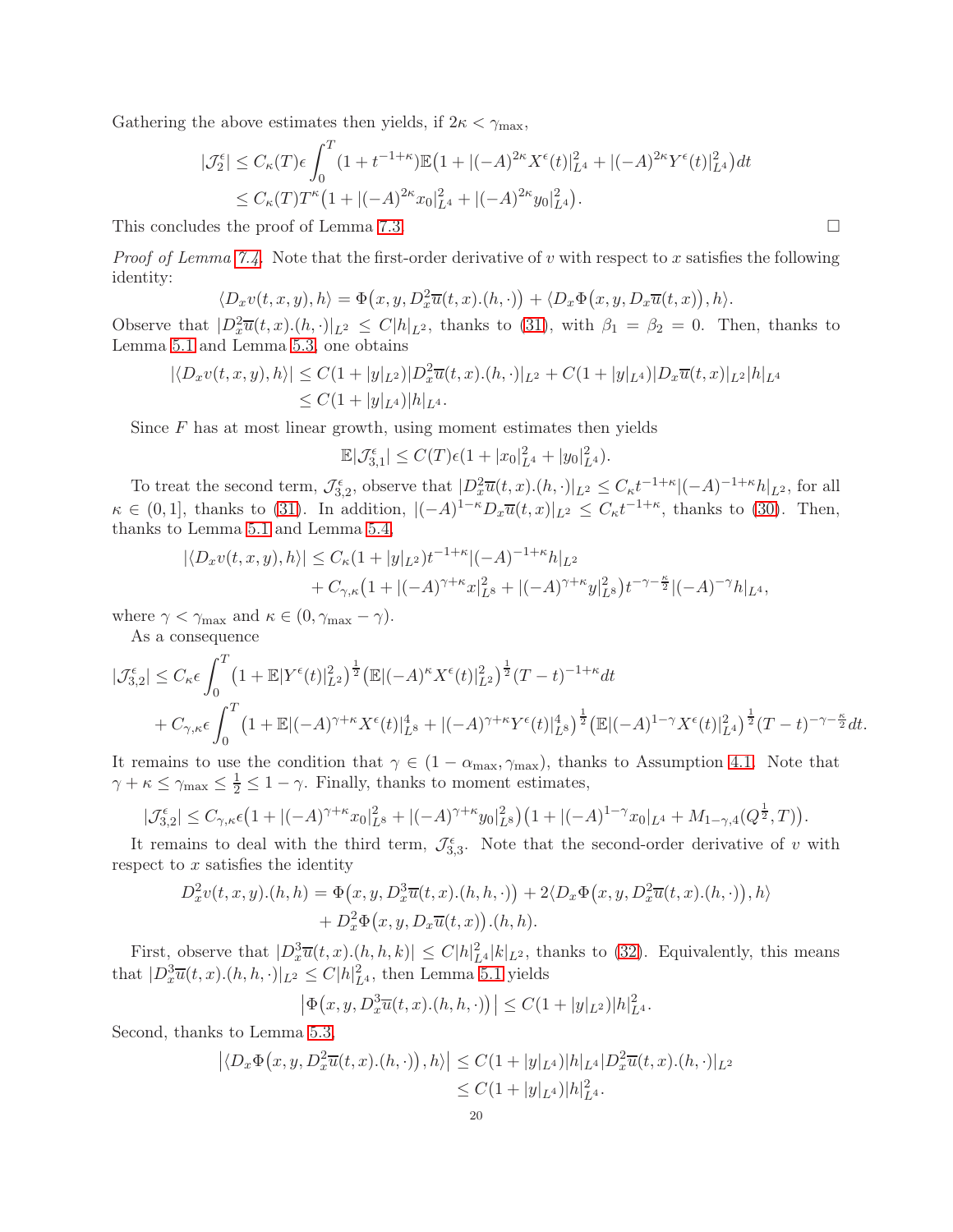Gathering the above estimates then yields, if $2\kappa < \gamma_{\max}$,

$$
\begin{aligned}
|\mathcal{J}_2^\epsilon| &\le C_\kappa(T)\epsilon \int_0^T (1+t^{-1+\kappa})\mathbb{E}\big(1+|(-A)^{2\kappa}X^\epsilon(t)|_{L^4}^2+|(-A)^{2\kappa}Y^\epsilon(t)|_{L^4}^2\big)dt\\
&\le C_\kappa(T)T^\kappa\big(1+|(-A)^{2\kappa}x_0|_{L^4}^2+|(-A)^{2\kappa}y_0|_{L^4}^2\big).
\end{aligned}
$$

This concludes the proof of Lemma 7.3. $\square$

*Proof of Lemma 7.4.* Note that the first-order derivative of $v$ with respect to $x$ satisfies the following identity:

$$
\langle D_x v(t,x,y),h\rangle = \Phi\big(x,y,D_x^2\overline{u}(t,x).(h,\cdot)\big)+\langle D_x\Phi\big(x,y,D_x\overline{u}(t,x)\big),h\rangle.
$$

Observe that $|D_x^2\overline{u}(t,x).(h,\cdot)|_{L^2}\le C|h|_{L^2}$, thanks to (31), with $\beta_1=\beta_2=0$. Then, thanks to Lemma 5.1 and Lemma 5.3, one obtains

$$
\begin{aligned}
|\langle D_x v(t,x,y),h\rangle| &\le C(1+|y|_{L^2})|D_x^2\overline{u}(t,x).(h,\cdot)|_{L^2}+C(1+|y|_{L^4})|D_x\overline{u}(t,x)|_{L^2}|h|_{L^4}\\
&\le C(1+|y|_{L^4})|h|_{L^4}.
\end{aligned}
$$

Since $F$ has at most linear growth, using moment estimates then yields

$$
\mathbb{E}|\mathcal{J}_{3,1}^\epsilon|\le C(T)\epsilon(1+|x_0|_{L^4}^2+|y_0|_{L^4}^2).
$$

To treat the second term, $\mathcal{J}_{3,2}^\epsilon$, observe that $|D_x^2\overline{u}(t,x).(h,\cdot)|_{L^2}\le C_\kappa t^{-1+\kappa}|(-A)^{-1+\kappa}h|_{L^2}$, for all $\kappa\in(0,1]$, thanks to (31). In addition, $|(-A)^{1-\kappa}D_x\overline{u}(t,x)|_{L^2}\le C_\kappa t^{-1+\kappa}$, thanks to (30). Then, thanks to Lemma 5.1 and Lemma 5.4,

$$
\begin{aligned}
|\langle D_x v(t,x,y),h\rangle| &\le C_\kappa(1+|y|_{L^2})t^{-1+\kappa}|(-A)^{-1+\kappa}h|_{L^2}\\
&\quad + C_{\gamma,\kappa}\big(1+|(-A)^{\gamma+\kappa}x|_{L^8}^2+|(-A)^{\gamma+\kappa}y|_{L^8}^2\big)t^{-\gamma-\frac{\kappa}{2}}|(-A)^{-\gamma}h|_{L^4},
\end{aligned}
$$

where $\gamma<\gamma_{\max}$ and $\kappa\in(0,\gamma_{\max}-\gamma)$.

As a consequence

$$
\begin{aligned}
|\mathcal{J}_{3,2}^\epsilon| &\le C_\kappa\epsilon\int_0^T \big(1+\mathbb{E}|Y^\epsilon(t)|_{L^2}^2\big)^{\frac12}\big(\mathbb{E}|(-A)^\kappa X^\epsilon(t)|_{L^2}^2\big)^{\frac12}(T-t)^{-1+\kappa}dt\\
&\quad + C_{\gamma,\kappa}\epsilon\int_0^T\big(1+\mathbb{E}|(-A)^{\gamma+\kappa}X^\epsilon(t)|_{L^8}^4+|(-A)^{\gamma+\kappa}Y^\epsilon(t)|_{L^8}^4\big)^{\frac12}\big(\mathbb{E}|(-A)^{1-\gamma}X^\epsilon(t)|_{L^4}^2\big)^{\frac12}(T-t)^{-\gamma-\frac{\kappa}{2}}dt.
\end{aligned}
$$

It remains to use the condition that $\gamma\in(1-\alpha_{\max},\gamma_{\max})$, thanks to Assumption 4.1. Note that $\gamma+\kappa\le\gamma_{\max}\le\frac12\le 1-\gamma$. Finally, thanks to moment estimates,

$$
|\mathcal{J}_{3,2}^\epsilon|\le C_{\gamma,\kappa}\epsilon\big(1+|(-A)^{\gamma+\kappa}x_0|_{L^8}^2+|(-A)^{\gamma+\kappa}y_0|_{L^8}^2\big)\big(1+|(-A)^{1-\gamma}x_0|_{L^4}+M_{1-\gamma,4}(Q^{\frac12},T)\big).
$$

It remains to deal with the third term, $\mathcal{J}_{3,3}^\epsilon$. Note that the second-order derivative of $v$ with respect to $x$ satisfies the identity

$$
\begin{aligned}
D_x^2 v(t,x,y).(h,h) &= \Phi\big(x,y,D_x^3\overline{u}(t,x).(h,h,\cdot)\big)+2\langle D_x\Phi\big(x,y,D_x^2\overline{u}(t,x).(h,\cdot)\big),h\rangle\\
&\quad + D_x^2\Phi\big(x,y,D_x\overline{u}(t,x)\big).(h,h).
\end{aligned}
$$

First, observe that $|D_x^3\overline{u}(t,x).(h,h,k)|\le C|h|_{L^4}^2|k|_{L^2}$, thanks to (32). Equivalently, this means that $|D_x^3\overline{u}(t,x).(h,h,\cdot)|_{L^2}\le C|h|_{L^4}^2$, then Lemma 5.1 yields

$$
\big|\Phi\big(x,y,D_x^3\overline{u}(t,x).(h,h,\cdot)\big)\big|\le C(1+|y|_{L^2})|h|_{L^4}^2.
$$

Second, thanks to Lemma 5.3,

$$
\begin{aligned}
\big|\langle D_x\Phi\big(x,y,D_x^2\overline{u}(t,x).(h,\cdot)\big),h\rangle\big| &\le C(1+|y|_{L^4})|h|_{L^4}|D_x^2\overline{u}(t,x).(h,\cdot)|_{L^2}\\
&\le C(1+|y|_{L^4})|h|_{L^4}^2.
\end{aligned}
$$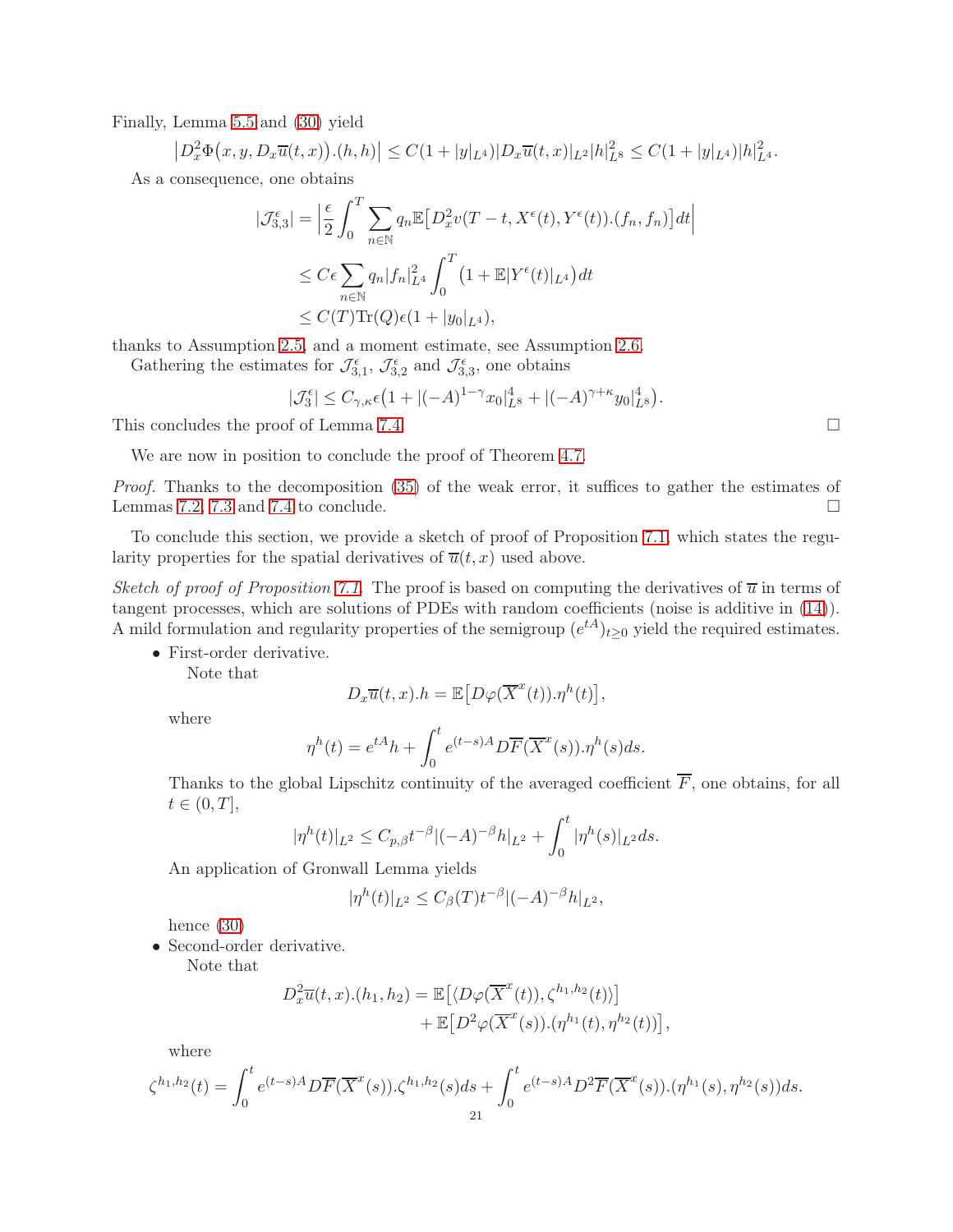Finally, Lemma 5.5 and (30) yield

$$\big|D_x^2\Phi\big(x,y,D_x\overline{u}(t,x)\big).(h,h)\big| \le C(1+|y|_{L^4})|D_x\overline{u}(t,x)|_{L^2}|h|_{L^8}^2 \le C(1+|y|_{L^4})|h|_{L^4}^2.$$

As a consequence, one obtains

$$\begin{aligned}
|\mathcal{J}_{3,3}^\epsilon| &= \Big|\frac{\epsilon}{2}\int_0^T \sum_{n\in\mathbb{N}} q_n \mathbb{E}\big[D_x^2 v(T-t,X^\epsilon(t),Y^\epsilon(t)).(f_n,f_n)\big]dt\Big| \\
&\le C\epsilon \sum_{n\in\mathbb{N}} q_n |f_n|_{L^4}^2 \int_0^T \big(1+\mathbb{E}|Y^\epsilon(t)|_{L^4}\big)dt \\
&\le C(T)\mathrm{Tr}(Q)\epsilon(1+|y_0|_{L^4}),
\end{aligned}$$

thanks to Assumption 2.5, and a moment estimate, see Assumption 2.6.

Gathering the estimates for $\mathcal{J}_{3,1}^\epsilon$, $\mathcal{J}_{3,2}^\epsilon$ and $\mathcal{J}_{3,3}^\epsilon$, one obtains

$$|\mathcal{J}_3^\epsilon| \le C_{\gamma,\kappa}\epsilon\big(1+|(-A)^{1-\gamma}x_0|_{L^8}^4 + |(-A)^{\gamma+\kappa}y_0|_{L^8}^4\big).$$

This concludes the proof of Lemma 7.4. □

We are now in position to conclude the proof of Theorem 4.7.

*Proof.* Thanks to the decomposition (35) of the weak error, it suffices to gather the estimates of Lemmas 7.2, 7.3 and 7.4 to conclude. □

To conclude this section, we provide a sketch of proof of Proposition 7.1, which states the regularity properties for the spatial derivatives of $\overline{u}(t,x)$ used above.

*Sketch of proof of Proposition 7.1.* The proof is based on computing the derivatives of $\overline{u}$ in terms of tangent processes, which are solutions of PDEs with random coefficients (noise is additive in (14)). A mild formulation and regularity properties of the semigroup $(e^{tA})_{t\ge 0}$ yield the required estimates.

- First-order derivative.

  Note that

  $$D_x\overline{u}(t,x).h = \mathbb{E}\big[D\varphi(\overline{X}^x(t)).\eta^h(t)\big],$$

  where

  $$\eta^h(t) = e^{tA}h + \int_0^t e^{(t-s)A}D\overline{F}(\overline{X}^x(s)).\eta^h(s)ds.$$

  Thanks to the global Lipschitz continuity of the averaged coefficient $\overline{F}$, one obtains, for all $t\in(0,T]$,

  $$|\eta^h(t)|_{L^2} \le C_{p,\beta}t^{-\beta}|(-A)^{-\beta}h|_{L^2} + \int_0^t |\eta^h(s)|_{L^2}ds.$$

  An application of Gronwall Lemma yields

  $$|\eta^h(t)|_{L^2} \le C_\beta(T)t^{-\beta}|(-A)^{-\beta}h|_{L^2},$$

  hence (30)

- Second-order derivative.

  Note that

  $$\begin{aligned}
  D_x^2\overline{u}(t,x).(h_1,h_2) &= \mathbb{E}\big[\langle D\varphi(\overline{X}^x(t)),\zeta^{h_1,h_2}(t)\rangle\big] \\
  &\quad + \mathbb{E}\big[D^2\varphi(\overline{X}^x(s)).(\eta^{h_1}(t),\eta^{h_2}(t))\big],
  \end{aligned}$$

  where

  $$\zeta^{h_1,h_2}(t) = \int_0^t e^{(t-s)A}D\overline{F}(\overline{X}^x(s)).\zeta^{h_1,h_2}(s)ds + \int_0^t e^{(t-s)A}D^2\overline{F}(\overline{X}^x(s)).(\eta^{h_1}(s),\eta^{h_2}(s))ds.$$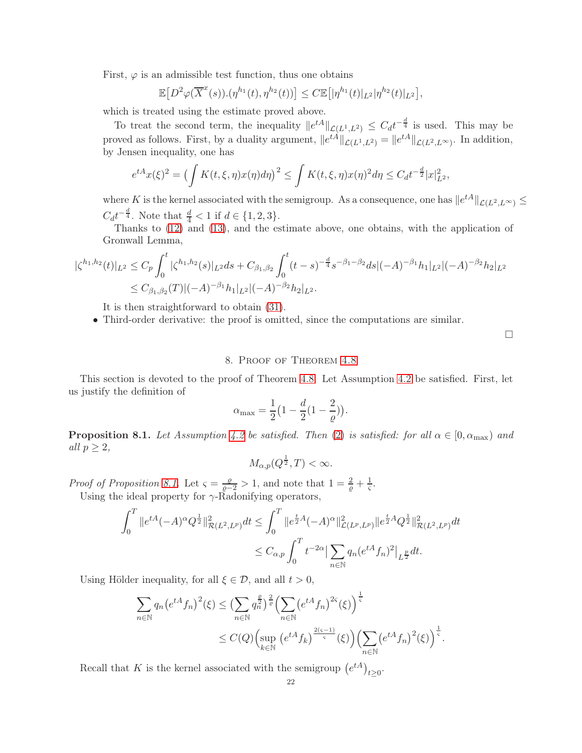First, $\varphi$ is an admissible test function, thus one obtains

$$\mathbb{E}\big[D^2\varphi(\overline{X}^x(s)).(\eta^{h_1}(t),\eta^{h_2}(t))\big] \leq C\mathbb{E}\big[|\eta^{h_1}(t)|_{L^2}|\eta^{h_2}(t)|_{L^2}\big],$$

which is treated using the estimate proved above.

To treat the second term, the inequality $\|e^{tA}\|_{\mathcal{L}(L^1,L^2)} \leq C_d t^{-\frac{d}{4}}$ is used. This may be proved as follows. First, by a duality argument, $\|e^{tA}\|_{\mathcal{L}(L^1,L^2)} = \|e^{tA}\|_{\mathcal{L}(L^2,L^\infty)}$. In addition, by Jensen inequality, one has

$$e^{tA}x(\xi)^2 = \Big(\int K(t,\xi,\eta)x(\eta)d\eta\Big)^2 \leq \int K(t,\xi,\eta)x(\eta)^2 d\eta \leq C_d t^{-\frac{d}{2}}|x|_{L^2}^2,$$

where $K$ is the kernel associated with the semigroup. As a consequence, one has $\|e^{tA}\|_{\mathcal{L}(L^2,L^\infty)} \leq C_d t^{-\frac{d}{4}}$. Note that $\frac{d}{4} < 1$ if $d \in \{1,2,3\}$.

Thanks to (12) and (13), and the estimate above, one obtains, with the application of Gronwall Lemma,

$$\begin{aligned}
|\zeta^{h_1,h_2}(t)|_{L^2} &\leq C_p \int_0^t |\zeta^{h_1,h_2}(s)|_{L^2} ds + C_{\beta_1,\beta_2}\int_0^t (t-s)^{-\frac{d}{4}} s^{-\beta_1-\beta_2} ds |(-A)^{-\beta_1}h_1|_{L^2}|(-A)^{-\beta_2}h_2|_{L^2} \\
&\leq C_{\beta_1,\beta_2}(T)|(-A)^{-\beta_1}h_1|_{L^2}|(-A)^{-\beta_2}h_2|_{L^2}.
\end{aligned}$$

It is then straightforward to obtain (31).

- Third-order derivative: the proof is omitted, since the computations are similar.

□

## 8. Proof of Theorem 4.8

This section is devoted to the proof of Theorem 4.8. Let Assumption 4.2 be satisfied. First, let us justify the definition of

$$\alpha_{\max} = \frac{1}{2}\big(1 - \frac{d}{2}(1 - \frac{2}{\varrho})\big).$$

**Proposition 8.1.** *Let Assumption 4.2 be satisfied. Then (2) is satisfied: for all $\alpha \in [0,\alpha_{\max})$ and all $p \geq 2$,*

$$M_{\alpha,p}(Q^{\frac{1}{2}},T) < \infty.$$

*Proof of Proposition 8.1.* Let $\varsigma = \frac{\varrho}{\varrho-2} > 1$, and note that $1 = \frac{2}{\varrho} + \frac{1}{\varsigma}$.

Using the ideal property for $\gamma$-Radonifying operators,

$$\begin{aligned}
\int_0^T \|e^{tA}(-A)^\alpha Q^{\frac{1}{2}}\|_{\mathcal{R}(L^2,L^p)}^2 dt &\leq \int_0^T \|e^{\frac{t}{2}A}(-A)^\alpha\|_{\mathcal{L}(L^p,L^p)}^2 \|e^{\frac{t}{2}A}Q^{\frac{1}{2}}\|_{\mathcal{R}(L^2,L^p)}^2 dt \\
&\leq C_{\alpha,p}\int_0^T t^{-2\alpha}\Big|\sum_{n\in\mathbb{N}} q_n(e^{tA}f_n)^2\Big|_{L^{\frac{p}{2}}} dt.
\end{aligned}$$

Using Hölder inequality, for all $\xi \in \mathcal{D}$, and all $t > 0$,

$$\begin{aligned}
\sum_{n\in\mathbb{N}} q_n\big(e^{tA}f_n\big)^2(\xi) &\leq \big(\sum_{n\in\mathbb{N}} q_n^{\frac{\varrho}{2}}\big)^{\frac{2}{\varrho}}\Big(\sum_{n\in\mathbb{N}}\big(e^{tA}f_n\big)^{2\varsigma}(\xi)\Big)^{\frac{1}{\varsigma}} \\
&\leq C(Q)\Big(\sup_{k\in\mathbb{N}}\big(e^{tA}f_k\big)^{\frac{2(\varsigma-1)}{\varsigma}}(\xi)\Big)\Big(\sum_{n\in\mathbb{N}}\big(e^{tA}f_n\big)^2(\xi)\Big)^{\frac{1}{\varsigma}}.
\end{aligned}$$

Recall that $K$ is the kernel associated with the semigroup $\big(e^{tA}\big)_{t\geq 0}$.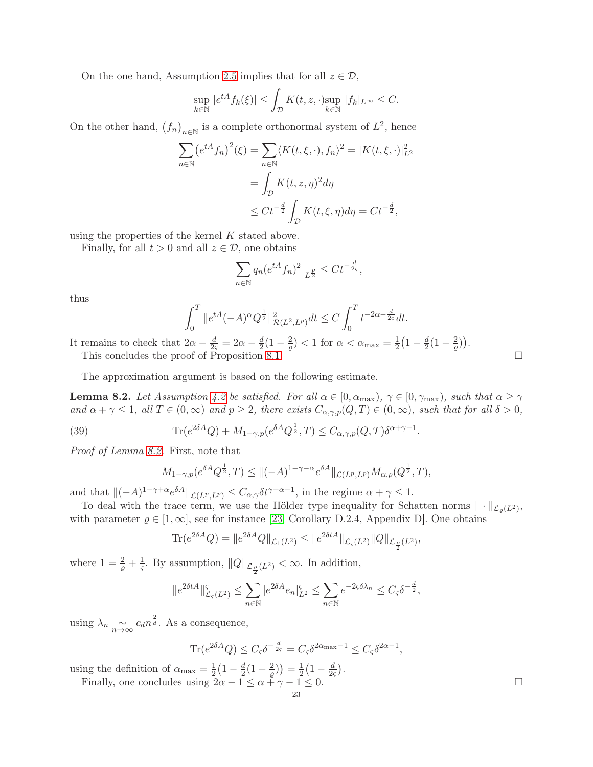On the one hand, Assumption 2.5 implies that for all $z \in \mathcal{D}$,

$$\sup_{k\in\mathbb{N}} |e^{tA} f_k(\xi)| \leq \int_{\mathcal{D}} K(t,z,\cdot) \sup_{k\in\mathbb{N}} |f_k|_{L^\infty} \leq C.$$

On the other hand, $(f_n)_{n\in\mathbb{N}}$ is a complete orthonormal system of $L^2$, hence

$$\begin{aligned}
\sum_{n\in\mathbb{N}} \big(e^{tA} f_n\big)^2(\xi) &= \sum_{n\in\mathbb{N}} \langle K(t,\xi,\cdot), f_n\rangle^2 = |K(t,\xi,\cdot)|_{L^2}^2 \\
&= \int_{\mathcal{D}} K(t,z,\eta)^2 d\eta \\
&\leq Ct^{-\frac{d}{2}} \int_{\mathcal{D}} K(t,\xi,\eta) d\eta = Ct^{-\frac{d}{2}},
\end{aligned}$$

using the properties of the kernel $K$ stated above.

Finally, for all $t > 0$ and all $z \in \mathcal{D}$, one obtains

$$\big|\sum_{n\in\mathbb{N}} q_n (e^{tA} f_n)^2\big|_{L^{\frac{p}{2}}} \leq Ct^{-\frac{d}{2\varsigma}},$$

thus

$$\int_0^T \|e^{tA}(-A)^\alpha Q^{\frac{1}{2}}\|_{\mathcal{R}(L^2,L^p)}^2 dt \leq C \int_0^T t^{-2\alpha - \frac{d}{2\varsigma}} dt.$$

It remains to check that $2\alpha - \frac{d}{2\varsigma} = 2\alpha - \frac{d}{2}(1 - \frac{2}{\varrho}) < 1$ for $\alpha < \alpha_{\max} = \frac{1}{2}\big(1 - \frac{d}{2}(1 - \frac{2}{\varrho})\big)$.

This concludes the proof of Proposition 8.1. $\square$

The approximation argument is based on the following estimate.

**Lemma 8.2.** *Let Assumption 4.2 be satisfied. For all $\alpha \in [0, \alpha_{\max})$, $\gamma \in [0, \gamma_{\max})$, such that $\alpha \geq \gamma$ and $\alpha + \gamma \leq 1$, all $T \in (0, \infty)$ and $p \geq 2$, there exists $C_{\alpha,\gamma,p}(Q,T) \in (0,\infty)$, such that for all $\delta > 0$,*

$$\mathrm{Tr}(e^{2\delta A} Q) + M_{1-\gamma,p}(e^{\delta A} Q^{\frac{1}{2}}, T) \leq C_{\alpha,\gamma,p}(Q,T)\delta^{\alpha+\gamma-1}. \tag{39}$$

*Proof of Lemma 8.2.* First, note that

$$M_{1-\gamma,p}(e^{\delta A} Q^{\frac{1}{2}}, T) \leq \|(-A)^{1-\gamma-\alpha} e^{\delta A}\|_{\mathcal{L}(L^p,L^p)} M_{\alpha,p}(Q^{\frac{1}{2}}, T),$$

and that $\|(-A)^{1-\gamma+\alpha} e^{\delta A}\|_{\mathcal{L}(L^p,L^p)} \leq C_{\alpha,\gamma} \delta t^{\gamma+\alpha-1}$, in the regime $\alpha + \gamma \leq 1$.

To deal with the trace term, we use the Hölder type inequality for Schatten norms $\|\cdot\|_{\mathcal{L}_\varrho(L^2)}$, with parameter $\varrho \in [1,\infty]$, see for instance [23, Corollary D.2.4, Appendix D]. One obtains

$$\mathrm{Tr}(e^{2\delta A} Q) = \|e^{2\delta A} Q\|_{\mathcal{L}_1(L^2)} \leq \|e^{2\delta t A}\|_{\mathcal{L}_\varsigma(L^2)} \|Q\|_{\mathcal{L}_{\frac{\varrho}{2}}(L^2)},$$

where $1 = \frac{2}{\varrho} + \frac{1}{\varsigma}$. By assumption, $\|Q\|_{\mathcal{L}_{\frac{\varrho}{2}}(L^2)} < \infty$. In addition,

$$\|e^{2\delta t A}\|_{\mathcal{L}_\varsigma(L^2)}^\varsigma \leq \sum_{n\in\mathbb{N}} |e^{2\delta A} e_n|_{L^2}^\varsigma \leq \sum_{n\in\mathbb{N}} e^{-2\varsigma\delta\lambda_n} \leq C_\varsigma \delta^{-\frac{d}{2}},$$

using $\lambda_n \underset{n\to\infty}{\sim} c_d n^{\frac{2}{d}}$. As a consequence,

$$\mathrm{Tr}(e^{2\delta A} Q) \leq C_\varsigma \delta^{-\frac{d}{2\varsigma}} = C_\varsigma \delta^{2\alpha_{\max}-1} \leq C_\varsigma \delta^{2\alpha-1},$$

using the definition of $\alpha_{\max} = \frac{1}{2}\big(1 - \frac{d}{2}(1 - \frac{2}{\varrho})\big) = \frac{1}{2}\big(1 - \frac{d}{2\varsigma}\big)$.

Finally, one concludes using $2\alpha - 1 \leq \alpha + \gamma - 1 \leq 0$. $\square$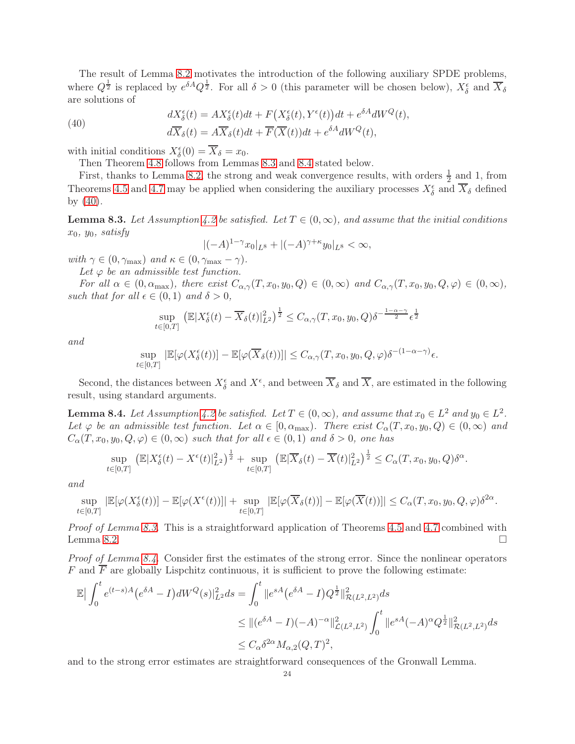The result of Lemma 8.2 motivates the introduction of the following auxiliary SPDE problems, where $Q^{\frac{1}{2}}$ is replaced by $e^{\delta A}Q^{\frac{1}{2}}$. For all $\delta > 0$ (this parameter will be chosen below), $X_\delta^\epsilon$ and $\overline{X}_\delta$ are solutions of

$$
\begin{aligned}
dX_\delta^\epsilon(t) &= AX_\delta^\epsilon(t)dt + F\big(X_\delta^\epsilon(t), Y^\epsilon(t)\big)dt + e^{\delta A}dW^Q(t),\\
d\overline{X}_\delta(t) &= A\overline{X}_\delta(t)dt + \overline{F}(\overline{X}(t))dt + e^{\delta A}dW^Q(t),
\end{aligned}
\tag{40}
$$

with initial conditions $X_\delta^\epsilon(0) = \overline{X}_\delta = x_0$.

Then Theorem 4.8 follows from Lemmas 8.3 and 8.4 stated below.

First, thanks to Lemma 8.2, the strong and weak convergence results, with orders $\frac{1}{2}$ and 1, from Theorems 4.5 and 4.7 may be applied when considering the auxiliary processes $X_\delta^\epsilon$ and $\overline{X}_\delta$ defined by (40).

**Lemma 8.3.** *Let Assumption 4.2 be satisfied. Let $T \in (0, \infty)$, and assume that the initial conditions $x_0$, $y_0$, satisfy*

$$
|(-A)^{1-\gamma}x_0|_{L^8} + |(-A)^{\gamma+\kappa}y_0|_{L^8} < \infty,
$$

*with $\gamma \in (0, \gamma_{\max})$ and $\kappa \in (0, \gamma_{\max} - \gamma)$.*

*Let $\varphi$ be an admissible test function.*

*For all $\alpha \in (0, \alpha_{\max})$, there exist $C_{\alpha,\gamma}(T, x_0, y_0, Q) \in (0, \infty)$ and $C_{\alpha,\gamma}(T, x_0, y_0, Q, \varphi) \in (0, \infty)$, such that for all $\epsilon \in (0, 1)$ and $\delta > 0$,*

$$
\sup_{t\in[0,T]} \big(\mathbb{E}|X_\delta^\epsilon(t) - \overline{X}_\delta(t)|_{L^2}^2\big)^{\frac{1}{2}} \le C_{\alpha,\gamma}(T, x_0, y_0, Q)\delta^{-\frac{1-\alpha-\gamma}{2}}\epsilon^{\frac{1}{2}}
$$

*and*

$$
\sup_{t\in[0,T]} |\mathbb{E}[\varphi(X_\delta^\epsilon(t))] - \mathbb{E}[\varphi(\overline{X}_\delta(t))]| \le C_{\alpha,\gamma}(T, x_0, y_0, Q, \varphi)\delta^{-(1-\alpha-\gamma)}\epsilon.
$$

Second, the distances between $X_\delta^\epsilon$ and $X^\epsilon$, and between $\overline{X}_\delta$ and $\overline{X}$, are estimated in the following result, using standard arguments.

**Lemma 8.4.** *Let Assumption 4.2 be satisfied. Let $T \in (0, \infty)$, and assume that $x_0 \in L^2$ and $y_0 \in L^2$. Let $\varphi$ be an admissible test function. Let $\alpha \in [0, \alpha_{\max})$. There exist $C_\alpha(T, x_0, y_0, Q) \in (0, \infty)$ and $C_\alpha(T, x_0, y_0, Q, \varphi) \in (0, \infty)$ such that for all $\epsilon \in (0, 1)$ and $\delta > 0$, one has*

$$
\sup_{t\in[0,T]} \big(\mathbb{E}|X_\delta^\epsilon(t) - X^\epsilon(t)|_{L^2}^2\big)^{\frac{1}{2}} + \sup_{t\in[0,T]} \big(\mathbb{E}|\overline{X}_\delta(t) - \overline{X}(t)|_{L^2}^2\big)^{\frac{1}{2}} \le C_\alpha(T, x_0, y_0, Q)\delta^\alpha.
$$

*and*

$$
\sup_{t\in[0,T]} |\mathbb{E}[\varphi(X_\delta^\epsilon(t))] - \mathbb{E}[\varphi(X^\epsilon(t))]| + \sup_{t\in[0,T]} |\mathbb{E}[\varphi(\overline{X}_\delta(t))] - \mathbb{E}[\varphi(\overline{X}(t))]| \le C_\alpha(T, x_0, y_0, Q, \varphi)\delta^{2\alpha}.
$$

*Proof of Lemma 8.3.* This is a straightforward application of Theorems 4.5 and 4.7 combined with Lemma 8.2. $\square$

*Proof of Lemma 8.4.* Consider first the estimates of the strong error. Since the nonlinear operators $F$ and $\overline{F}$ are globally Lispchitz continuous, it is sufficient to prove the following estimate:

$$
\begin{aligned}
\mathbb{E}\Big|\int_0^t e^{(t-s)A}\big(e^{\delta A} - I\big)dW^Q(s)\Big|_{L^2}^2 ds &= \int_0^t \|e^{sA}\big(e^{\delta A} - I\big)Q^{\frac{1}{2}}\|_{\mathcal{R}(L^2,L^2)}^2 ds\\
&\le \|(e^{\delta A} - I)(-A)^{-\alpha}\|_{\mathcal{L}(L^2,L^2)}^2 \int_0^t \|e^{sA}(-A)^\alpha Q^{\frac{1}{2}}\|_{\mathcal{R}(L^2,L^2)}^2 ds\\
&\le C_\alpha \delta^{2\alpha} M_{\alpha,2}(Q, T)^2,
\end{aligned}
$$

and to the strong error estimates are straightforward consequences of the Gronwall Lemma.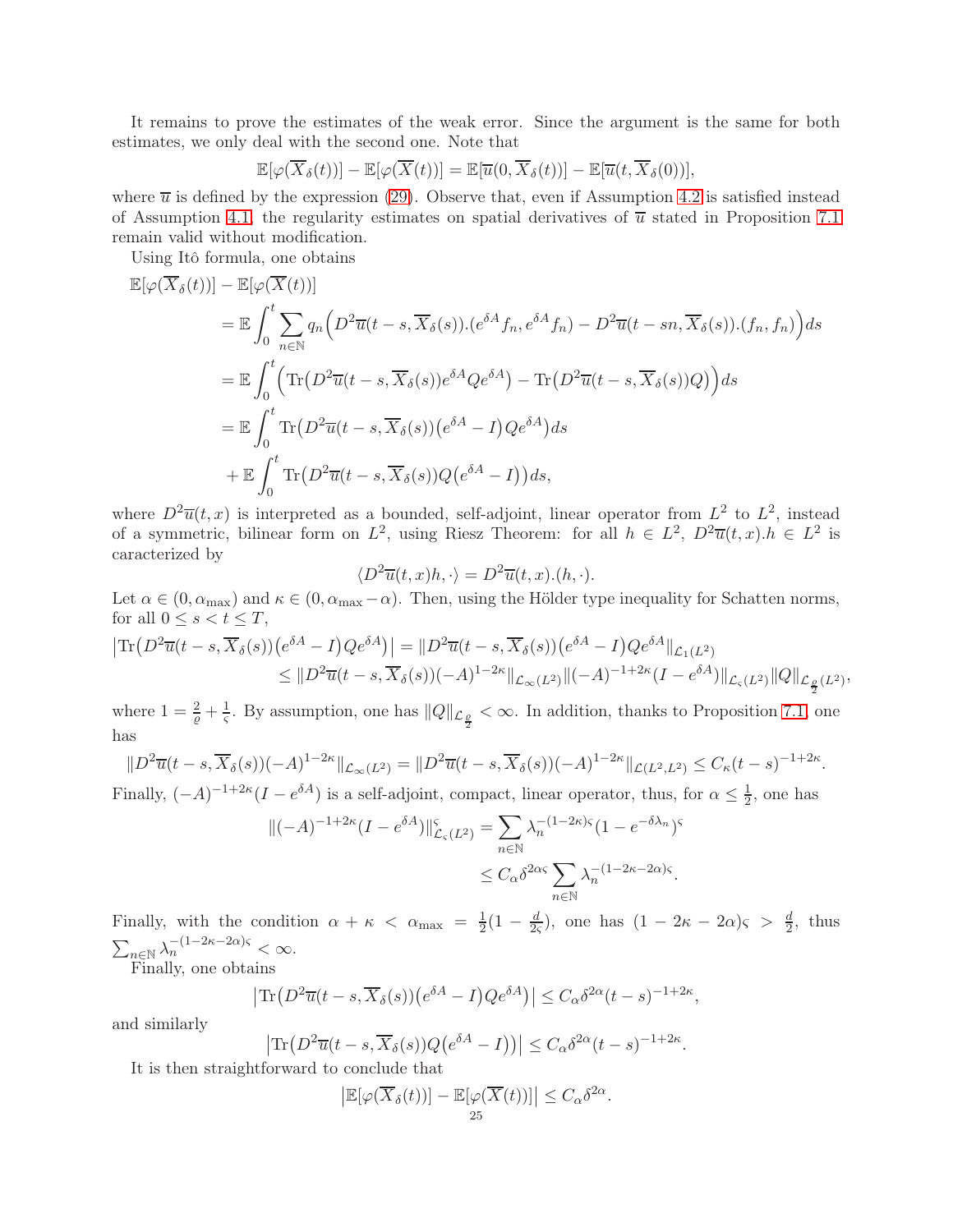It remains to prove the estimates of the weak error. Since the argument is the same for both estimates, we only deal with the second one. Note that

$$\mathbb{E}[\varphi(\overline{X}_\delta(t))] - \mathbb{E}[\varphi(\overline{X}(t))] = \mathbb{E}[\overline{u}(0,\overline{X}_\delta(t))] - \mathbb{E}[\overline{u}(t,\overline{X}_\delta(0))],$$

where $\overline{u}$ is defined by the expression (29). Observe that, even if Assumption 4.2 is satisfied instead of Assumption 4.1, the regularity estimates on spatial derivatives of $\overline{u}$ stated in Proposition 7.1 remain valid without modification.

Using Itô formula, one obtains

$$\begin{aligned}
\mathbb{E}[\varphi(\overline{X}_\delta(t))] &- \mathbb{E}[\varphi(\overline{X}(t))] \\
&= \mathbb{E}\int_0^t \sum_{n\in\mathbb{N}} q_n\Big(D^2\overline{u}(t-s,\overline{X}_\delta(s)).(e^{\delta A}f_n,e^{\delta A}f_n) - D^2\overline{u}(t-sn,\overline{X}_\delta(s)).(f_n,f_n)\Big)ds \\
&= \mathbb{E}\int_0^t \Big(\mathrm{Tr}\big(D^2\overline{u}(t-s,\overline{X}_\delta(s))e^{\delta A}Qe^{\delta A}\big) - \mathrm{Tr}\big(D^2\overline{u}(t-s,\overline{X}_\delta(s))Q\big)\Big)ds \\
&= \mathbb{E}\int_0^t \mathrm{Tr}\big(D^2\overline{u}(t-s,\overline{X}_\delta(s))\big(e^{\delta A}-I\big)Qe^{\delta A}\big)ds \\
&\quad + \mathbb{E}\int_0^t \mathrm{Tr}\big(D^2\overline{u}(t-s,\overline{X}_\delta(s))Q\big(e^{\delta A}-I\big)\big)ds,
\end{aligned}$$

where $D^2\overline{u}(t,x)$ is interpreted as a bounded, self-adjoint, linear operator from $L^2$ to $L^2$, instead of a symmetric, bilinear form on $L^2$, using Riesz Theorem: for all $h \in L^2$, $D^2\overline{u}(t,x).h \in L^2$ is caracterized by

$$\langle D^2\overline{u}(t,x)h,\cdot\rangle = D^2\overline{u}(t,x).(h,\cdot).$$

Let $\alpha \in (0,\alpha_{\max})$ and $\kappa \in (0,\alpha_{\max}-\alpha)$. Then, using the Hölder type inequality for Schatten norms, for all $0 \le s < t \le T$,

$$\begin{aligned}
\big|\mathrm{Tr}\big(D^2\overline{u}(t-s,\overline{X}_\delta(s))\big(e^{\delta A}-I\big)Qe^{\delta A}\big)\big| &= \|D^2\overline{u}(t-s,\overline{X}_\delta(s))\big(e^{\delta A}-I\big)Qe^{\delta A}\|_{\mathcal{L}_1(L^2)} \\
&\le \|D^2\overline{u}(t-s,\overline{X}_\delta(s))(-A)^{1-2\kappa}\|_{\mathcal{L}_\infty(L^2)}\|(-A)^{-1+2\kappa}(I-e^{\delta A})\|_{\mathcal{L}_\varsigma(L^2)}\|Q\|_{\mathcal{L}_{\frac{\varrho}{2}}(L^2)},
\end{aligned}$$

where $1 = \frac{2}{\varrho} + \frac{1}{\varsigma}$. By assumption, one has $\|Q\|_{\mathcal{L}_{\frac{\varrho}{2}}} < \infty$. In addition, thanks to Proposition 7.1, one has

$$\|D^2\overline{u}(t-s,\overline{X}_\delta(s))(-A)^{1-2\kappa}\|_{\mathcal{L}_\infty(L^2)} = \|D^2\overline{u}(t-s,\overline{X}_\delta(s))(-A)^{1-2\kappa}\|_{\mathcal{L}(L^2,L^2)} \le C_\kappa(t-s)^{-1+2\kappa}.$$

Finally, $(-A)^{-1+2\kappa}(I-e^{\delta A})$ is a self-adjoint, compact, linear operator, thus, for $\alpha \le \frac{1}{2}$, one has

$$\begin{aligned}
\|(-A)^{-1+2\kappa}(I-e^{\delta A})\|_{\mathcal{L}_\varsigma(L^2)}^\varsigma &= \sum_{n\in\mathbb{N}} \lambda_n^{-(1-2\kappa)\varsigma}(1-e^{-\delta\lambda_n})^\varsigma \\
&\le C_\alpha \delta^{2\alpha\varsigma}\sum_{n\in\mathbb{N}} \lambda_n^{-(1-2\kappa-2\alpha)\varsigma}.
\end{aligned}$$

Finally, with the condition $\alpha + \kappa < \alpha_{\max} = \frac{1}{2}(1-\frac{d}{2\varsigma})$, one has $(1-2\kappa-2\alpha)\varsigma > \frac{d}{2}$, thus $\sum_{n\in\mathbb{N}} \lambda_n^{-(1-2\kappa-2\alpha)\varsigma} < \infty$.

Finally, one obtains

$$\big|\mathrm{Tr}\big(D^2\overline{u}(t-s,\overline{X}_\delta(s))\big(e^{\delta A}-I\big)Qe^{\delta A}\big)\big| \le C_\alpha\delta^{2\alpha}(t-s)^{-1+2\kappa},$$

and similarly

$$\big|\mathrm{Tr}\big(D^2\overline{u}(t-s,\overline{X}_\delta(s))Q\big(e^{\delta A}-I\big)\big)\big| \le C_\alpha\delta^{2\alpha}(t-s)^{-1+2\kappa}.$$

It is then straightforward to conclude that

$$\big|\mathbb{E}[\varphi(\overline{X}_\delta(t))] - \mathbb{E}[\varphi(\overline{X}(t))]\big| \le C_\alpha\delta^{2\alpha}.$$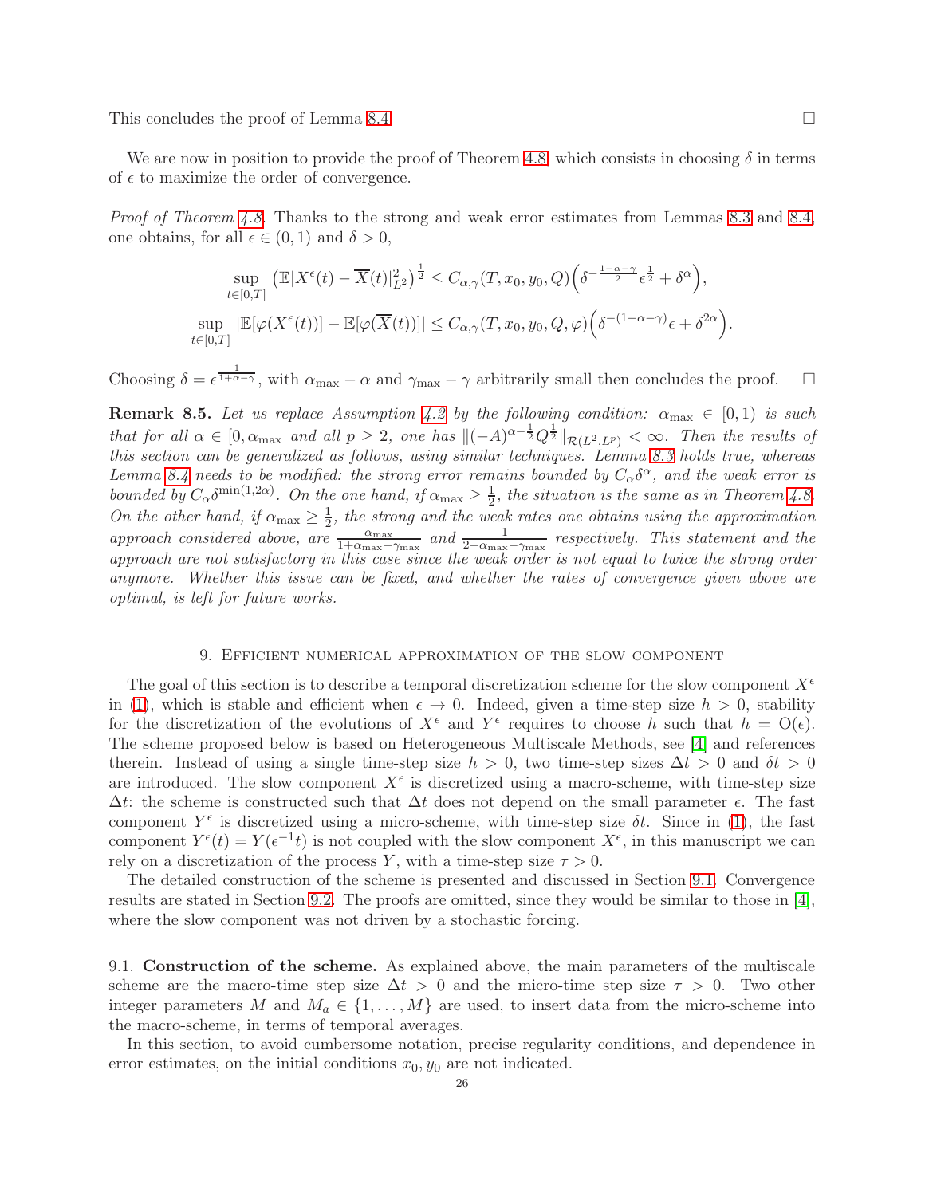This concludes the proof of Lemma 8.4. □

We are now in position to provide the proof of Theorem 4.8, which consists in choosing $\delta$ in terms of $\epsilon$ to maximize the order of convergence.

*Proof of Theorem 4.8.* Thanks to the strong and weak error estimates from Lemmas 8.3 and 8.4, one obtains, for all $\epsilon \in (0,1)$ and $\delta > 0$,

$$\sup_{t\in[0,T]} \left(\mathbb{E}|X^\epsilon(t) - \overline{X}(t)|_{L^2}^2\right)^{\frac{1}{2}} \leq C_{\alpha,\gamma}(T,x_0,y_0,Q)\Big(\delta^{-\frac{1-\alpha-\gamma}{2}}\epsilon^{\frac{1}{2}} + \delta^\alpha\Big),$$

$$\sup_{t\in[0,T]} |\mathbb{E}[\varphi(X^\epsilon(t))] - \mathbb{E}[\varphi(\overline{X}(t))]| \leq C_{\alpha,\gamma}(T,x_0,y_0,Q,\varphi)\Big(\delta^{-(1-\alpha-\gamma)}\epsilon + \delta^{2\alpha}\Big).$$

Choosing $\delta = \epsilon^{\frac{1}{1+\alpha-\gamma}}$, with $\alpha_{\max} - \alpha$ and $\gamma_{\max} - \gamma$ arbitrarily small then concludes the proof. □

**Remark 8.5.** *Let us replace Assumption 4.2 by the following condition: $\alpha_{\max} \in [0,1)$ is such that for all $\alpha \in [0,\alpha_{\max}$ and all $p \geq 2$, one has $\|(-A)^{\alpha-\frac{1}{2}}Q^{\frac{1}{2}}\|_{\mathcal{R}(L^2,L^p)} < \infty$. Then the results of this section can be generalized as follows, using similar techniques. Lemma 8.3 holds true, whereas Lemma 8.4 needs to be modified: the strong error remains bounded by $C_\alpha\delta^\alpha$, and the weak error is bounded by $C_\alpha\delta^{\min(1,2\alpha)}$. On the one hand, if $\alpha_{\max} \geq \frac{1}{2}$, the situation is the same as in Theorem 4.8. On the other hand, if $\alpha_{\max} \geq \frac{1}{2}$, the strong and the weak rates one obtains using the approximation approach considered above, are $\frac{\alpha_{\max}}{1+\alpha_{\max}-\gamma_{\max}}$ and $\frac{1}{2-\alpha_{\max}-\gamma_{\max}}$ respectively. This statement and the approach are not satisfactory in this case since the weak order is not equal to twice the strong order anymore. Whether this issue can be fixed, and whether the rates of convergence given above are optimal, is left for future works.*

## 9. Efficient numerical approximation of the slow component

The goal of this section is to describe a temporal discretization scheme for the slow component $X^\epsilon$ in (1), which is stable and efficient when $\epsilon \to 0$. Indeed, given a time-step size $h > 0$, stability for the discretization of the evolutions of $X^\epsilon$ and $Y^\epsilon$ requires to choose $h$ such that $h = \mathrm{O}(\epsilon)$. The scheme proposed below is based on Heterogeneous Multiscale Methods, see [4] and references therein. Instead of using a single time-step size $h > 0$, two time-step sizes $\Delta t > 0$ and $\delta t > 0$ are introduced. The slow component $X^\epsilon$ is discretized using a macro-scheme, with time-step size $\Delta t$: the scheme is constructed such that $\Delta t$ does not depend on the small parameter $\epsilon$. The fast component $Y^\epsilon$ is discretized using a micro-scheme, with time-step size $\delta t$. Since in (1), the fast component $Y^\epsilon(t) = Y(\epsilon^{-1}t)$ is not coupled with the slow component $X^\epsilon$, in this manuscript we can rely on a discretization of the process $Y$, with a time-step size $\tau > 0$.

The detailed construction of the scheme is presented and discussed in Section 9.1. Convergence results are stated in Section 9.2. The proofs are omitted, since they would be similar to those in [4], where the slow component was not driven by a stochastic forcing.

### 9.1. Construction of the scheme.

As explained above, the main parameters of the multiscale scheme are the macro-time step size $\Delta t > 0$ and the micro-time step size $\tau > 0$. Two other integer parameters $M$ and $M_a \in \{1,\ldots,M\}$ are used, to insert data from the micro-scheme into the macro-scheme, in terms of temporal averages.

In this section, to avoid cumbersome notation, precise regularity conditions, and dependence in error estimates, on the initial conditions $x_0, y_0$ are not indicated.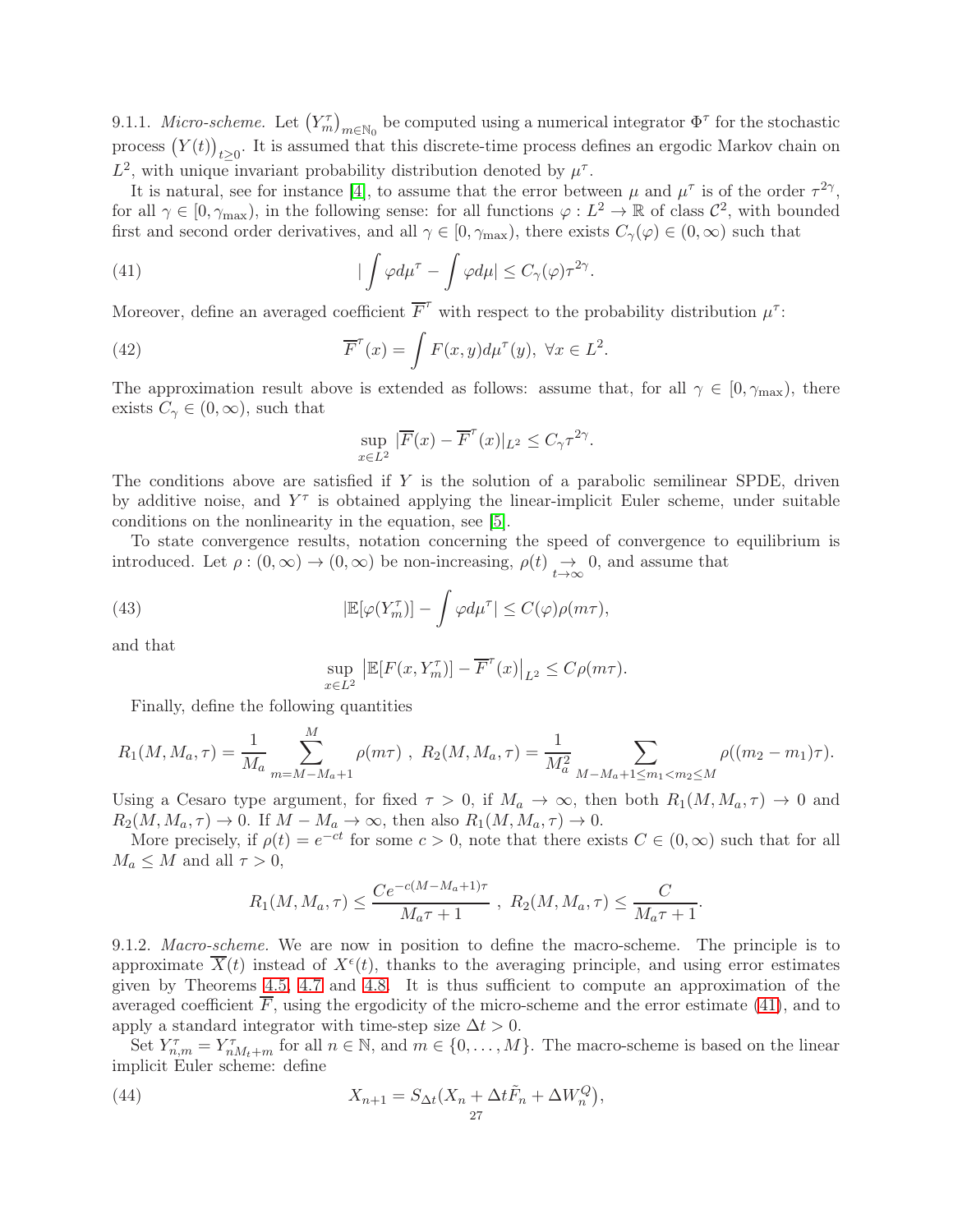9.1.1. *Micro-scheme.* Let $\left(Y_m^\tau\right)_{m\in\mathbb{N}_0}$ be computed using a numerical integrator $\Phi^\tau$ for the stochastic process $\left(Y(t)\right)_{t\geq 0}$. It is assumed that this discrete-time process defines an ergodic Markov chain on $L^2$, with unique invariant probability distribution denoted by $\mu^\tau$.

It is natural, see for instance [4], to assume that the error between $\mu$ and $\mu^\tau$ is of the order $\tau^{2\gamma}$, for all $\gamma \in [0, \gamma_{\max})$, in the following sense: for all functions $\varphi : L^2 \to \mathbb{R}$ of class $\mathcal{C}^2$, with bounded first and second order derivatives, and all $\gamma \in [0, \gamma_{\max})$, there exists $C_\gamma(\varphi) \in (0, \infty)$ such that

$$
|\int \varphi d\mu^\tau - \int \varphi d\mu| \leq C_\gamma(\varphi)\tau^{2\gamma}. \tag{41}
$$

Moreover, define an averaged coefficient $\overline{F}^\tau$ with respect to the probability distribution $\mu^\tau$:

$$
\overline{F}^\tau(x) = \int F(x,y)d\mu^\tau(y), \ \forall x \in L^2. \tag{42}
$$

The approximation result above is extended as follows: assume that, for all $\gamma \in [0, \gamma_{\max})$, there exists $C_\gamma \in (0, \infty)$, such that

$$
\sup_{x\in L^2} |\overline{F}(x) - \overline{F}^\tau(x)|_{L^2} \leq C_\gamma \tau^{2\gamma}.
$$

The conditions above are satisfied if $Y$ is the solution of a parabolic semilinear SPDE, driven by additive noise, and $Y^\tau$ is obtained applying the linear-implicit Euler scheme, under suitable conditions on the nonlinearity in the equation, see [5].

To state convergence results, notation concerning the speed of convergence to equilibrium is introduced. Let $\rho : (0, \infty) \to (0, \infty)$ be non-increasing, $\rho(t) \underset{t\to\infty}{\to} 0$, and assume that

$$
|\mathbb{E}[\varphi(Y_m^\tau)] - \int \varphi d\mu^\tau| \leq C(\varphi)\rho(m\tau), \tag{43}
$$

and that

$$
\sup_{x\in L^2} \left|\mathbb{E}[F(x, Y_m^\tau)] - \overline{F}^\tau(x)\right|_{L^2} \leq C\rho(m\tau).
$$

Finally, define the following quantities

$$
R_1(M, M_a, \tau) = \frac{1}{M_a} \sum_{m=M-M_a+1}^{M} \rho(m\tau) \ , \ R_2(M, M_a, \tau) = \frac{1}{M_a^2} \sum_{M-M_a+1\leq m_1 < m_2 \leq M} \rho((m_2 - m_1)\tau).
$$

Using a Cesaro type argument, for fixed $\tau > 0$, if $M_a \to \infty$, then both $R_1(M, M_a, \tau) \to 0$ and $R_2(M, M_a, \tau) \to 0$. If $M - M_a \to \infty$, then also $R_1(M, M_a, \tau) \to 0$.

More precisely, if $\rho(t) = e^{-ct}$ for some $c > 0$, note that there exists $C \in (0, \infty)$ such that for all $M_a \leq M$ and all $\tau > 0$,

$$
R_1(M, M_a, \tau) \leq \frac{Ce^{-c(M-M_a+1)\tau}}{M_a\tau + 1} \ , \ R_2(M, M_a, \tau) \leq \frac{C}{M_a\tau + 1}.
$$

9.1.2. *Macro-scheme.* We are now in position to define the macro-scheme. The principle is to approximate $\overline{X}(t)$ instead of $X^\epsilon(t)$, thanks to the averaging principle, and using error estimates given by Theorems 4.5, 4.7 and 4.8. It is thus sufficient to compute an approximation of the averaged coefficient $\overline{F}$, using the ergodicity of the micro-scheme and the error estimate (41), and to apply a standard integrator with time-step size $\Delta t > 0$.

Set $Y_{n,m}^\tau = Y_{nM_t+m}^\tau$ for all $n \in \mathbb{N}$, and $m \in \{0, \ldots, M\}$. The macro-scheme is based on the linear implicit Euler scheme: define

$$
X_{n+1} = S_{\Delta t}(X_n + \Delta t\tilde{F}_n + \Delta W_n^Q), \tag{44}
$$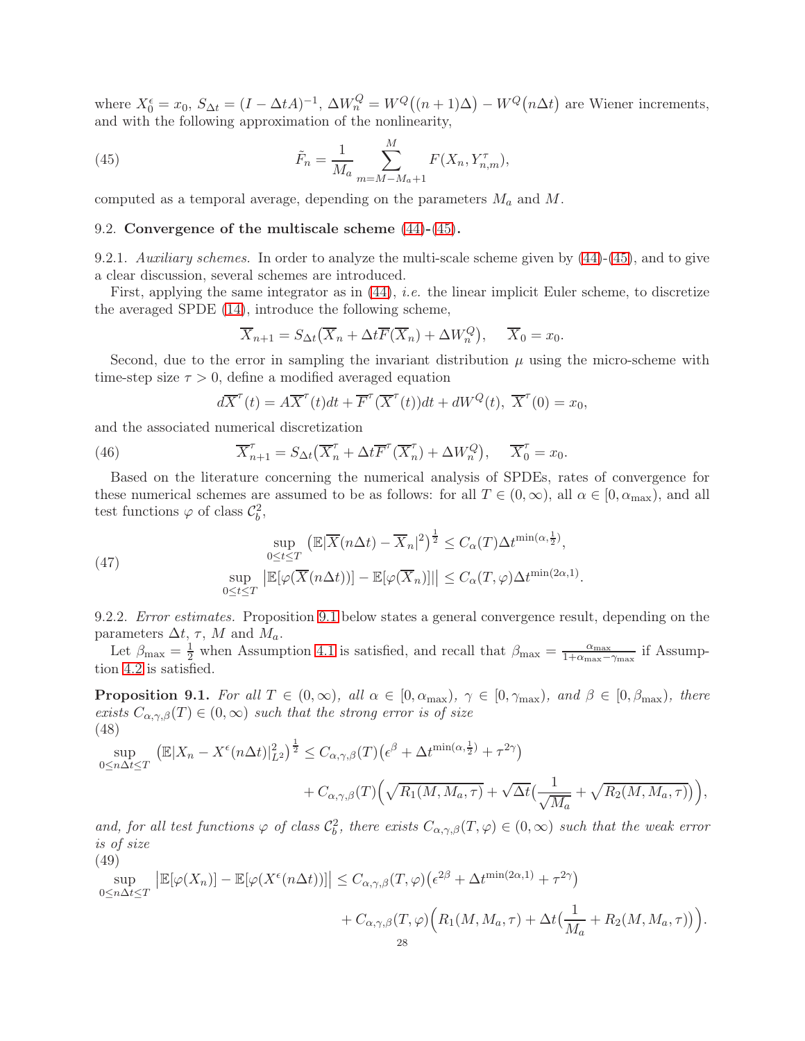where $X_0^\epsilon = x_0$, $S_{\Delta t} = (I - \Delta t A)^{-1}$, $\Delta W_n^Q = W^Q\big((n+1)\Delta\big) - W^Q\big(n\Delta t\big)$ are Wiener increments, and with the following approximation of the nonlinearity,

$$\tilde{F}_n = \frac{1}{M_a}\sum_{m=M-M_a+1}^{M} F(X_n, Y^{\tau}_{n,m}), \tag{45}$$

computed as a temporal average, depending on the parameters $M_a$ and $M$.

## 9.2. Convergence of the multiscale scheme (44)-(45).

*9.2.1. Auxiliary schemes.* In order to analyze the multi-scale scheme given by (44)-(45), and to give a clear discussion, several schemes are introduced.

First, applying the same integrator as in (44), *i.e.* the linear implicit Euler scheme, to discretize the averaged SPDE (14), introduce the following scheme,

$$\overline{X}_{n+1} = S_{\Delta t}\big(\overline{X}_n + \Delta t\overline{F}(\overline{X}_n) + \Delta W_n^Q\big), \quad \overline{X}_0 = x_0.$$

Second, due to the error in sampling the invariant distribution $\mu$ using the micro-scheme with time-step size $\tau > 0$, define a modified averaged equation

$$d\overline{X}^\tau(t) = A\overline{X}^\tau(t)dt + \overline{F}^\tau(\overline{X}^\tau(t))dt + dW^Q(t), \ \overline{X}^\tau(0) = x_0,$$

and the associated numerical discretization

$$\overline{X}^\tau_{n+1} = S_{\Delta t}\big(\overline{X}^\tau_n + \Delta t\overline{F}^\tau(\overline{X}^\tau_n) + \Delta W_n^Q\big), \quad \overline{X}^\tau_0 = x_0. \tag{46}$$

Based on the literature concerning the numerical analysis of SPDEs, rates of convergence for these numerical schemes are assumed to be as follows: for all $T \in (0,\infty)$, all $\alpha \in [0,\alpha_{\max})$, and all test functions $\varphi$ of class $\mathcal{C}_b^2$,

$$\begin{aligned} \sup_{0\le t\le T}\big(\mathbb{E}|\overline{X}(n\Delta t) - \overline{X}_n|^2\big)^{\frac12} &\le C_\alpha(T)\Delta t^{\min(\alpha,\frac12)}, \\ \sup_{0\le t\le T}\big|\mathbb{E}[\varphi(\overline{X}(n\Delta t))] - \mathbb{E}[\varphi(\overline{X}_n)]\big| &\le C_\alpha(T,\varphi)\Delta t^{\min(2\alpha,1)}. \end{aligned} \tag{47}$$

*9.2.2. Error estimates.* Proposition 9.1 below states a general convergence result, depending on the parameters $\Delta t$, $\tau$, $M$ and $M_a$.

Let $\beta_{\max} = \frac12$ when Assumption 4.1 is satisfied, and recall that $\beta_{\max} = \frac{\alpha_{\max}}{1+\alpha_{\max}-\gamma_{\max}}$ if Assumption 4.2 is satisfied.

**Proposition 9.1.** *For all $T \in (0,\infty)$, all $\alpha \in [0,\alpha_{\max})$, $\gamma \in [0,\gamma_{\max})$, and $\beta \in [0,\beta_{\max})$, there exists $C_{\alpha,\gamma,\beta}(T) \in (0,\infty)$ such that the strong error is of size*

$$\begin{aligned} \sup_{0\le n\Delta t\le T}\big(\mathbb{E}|X_n - X^\epsilon(n\Delta t)|_{L^2}^2\big)^{\frac12} &\le C_{\alpha,\gamma,\beta}(T)\big(\epsilon^\beta + \Delta t^{\min(\alpha,\frac12)} + \tau^{2\gamma}\big) \\ &\quad + C_{\alpha,\gamma,\beta}(T)\Big(\sqrt{R_1(M,M_a,\tau)} + \sqrt{\Delta t}\big(\frac{1}{\sqrt{M_a}} + \sqrt{R_2(M,M_a,\tau)}\big)\Big), \end{aligned} \tag{48}$$

*and, for all test functions $\varphi$ of class $\mathcal{C}_b^2$, there exists $C_{\alpha,\gamma,\beta}(T,\varphi) \in (0,\infty)$ such that the weak error is of size*

$$\begin{aligned} \sup_{0\le n\Delta t\le T}\big|\mathbb{E}[\varphi(X_n)] - \mathbb{E}[\varphi(X^\epsilon(n\Delta t))]\big| &\le C_{\alpha,\gamma,\beta}(T,\varphi)\big(\epsilon^{2\beta} + \Delta t^{\min(2\alpha,1)} + \tau^{2\gamma}\big) \\ &\quad + C_{\alpha,\gamma,\beta}(T,\varphi)\Big(R_1(M,M_a,\tau) + \Delta t\big(\frac{1}{M_a} + R_2(M,M_a,\tau)\big)\Big). \end{aligned} \tag{49}$$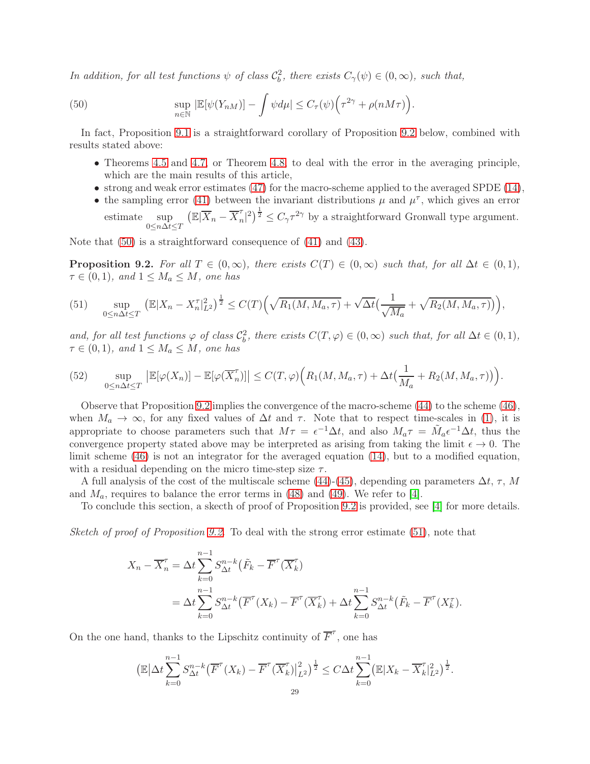*In addition, for all test functions $\psi$ of class $\mathcal{C}_b^2$, there exists $C_\gamma(\psi) \in (0,\infty)$, such that,*

$$
\sup_{n\in\mathbb{N}} |\mathbb{E}[\psi(Y_{nM})] - \int \psi d\mu| \le C_\tau(\psi)\Big(\tau^{2\gamma} + \rho(nM\tau)\Big). \tag{50}
$$

In fact, Proposition 9.1 is a straightforward corollary of Proposition 9.2 below, combined with results stated above:

- Theorems 4.5 and 4.7, or Theorem 4.8, to deal with the error in the averaging principle, which are the main results of this article,
- strong and weak error estimates (47) for the macro-scheme applied to the averaged SPDE (14),
- the sampling error (41) between the invariant distributions $\mu$ and $\mu^\tau$, which gives an error estimate $\sup_{0\le n\Delta t\le T} \big(\mathbb{E}|\overline{X}_n - \overline{X}_n^\tau|^2\big)^{\frac12} \le C_\gamma \tau^{2\gamma}$ by a straightforward Gronwall type argument.

Note that (50) is a straightforward consequence of (41) and (43).

**Proposition 9.2.** *For all $T\in(0,\infty)$, there exists $C(T)\in(0,\infty)$ such that, for all $\Delta t\in(0,1)$, $\tau\in(0,1)$, and $1\le M_a\le M$, one has*

$$
\sup_{0\le n\Delta t\le T} \big(\mathbb{E}|X_n - X_n^\tau|_{L^2}^2\big)^{\frac12} \le C(T)\Big(\sqrt{R_1(M,M_a,\tau)} + \sqrt{\Delta t}\big(\frac{1}{\sqrt{M_a}} + \sqrt{R_2(M,M_a,\tau)}\big)\Big), \tag{51}
$$

*and, for all test functions $\varphi$ of class $\mathcal{C}_b^2$, there exists $C(T,\varphi)\in(0,\infty)$ such that, for all $\Delta t\in(0,1)$, $\tau\in(0,1)$, and $1\le M_a\le M$, one has*

$$
\sup_{0\le n\Delta t\le T} \big|\mathbb{E}[\varphi(X_n)] - \mathbb{E}[\varphi(\overline{X}_n^\tau)]\big| \le C(T,\varphi)\Big(R_1(M,M_a,\tau) + \Delta t\big(\frac{1}{M_a} + R_2(M,M_a,\tau)\big)\Big). \tag{52}
$$

Observe that Proposition 9.2 implies the convergence of the macro-scheme (44) to the scheme (46), when $M_a\to\infty$, for any fixed values of $\Delta t$ and $\tau$. Note that to respect time-scales in (1), it is appropriate to choose parameters such that $M\tau = \epsilon^{-1}\Delta t$, and also $M_a\tau = \tilde{M}_a\epsilon^{-1}\Delta t$, thus the convergence property stated above may be interpreted as arising from taking the limit $\epsilon\to 0$. The limit scheme (46) is not an integrator for the averaged equation (14), but to a modified equation, with a residual depending on the micro time-step size $\tau$.

A full analysis of the cost of the multiscale scheme (44)-(45), depending on parameters $\Delta t$, $\tau$, $M$ and $M_a$, requires to balance the error terms in (48) and (49). We refer to [4].

To conclude this section, a skecth of proof of Proposition 9.2 is provided, see [4] for more details.

*Sketch of proof of Proposition 9.2.* To deal with the strong error estimate (51), note that

$$
\begin{aligned}
X_n - \overline{X}_n^\tau &= \Delta t\sum_{k=0}^{n-1} S_{\Delta t}^{n-k}\big(\tilde{F}_k - \overline{F}^\tau(\overline{X}_k^\tau)\big)\\
&= \Delta t\sum_{k=0}^{n-1} S_{\Delta t}^{n-k}\big(\overline{F}^\tau(X_k) - \overline{F}^\tau(\overline{X}_k^\tau)\big) + \Delta t\sum_{k=0}^{n-1} S_{\Delta t}^{n-k}\big(\tilde{F}_k - \overline{F}^\tau(X_k^\tau)\big).
\end{aligned}
$$

On the one hand, thanks to the Lipschitz continuity of $\overline{F}^\tau$, one has

$$
\big(\mathbb{E}\big|\Delta t\sum_{k=0}^{n-1} S_{\Delta t}^{n-k}\big(\overline{F}^\tau(X_k) - \overline{F}^\tau(\overline{X}_k^\tau)\big|_{L^2}^2\big)^{\frac12} \le C\Delta t\sum_{k=0}^{n-1}\big(\mathbb{E}|X_k - \overline{X}_k^\tau|_{L^2}^2\big)^{\frac12}.
$$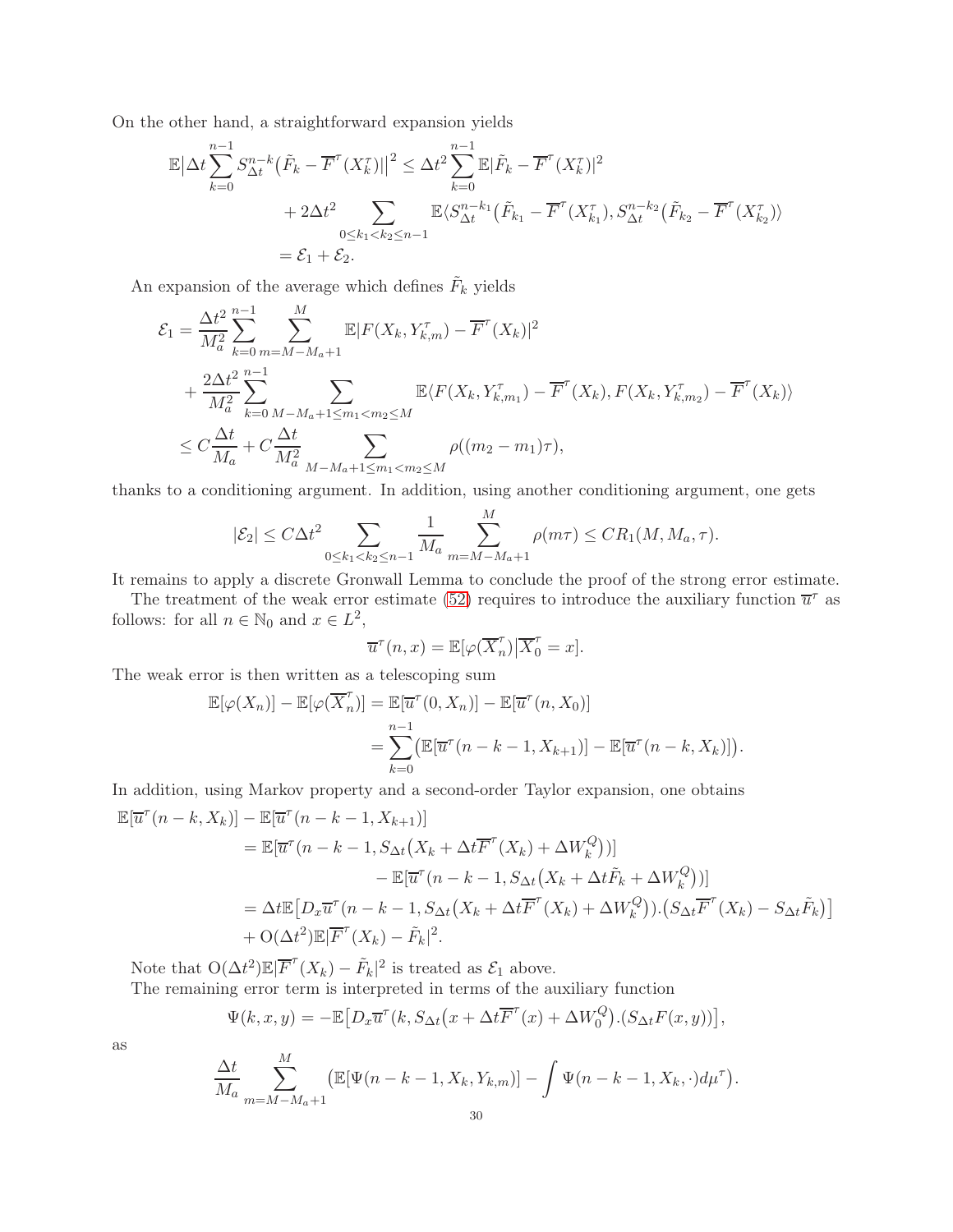On the other hand, a straightforward expansion yields

$$
\begin{aligned}
\mathbb{E}\big|\Delta t \sum_{k=0}^{n-1} S_{\Delta t}^{n-k}\big(\tilde{F}_k - \overline{F}^\tau(X_k^\tau)\big|\big|^2 &\leq \Delta t^2 \sum_{k=0}^{n-1} \mathbb{E}|\tilde{F}_k - \overline{F}^\tau(X_k^\tau)|^2 \\
&\quad + 2\Delta t^2 \sum_{0 \leq k_1 < k_2 \leq n-1} \mathbb{E}\langle S_{\Delta t}^{n-k_1}\big(\tilde{F}_{k_1} - \overline{F}^\tau(X_{k_1}^\tau), S_{\Delta t}^{n-k_2}\big(\tilde{F}_{k_2} - \overline{F}^\tau(X_{k_2}^\tau)\rangle \\
&= \mathcal{E}_1 + \mathcal{E}_2.
\end{aligned}
$$

An expansion of the average which defines $\tilde{F}_k$ yields

$$
\begin{aligned}
\mathcal{E}_1 &= \frac{\Delta t^2}{M_a^2} \sum_{k=0}^{n-1} \sum_{m=M-M_a+1}^{M} \mathbb{E}|F(X_k, Y_{k,m}^\tau) - \overline{F}^\tau(X_k)|^2 \\
&\quad + \frac{2\Delta t^2}{M_a^2} \sum_{k=0}^{n-1} \sum_{M-M_a+1 \leq m_1 < m_2 \leq M} \mathbb{E}\langle F(X_k, Y_{k,m_1}^\tau) - \overline{F}^\tau(X_k), F(X_k, Y_{k,m_2}^\tau) - \overline{F}^\tau(X_k)\rangle \\
&\leq C\frac{\Delta t}{M_a} + C\frac{\Delta t}{M_a^2} \sum_{M-M_a+1 \leq m_1 < m_2 \leq M} \rho((m_2 - m_1)\tau),
\end{aligned}
$$

thanks to a conditioning argument. In addition, using another conditioning argument, one gets

$$
|\mathcal{E}_2| \leq C\Delta t^2 \sum_{0 \leq k_1 < k_2 \leq n-1} \frac{1}{M_a} \sum_{m=M-M_a+1}^{M} \rho(m\tau) \leq CR_1(M, M_a, \tau).
$$

It remains to apply a discrete Gronwall Lemma to conclude the proof of the strong error estimate.

The treatment of the weak error estimate (52) requires to introduce the auxiliary function $\overline{u}^\tau$ as follows: for all $n \in \mathbb{N}_0$ and $x \in L^2$,

$$
\overline{u}^\tau(n, x) = \mathbb{E}[\varphi(\overline{X}_n^\tau)|\overline{X}_0^\tau = x].
$$

The weak error is then written as a telescoping sum

$$
\begin{aligned}
\mathbb{E}[\varphi(X_n)] - \mathbb{E}[\varphi(\overline{X}_n^\tau)] &= \mathbb{E}[\overline{u}^\tau(0, X_n)] - \mathbb{E}[\overline{u}^\tau(n, X_0)] \\
&= \sum_{k=0}^{n-1} \big(\mathbb{E}[\overline{u}^\tau(n-k-1, X_{k+1})] - \mathbb{E}[\overline{u}^\tau(n-k, X_k)]\big).
\end{aligned}
$$

In addition, using Markov property and a second-order Taylor expansion, one obtains

$$
\begin{aligned}
\mathbb{E}[\overline{u}^\tau(n-k, X_k)] &- \mathbb{E}[\overline{u}^\tau(n-k-1, X_{k+1})] \\
&= \mathbb{E}[\overline{u}^\tau(n-k-1, S_{\Delta t}\big(X_k + \Delta t\overline{F}^\tau(X_k) + \Delta W_k^Q\big))] \\
&\quad - \mathbb{E}[\overline{u}^\tau(n-k-1, S_{\Delta t}\big(X_k + \Delta t\tilde{F}_k + \Delta W_k^Q\big))] \\
&= \Delta t\mathbb{E}\big[D_x\overline{u}^\tau(n-k-1, S_{\Delta t}\big(X_k + \Delta t\overline{F}^\tau(X_k) + \Delta W_k^Q\big)).\big(S_{\Delta t}\overline{F}^\tau(X_k) - S_{\Delta t}\tilde{F}_k\big)\big] \\
&\quad + \mathrm{O}(\Delta t^2)\mathbb{E}|\overline{F}^\tau(X_k) - \tilde{F}_k|^2.
\end{aligned}
$$

Note that $\mathrm{O}(\Delta t^2)\mathbb{E}|\overline{F}^\tau(X_k) - \tilde{F}_k|^2$ is treated as $\mathcal{E}_1$ above.

The remaining error term is interpreted in terms of the auxiliary function

$$
\Psi(k, x, y) = -\mathbb{E}\big[D_x\overline{u}^\tau(k, S_{\Delta t}\big(x + \Delta t\overline{F}^\tau(x) + \Delta W_0^Q\big).(S_{\Delta t}F(x, y))\big],
$$

as

$$
\frac{\Delta t}{M_a} \sum_{m=M-M_a+1}^{M} \big(\mathbb{E}[\Psi(n-k-1, X_k, Y_{k,m})] - \int \Psi(n-k-1, X_k, \cdot)d\mu^\tau\big).
$$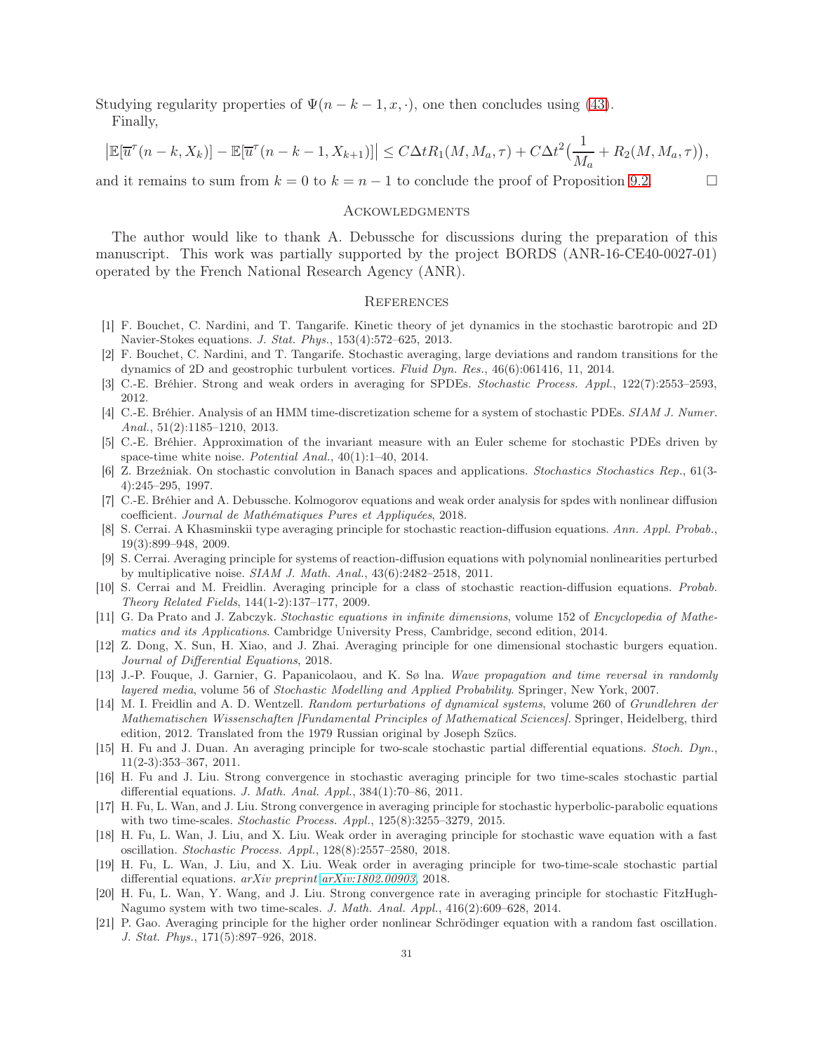Studying regularity properties of $\Psi(n-k-1,x,\cdot)$, one then concludes using (43).

Finally,

$$\left|\mathbb{E}[\overline{u}^{\tau}(n-k,X_k)] - \mathbb{E}[\overline{u}^{\tau}(n-k-1,X_{k+1})]\right| \leq C\Delta t R_1(M,M_a,\tau) + C\Delta t^2\big(\frac{1}{M_a} + R_2(M,M_a,\tau)\big),$$

and it remains to sum from $k=0$ to $k=n-1$ to conclude the proof of Proposition 9.2. □

## Ackowledgments

The author would like to thank A. Debussche for discussions during the preparation of this manuscript. This work was partially supported by the project BORDS (ANR-16-CE40-0027-01) operated by the French National Research Agency (ANR).

## References

[1] F. Bouchet, C. Nardini, and T. Tangarife. Kinetic theory of jet dynamics in the stochastic barotropic and 2D Navier-Stokes equations. *J. Stat. Phys.*, 153(4):572–625, 2013.

[2] F. Bouchet, C. Nardini, and T. Tangarife. Stochastic averaging, large deviations and random transitions for the dynamics of 2D and geostrophic turbulent vortices. *Fluid Dyn. Res.*, 46(6):061416, 11, 2014.

[3] C.-E. Bréhier. Strong and weak orders in averaging for SPDEs. *Stochastic Process. Appl.*, 122(7):2553–2593, 2012.

[4] C.-E. Bréhier. Analysis of an HMM time-discretization scheme for a system of stochastic PDEs. *SIAM J. Numer. Anal.*, 51(2):1185–1210, 2013.

[5] C.-E. Bréhier. Approximation of the invariant measure with an Euler scheme for stochastic PDEs driven by space-time white noise. *Potential Anal.*, 40(1):1–40, 2014.

[6] Z. Brzeźniak. On stochastic convolution in Banach spaces and applications. *Stochastics Stochastics Rep.*, 61(3-4):245–295, 1997.

[7] C.-E. Bréhier and A. Debussche. Kolmogorov equations and weak order analysis for spdes with nonlinear diffusion coefficient. *Journal de Mathématiques Pures et Appliquées*, 2018.

[8] S. Cerrai. A Khasminskii type averaging principle for stochastic reaction-diffusion equations. *Ann. Appl. Probab.*, 19(3):899–948, 2009.

[9] S. Cerrai. Averaging principle for systems of reaction-diffusion equations with polynomial nonlinearities perturbed by multiplicative noise. *SIAM J. Math. Anal.*, 43(6):2482–2518, 2011.

[10] S. Cerrai and M. Freidlin. Averaging principle for a class of stochastic reaction-diffusion equations. *Probab. Theory Related Fields*, 144(1-2):137–177, 2009.

[11] G. Da Prato and J. Zabczyk. *Stochastic equations in infinite dimensions*, volume 152 of *Encyclopedia of Mathematics and its Applications*. Cambridge University Press, Cambridge, second edition, 2014.

[12] Z. Dong, X. Sun, H. Xiao, and J. Zhai. Averaging principle for one dimensional stochastic burgers equation. *Journal of Differential Equations*, 2018.

[13] J.-P. Fouque, J. Garnier, G. Papanicolaou, and K. Sø lna. *Wave propagation and time reversal in randomly layered media*, volume 56 of *Stochastic Modelling and Applied Probability*. Springer, New York, 2007.

[14] M. I. Freidlin and A. D. Wentzell. *Random perturbations of dynamical systems*, volume 260 of *Grundlehren der Mathematischen Wissenschaften [Fundamental Principles of Mathematical Sciences]*. Springer, Heidelberg, third edition, 2012. Translated from the 1979 Russian original by Joseph Szücs.

[15] H. Fu and J. Duan. An averaging principle for two-scale stochastic partial differential equations. *Stoch. Dyn.*, 11(2-3):353–367, 2011.

[16] H. Fu and J. Liu. Strong convergence in stochastic averaging principle for two time-scales stochastic partial differential equations. *J. Math. Anal. Appl.*, 384(1):70–86, 2011.

[17] H. Fu, L. Wan, and J. Liu. Strong convergence in averaging principle for stochastic hyperbolic-parabolic equations with two time-scales. *Stochastic Process. Appl.*, 125(8):3255–3279, 2015.

[18] H. Fu, L. Wan, J. Liu, and X. Liu. Weak order in averaging principle for stochastic wave equation with a fast oscillation. *Stochastic Process. Appl.*, 128(8):2557–2580, 2018.

[19] H. Fu, L. Wan, J. Liu, and X. Liu. Weak order in averaging principle for two-time-scale stochastic partial differential equations. *arXiv preprint arXiv:1802.00903*, 2018.

[20] H. Fu, L. Wan, Y. Wang, and J. Liu. Strong convergence rate in averaging principle for stochastic FitzHugh-Nagumo system with two time-scales. *J. Math. Anal. Appl.*, 416(2):609–628, 2014.

[21] P. Gao. Averaging principle for the higher order nonlinear Schrödinger equation with a random fast oscillation. *J. Stat. Phys.*, 171(5):897–926, 2018.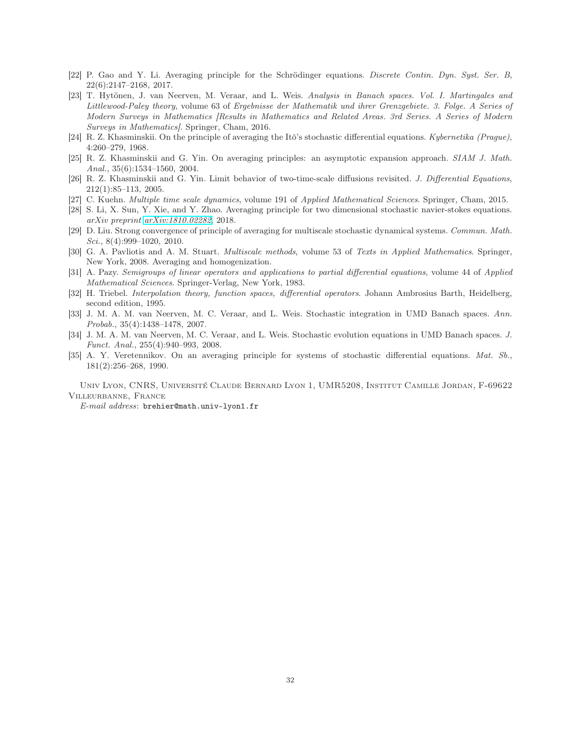[22] P. Gao and Y. Li. Averaging principle for the Schrödinger equations. *Discrete Contin. Dyn. Syst. Ser. B*, 22(6):2147–2168, 2017.

[23] T. Hytönen, J. van Neerven, M. Veraar, and L. Weis. *Analysis in Banach spaces. Vol. I. Martingales and Littlewood-Paley theory*, volume 63 of *Ergebnisse der Mathematik und ihrer Grenzgebiete. 3. Folge. A Series of Modern Surveys in Mathematics [Results in Mathematics and Related Areas. 3rd Series. A Series of Modern Surveys in Mathematics]*. Springer, Cham, 2016.

[24] R. Z. Khasminskii. On the principle of averaging the Itô's stochastic differential equations. *Kybernetika (Prague)*, 4:260–279, 1968.

[25] R. Z. Khasminskii and G. Yin. On averaging principles: an asymptotic expansion approach. *SIAM J. Math. Anal.*, 35(6):1534–1560, 2004.

[26] R. Z. Khasminskii and G. Yin. Limit behavior of two-time-scale diffusions revisited. *J. Differential Equations*, 212(1):85–113, 2005.

[27] C. Kuehn. *Multiple time scale dynamics*, volume 191 of *Applied Mathematical Sciences*. Springer, Cham, 2015.

[28] S. Li, X. Sun, Y. Xie, and Y. Zhao. Averaging principle for two dimensional stochastic navier-stokes equations. *arXiv preprint arXiv:1810.02282*, 2018.

[29] D. Liu. Strong convergence of principle of averaging for multiscale stochastic dynamical systems. *Commun. Math. Sci.*, 8(4):999–1020, 2010.

[30] G. A. Pavliotis and A. M. Stuart. *Multiscale methods*, volume 53 of *Texts in Applied Mathematics*. Springer, New York, 2008. Averaging and homogenization.

[31] A. Pazy. *Semigroups of linear operators and applications to partial differential equations*, volume 44 of *Applied Mathematical Sciences*. Springer-Verlag, New York, 1983.

[32] H. Triebel. *Interpolation theory, function spaces, differential operators*. Johann Ambrosius Barth, Heidelberg, second edition, 1995.

[33] J. M. A. M. van Neerven, M. C. Veraar, and L. Weis. Stochastic integration in UMD Banach spaces. *Ann. Probab.*, 35(4):1438–1478, 2007.

[34] J. M. A. M. van Neerven, M. C. Veraar, and L. Weis. Stochastic evolution equations in UMD Banach spaces. *J. Funct. Anal.*, 255(4):940–993, 2008.

[35] A. Y. Veretennikov. On an averaging principle for systems of stochastic differential equations. *Mat. Sb.*, 181(2):256–268, 1990.

Univ Lyon, CNRS, Université Claude Bernard Lyon 1, UMR5208, Institut Camille Jordan, F-69622 Villeurbanne, France

*E-mail address*: brehier@math.univ-lyon1.fr